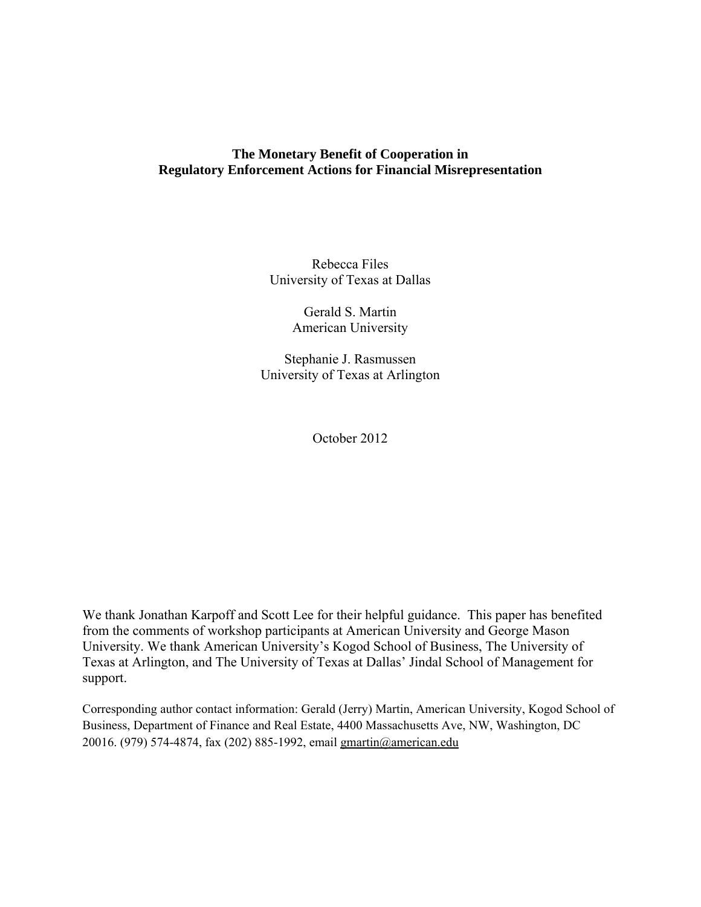# The Monetary Benefit of Cooperation in Regulatory Enforcement Actions for Financial Misrepresentation

Rebecca Files
University of Texas at Dallas

Gerald S. Martin
American University

Stephanie J. Rasmussen
University of Texas at Arlington

October 2012

We thank Jonathan Karpoff and Scott Lee for their helpful guidance. This paper has benefited from the comments of workshop participants at American University and George Mason University. We thank American University's Kogod School of Business, The University of Texas at Arlington, and The University of Texas at Dallas' Jindal School of Management for support.

Corresponding author contact information: Gerald (Jerry) Martin, American University, Kogod School of Business, Department of Finance and Real Estate, 4400 Massachusetts Ave, NW, Washington, DC 20016. (979) 574-4874, fax (202) 885-1992, email gmartin@american.edu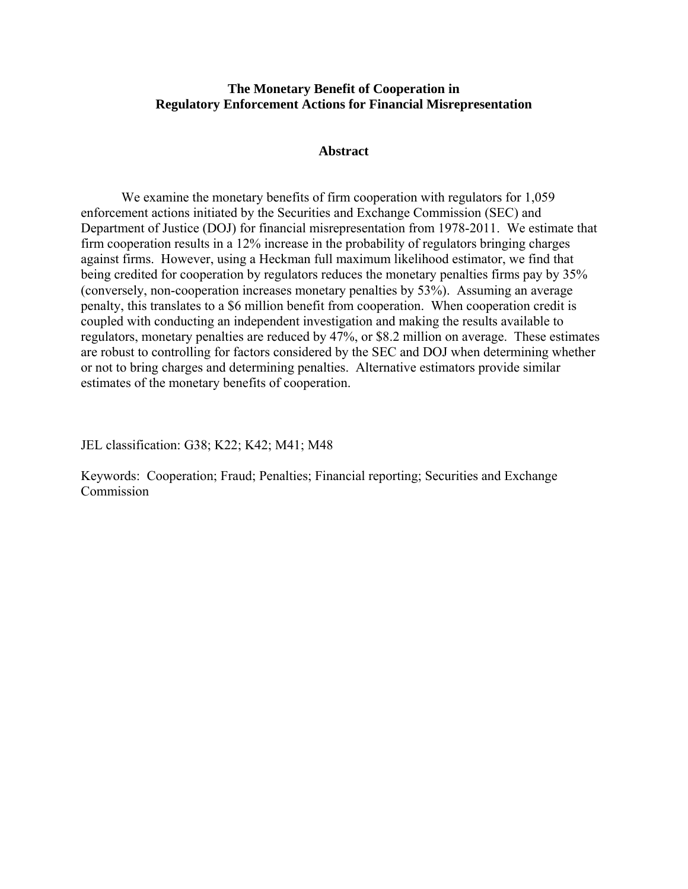**The Monetary Benefit of Cooperation in Regulatory Enforcement Actions for Financial Misrepresentation**

## Abstract

We examine the monetary benefits of firm cooperation with regulators for 1,059 enforcement actions initiated by the Securities and Exchange Commission (SEC) and Department of Justice (DOJ) for financial misrepresentation from 1978-2011. We estimate that firm cooperation results in a 12% increase in the probability of regulators bringing charges against firms. However, using a Heckman full maximum likelihood estimator, we find that being credited for cooperation by regulators reduces the monetary penalties firms pay by 35% (conversely, non-cooperation increases monetary penalties by 53%). Assuming an average penalty, this translates to a \$6 million benefit from cooperation. When cooperation credit is coupled with conducting an independent investigation and making the results available to regulators, monetary penalties are reduced by 47%, or \$8.2 million on average. These estimates are robust to controlling for factors considered by the SEC and DOJ when determining whether or not to bring charges and determining penalties. Alternative estimators provide similar estimates of the monetary benefits of cooperation.

JEL classification: G38; K22; K42; M41; M48

Keywords: Cooperation; Fraud; Penalties; Financial reporting; Securities and Exchange Commission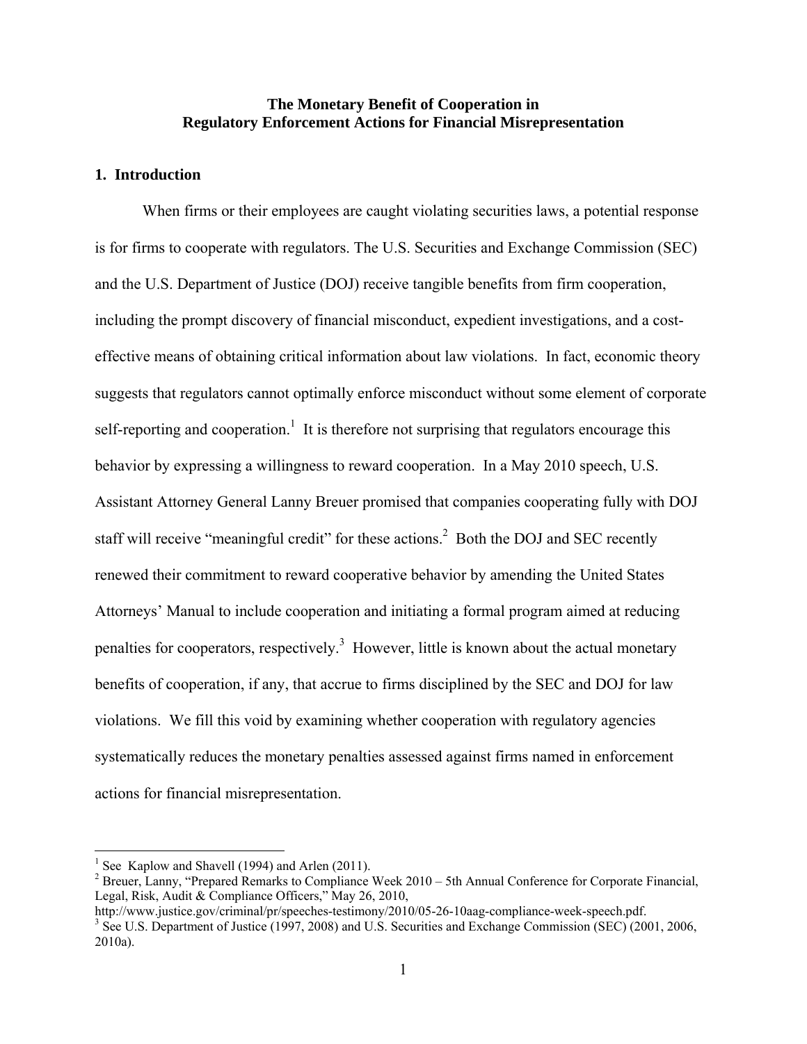**The Monetary Benefit of Cooperation in Regulatory Enforcement Actions for Financial Misrepresentation**

## 1. Introduction

When firms or their employees are caught violating securities laws, a potential response is for firms to cooperate with regulators. The U.S. Securities and Exchange Commission (SEC) and the U.S. Department of Justice (DOJ) receive tangible benefits from firm cooperation, including the prompt discovery of financial misconduct, expedient investigations, and a cost-effective means of obtaining critical information about law violations. In fact, economic theory suggests that regulators cannot optimally enforce misconduct without some element of corporate self-reporting and cooperation.[1] It is therefore not surprising that regulators encourage this behavior by expressing a willingness to reward cooperation. In a May 2010 speech, U.S. Assistant Attorney General Lanny Breuer promised that companies cooperating fully with DOJ staff will receive "meaningful credit" for these actions.[2] Both the DOJ and SEC recently renewed their commitment to reward cooperative behavior by amending the United States Attorneys' Manual to include cooperation and initiating a formal program aimed at reducing penalties for cooperators, respectively.[3] However, little is known about the actual monetary benefits of cooperation, if any, that accrue to firms disciplined by the SEC and DOJ for law violations. We fill this void by examining whether cooperation with regulatory agencies systematically reduces the monetary penalties assessed against firms named in enforcement actions for financial misrepresentation.

---

[1] See Kaplow and Shavell (1994) and Arlen (2011).

[2] Breuer, Lanny, "Prepared Remarks to Compliance Week 2010 – 5th Annual Conference for Corporate Financial, Legal, Risk, Audit & Compliance Officers," May 26, 2010, http://www.justice.gov/criminal/pr/speeches-testimony/2010/05-26-10aag-compliance-week-speech.pdf.

[3] See U.S. Department of Justice (1997, 2008) and U.S. Securities and Exchange Commission (SEC) (2001, 2006, 2010a).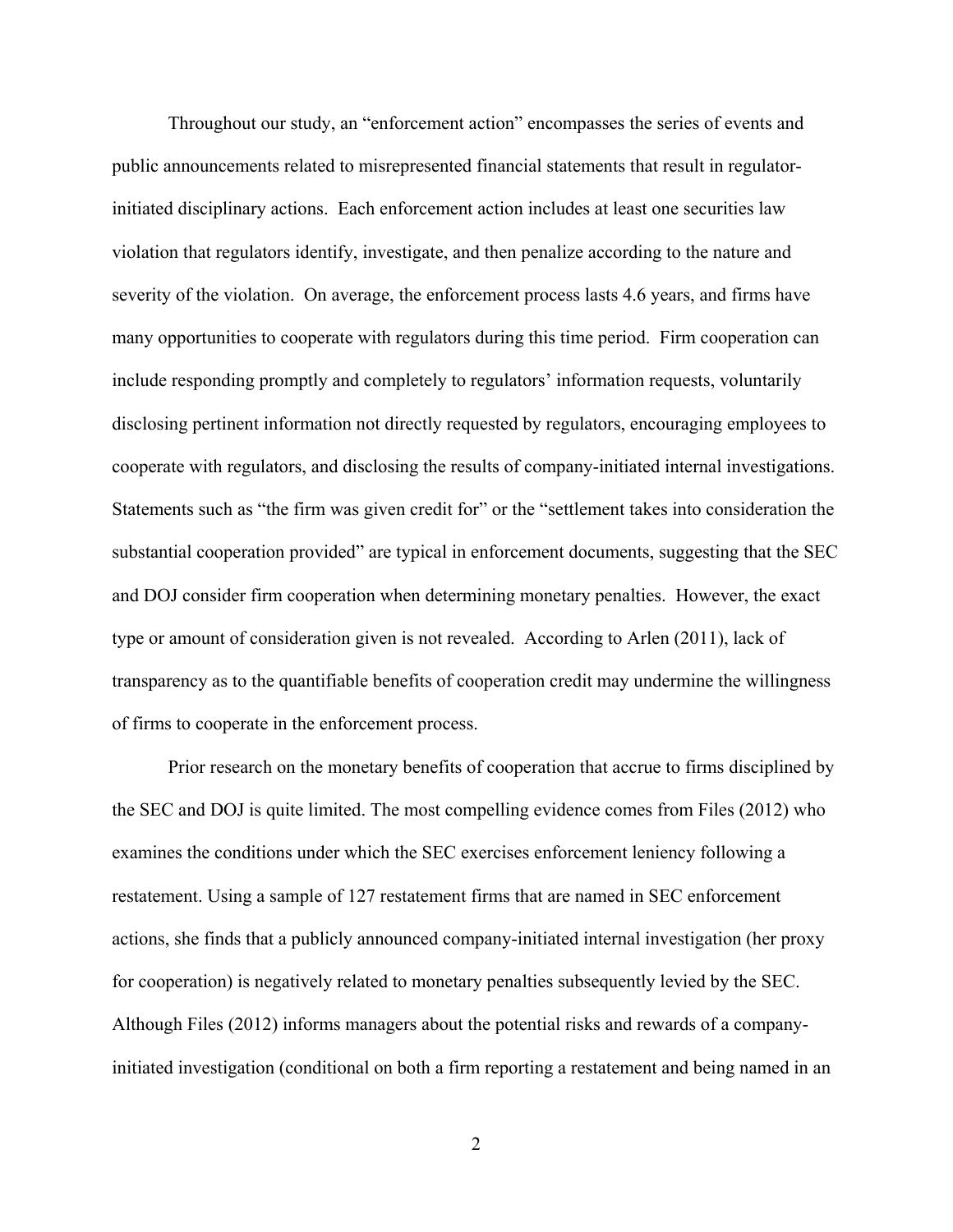Throughout our study, an "enforcement action" encompasses the series of events and public announcements related to misrepresented financial statements that result in regulator-initiated disciplinary actions. Each enforcement action includes at least one securities law violation that regulators identify, investigate, and then penalize according to the nature and severity of the violation. On average, the enforcement process lasts 4.6 years, and firms have many opportunities to cooperate with regulators during this time period. Firm cooperation can include responding promptly and completely to regulators' information requests, voluntarily disclosing pertinent information not directly requested by regulators, encouraging employees to cooperate with regulators, and disclosing the results of company-initiated internal investigations. Statements such as "the firm was given credit for" or the "settlement takes into consideration the substantial cooperation provided" are typical in enforcement documents, suggesting that the SEC and DOJ consider firm cooperation when determining monetary penalties. However, the exact type or amount of consideration given is not revealed. According to Arlen (2011), lack of transparency as to the quantifiable benefits of cooperation credit may undermine the willingness of firms to cooperate in the enforcement process.

Prior research on the monetary benefits of cooperation that accrue to firms disciplined by the SEC and DOJ is quite limited. The most compelling evidence comes from Files (2012) who examines the conditions under which the SEC exercises enforcement leniency following a restatement. Using a sample of 127 restatement firms that are named in SEC enforcement actions, she finds that a publicly announced company-initiated internal investigation (her proxy for cooperation) is negatively related to monetary penalties subsequently levied by the SEC. Although Files (2012) informs managers about the potential risks and rewards of a company-initiated investigation (conditional on both a firm reporting a restatement and being named in an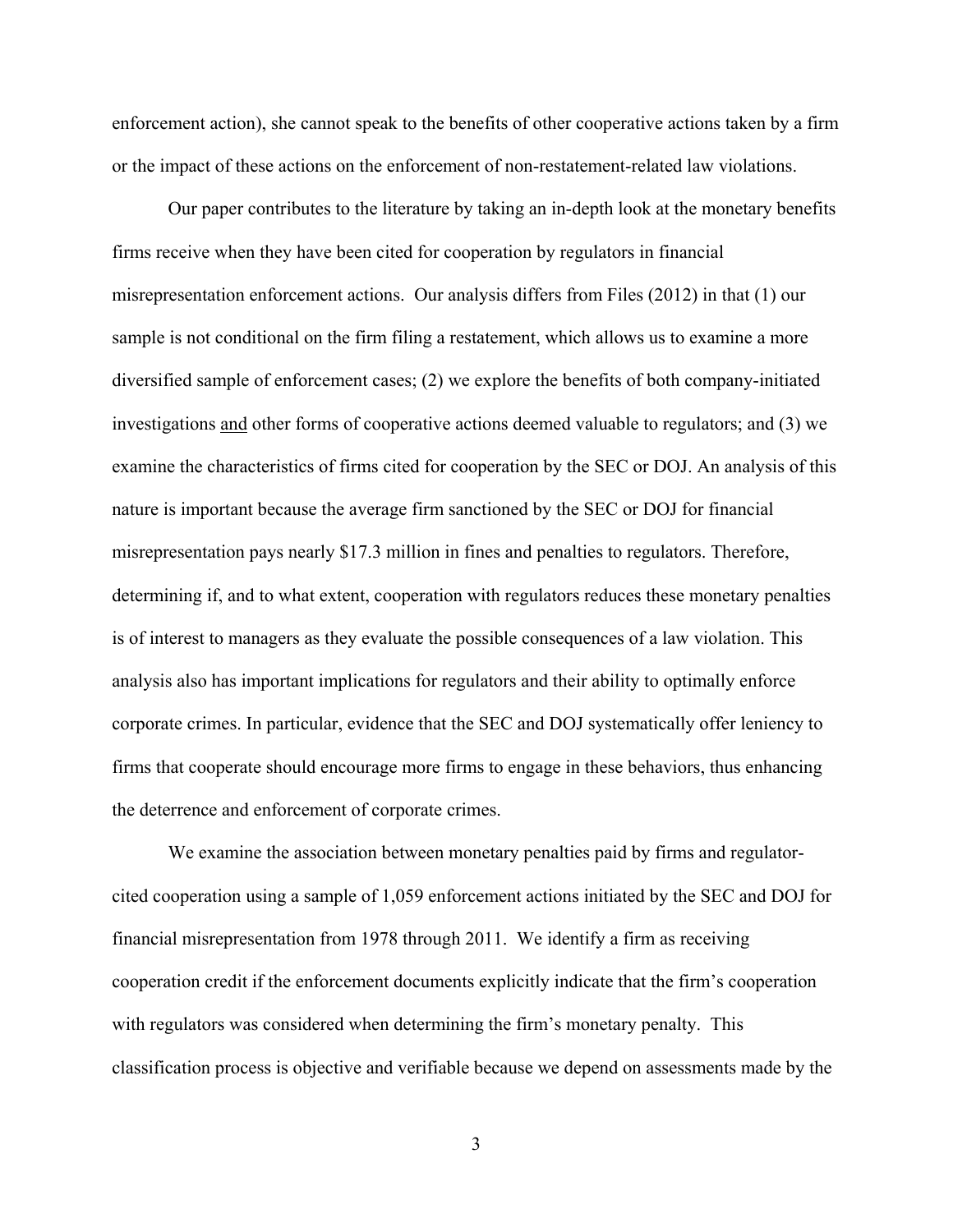enforcement action), she cannot speak to the benefits of other cooperative actions taken by a firm or the impact of these actions on the enforcement of non-restatement-related law violations.

Our paper contributes to the literature by taking an in-depth look at the monetary benefits firms receive when they have been cited for cooperation by regulators in financial misrepresentation enforcement actions. Our analysis differs from Files (2012) in that (1) our sample is not conditional on the firm filing a restatement, which allows us to examine a more diversified sample of enforcement cases; (2) we explore the benefits of both company-initiated investigations <u>and</u> other forms of cooperative actions deemed valuable to regulators; and (3) we examine the characteristics of firms cited for cooperation by the SEC or DOJ. An analysis of this nature is important because the average firm sanctioned by the SEC or DOJ for financial misrepresentation pays nearly $17.3 million in fines and penalties to regulators. Therefore, determining if, and to what extent, cooperation with regulators reduces these monetary penalties is of interest to managers as they evaluate the possible consequences of a law violation. This analysis also has important implications for regulators and their ability to optimally enforce corporate crimes. In particular, evidence that the SEC and DOJ systematically offer leniency to firms that cooperate should encourage more firms to engage in these behaviors, thus enhancing the deterrence and enforcement of corporate crimes.

We examine the association between monetary penalties paid by firms and regulator-cited cooperation using a sample of 1,059 enforcement actions initiated by the SEC and DOJ for financial misrepresentation from 1978 through 2011. We identify a firm as receiving cooperation credit if the enforcement documents explicitly indicate that the firm's cooperation with regulators was considered when determining the firm's monetary penalty. This classification process is objective and verifiable because we depend on assessments made by the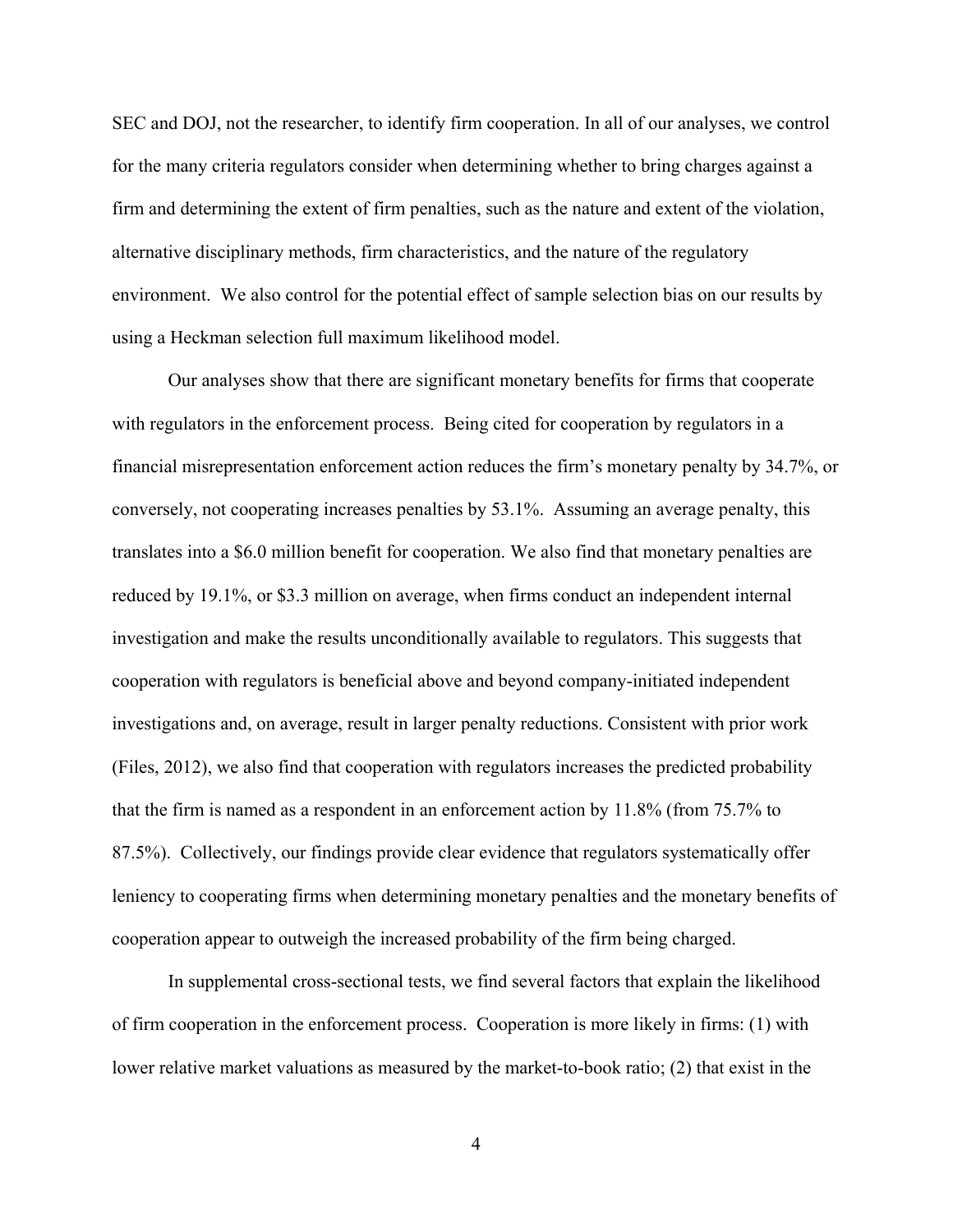SEC and DOJ, not the researcher, to identify firm cooperation. In all of our analyses, we control for the many criteria regulators consider when determining whether to bring charges against a firm and determining the extent of firm penalties, such as the nature and extent of the violation, alternative disciplinary methods, firm characteristics, and the nature of the regulatory environment. We also control for the potential effect of sample selection bias on our results by using a Heckman selection full maximum likelihood model.

Our analyses show that there are significant monetary benefits for firms that cooperate with regulators in the enforcement process. Being cited for cooperation by regulators in a financial misrepresentation enforcement action reduces the firm's monetary penalty by 34.7%, or conversely, not cooperating increases penalties by 53.1%. Assuming an average penalty, this translates into a \$6.0 million benefit for cooperation. We also find that monetary penalties are reduced by 19.1%, or \$3.3 million on average, when firms conduct an independent internal investigation and make the results unconditionally available to regulators. This suggests that cooperation with regulators is beneficial above and beyond company-initiated independent investigations and, on average, result in larger penalty reductions. Consistent with prior work (Files, 2012), we also find that cooperation with regulators increases the predicted probability that the firm is named as a respondent in an enforcement action by 11.8% (from 75.7% to 87.5%). Collectively, our findings provide clear evidence that regulators systematically offer leniency to cooperating firms when determining monetary penalties and the monetary benefits of cooperation appear to outweigh the increased probability of the firm being charged.

In supplemental cross-sectional tests, we find several factors that explain the likelihood of firm cooperation in the enforcement process. Cooperation is more likely in firms: (1) with lower relative market valuations as measured by the market-to-book ratio; (2) that exist in the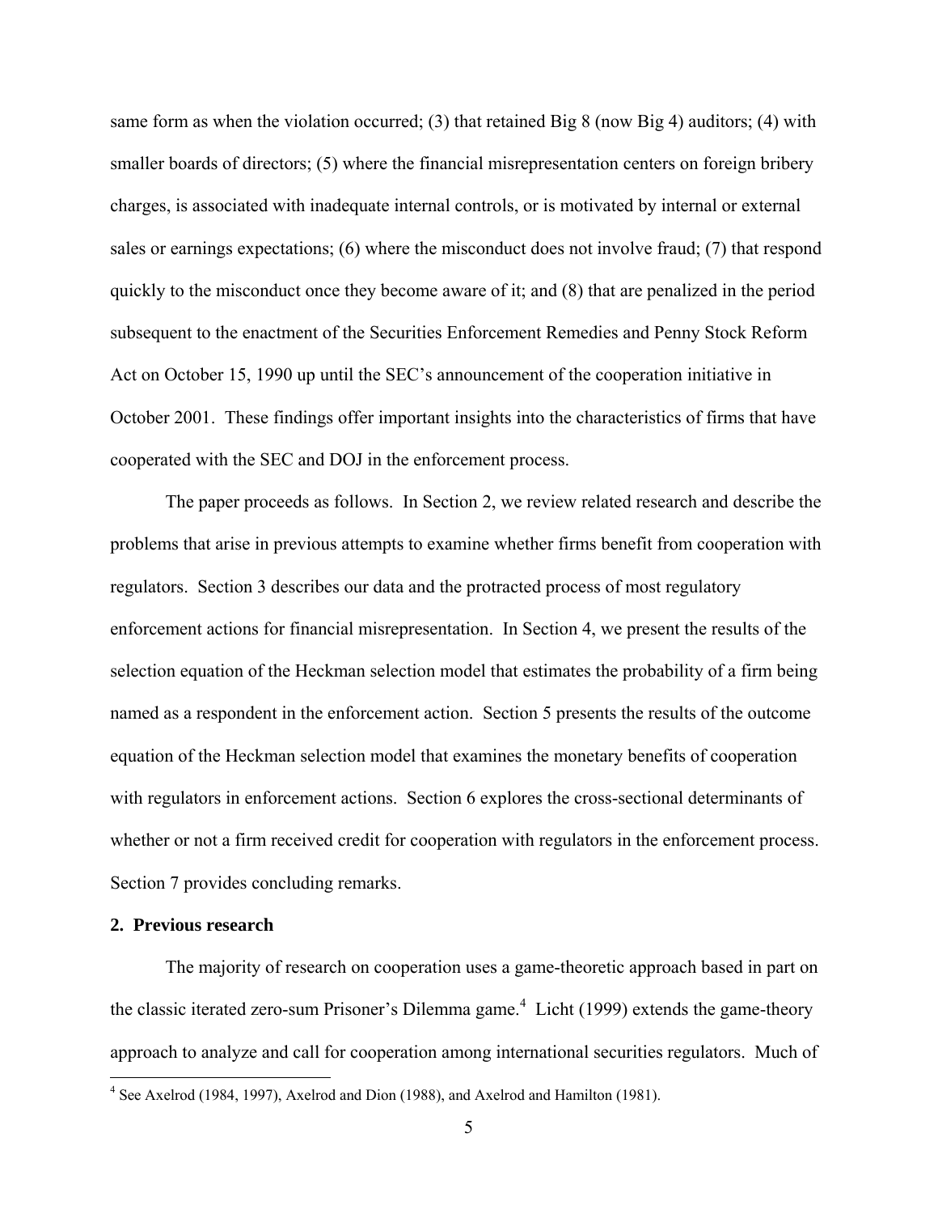same form as when the violation occurred; (3) that retained Big 8 (now Big 4) auditors; (4) with smaller boards of directors; (5) where the financial misrepresentation centers on foreign bribery charges, is associated with inadequate internal controls, or is motivated by internal or external sales or earnings expectations; (6) where the misconduct does not involve fraud; (7) that respond quickly to the misconduct once they become aware of it; and (8) that are penalized in the period subsequent to the enactment of the Securities Enforcement Remedies and Penny Stock Reform Act on October 15, 1990 up until the SEC's announcement of the cooperation initiative in October 2001. These findings offer important insights into the characteristics of firms that have cooperated with the SEC and DOJ in the enforcement process.

The paper proceeds as follows. In Section 2, we review related research and describe the problems that arise in previous attempts to examine whether firms benefit from cooperation with regulators. Section 3 describes our data and the protracted process of most regulatory enforcement actions for financial misrepresentation. In Section 4, we present the results of the selection equation of the Heckman selection model that estimates the probability of a firm being named as a respondent in the enforcement action. Section 5 presents the results of the outcome equation of the Heckman selection model that examines the monetary benefits of cooperation with regulators in enforcement actions. Section 6 explores the cross-sectional determinants of whether or not a firm received credit for cooperation with regulators in the enforcement process. Section 7 provides concluding remarks.

## 2. Previous research

The majority of research on cooperation uses a game-theoretic approach based in part on the classic iterated zero-sum Prisoner's Dilemma game.[4] Licht (1999) extends the game-theory approach to analyze and call for cooperation among international securities regulators. Much of

[4] See Axelrod (1984, 1997), Axelrod and Dion (1988), and Axelrod and Hamilton (1981).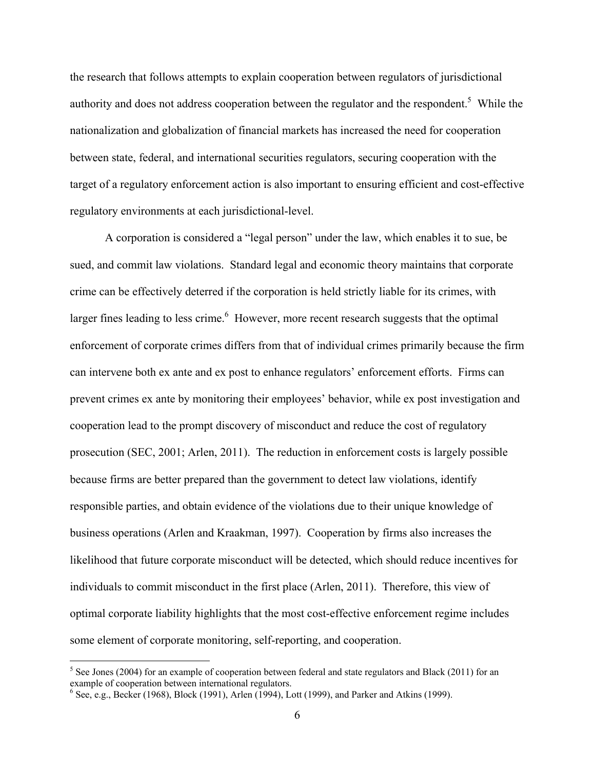the research that follows attempts to explain cooperation between regulators of jurisdictional authority and does not address cooperation between the regulator and the respondent.[5] While the nationalization and globalization of financial markets has increased the need for cooperation between state, federal, and international securities regulators, securing cooperation with the target of a regulatory enforcement action is also important to ensuring efficient and cost-effective regulatory environments at each jurisdictional-level.

A corporation is considered a "legal person" under the law, which enables it to sue, be sued, and commit law violations. Standard legal and economic theory maintains that corporate crime can be effectively deterred if the corporation is held strictly liable for its crimes, with larger fines leading to less crime.[6] However, more recent research suggests that the optimal enforcement of corporate crimes differs from that of individual crimes primarily because the firm can intervene both ex ante and ex post to enhance regulators' enforcement efforts. Firms can prevent crimes ex ante by monitoring their employees' behavior, while ex post investigation and cooperation lead to the prompt discovery of misconduct and reduce the cost of regulatory prosecution (SEC, 2001; Arlen, 2011). The reduction in enforcement costs is largely possible because firms are better prepared than the government to detect law violations, identify responsible parties, and obtain evidence of the violations due to their unique knowledge of business operations (Arlen and Kraakman, 1997). Cooperation by firms also increases the likelihood that future corporate misconduct will be detected, which should reduce incentives for individuals to commit misconduct in the first place (Arlen, 2011). Therefore, this view of optimal corporate liability highlights that the most cost-effective enforcement regime includes some element of corporate monitoring, self-reporting, and cooperation.

[5] See Jones (2004) for an example of cooperation between federal and state regulators and Black (2011) for an example of cooperation between international regulators.

[6] See, e.g., Becker (1968), Block (1991), Arlen (1994), Lott (1999), and Parker and Atkins (1999).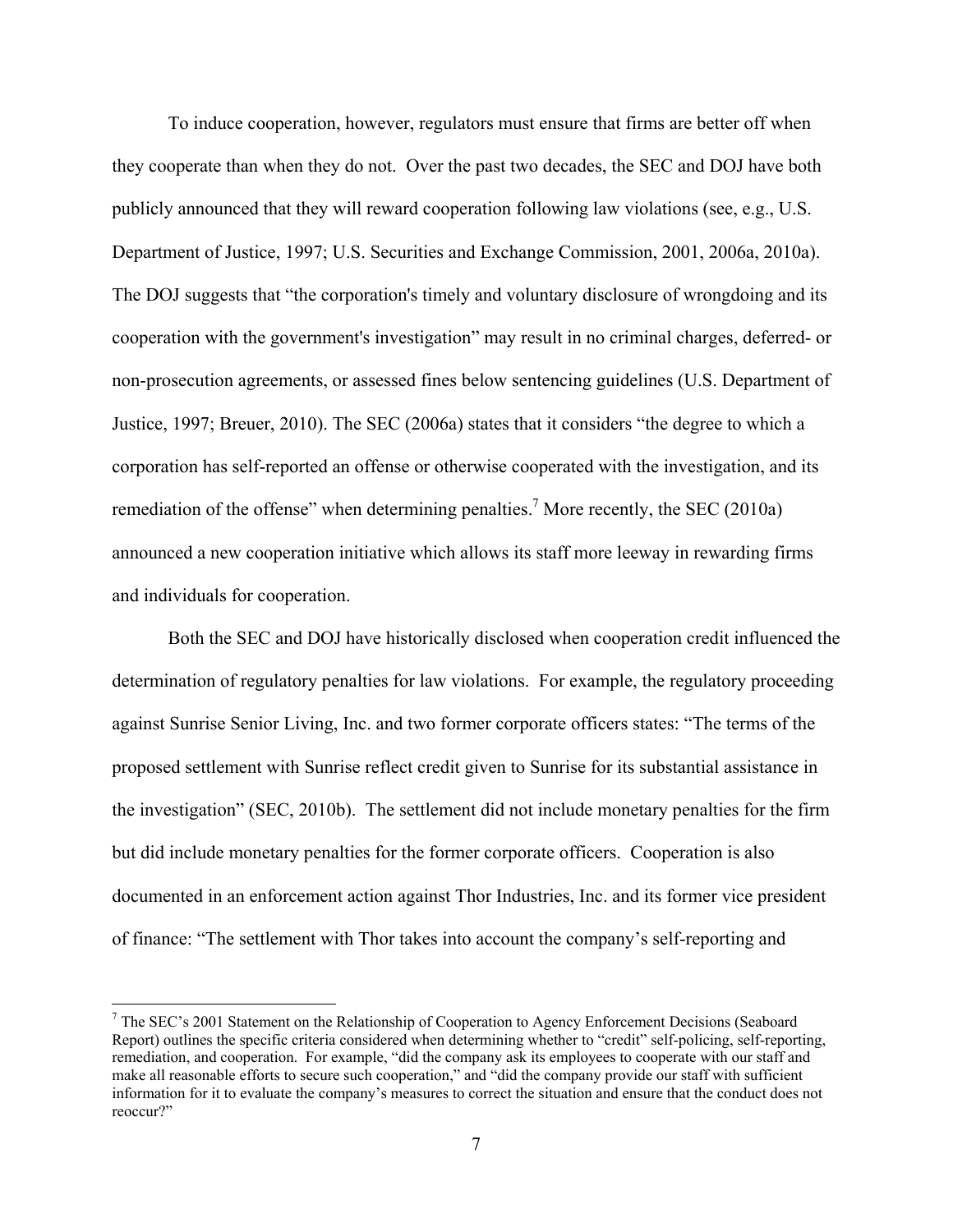To induce cooperation, however, regulators must ensure that firms are better off when they cooperate than when they do not. Over the past two decades, the SEC and DOJ have both publicly announced that they will reward cooperation following law violations (see, e.g., U.S. Department of Justice, 1997; U.S. Securities and Exchange Commission, 2001, 2006a, 2010a). The DOJ suggests that "the corporation's timely and voluntary disclosure of wrongdoing and its cooperation with the government's investigation" may result in no criminal charges, deferred- or non-prosecution agreements, or assessed fines below sentencing guidelines (U.S. Department of Justice, 1997; Breuer, 2010). The SEC (2006a) states that it considers "the degree to which a corporation has self-reported an offense or otherwise cooperated with the investigation, and its remediation of the offense" when determining penalties.[7] More recently, the SEC (2010a) announced a new cooperation initiative which allows its staff more leeway in rewarding firms and individuals for cooperation.

Both the SEC and DOJ have historically disclosed when cooperation credit influenced the determination of regulatory penalties for law violations. For example, the regulatory proceeding against Sunrise Senior Living, Inc. and two former corporate officers states: "The terms of the proposed settlement with Sunrise reflect credit given to Sunrise for its substantial assistance in the investigation" (SEC, 2010b). The settlement did not include monetary penalties for the firm but did include monetary penalties for the former corporate officers. Cooperation is also documented in an enforcement action against Thor Industries, Inc. and its former vice president of finance: "The settlement with Thor takes into account the company's self-reporting and

[7] The SEC's 2001 Statement on the Relationship of Cooperation to Agency Enforcement Decisions (Seaboard Report) outlines the specific criteria considered when determining whether to "credit" self-policing, self-reporting, remediation, and cooperation. For example, "did the company ask its employees to cooperate with our staff and make all reasonable efforts to secure such cooperation," and "did the company provide our staff with sufficient information for it to evaluate the company's measures to correct the situation and ensure that the conduct does not reoccur?"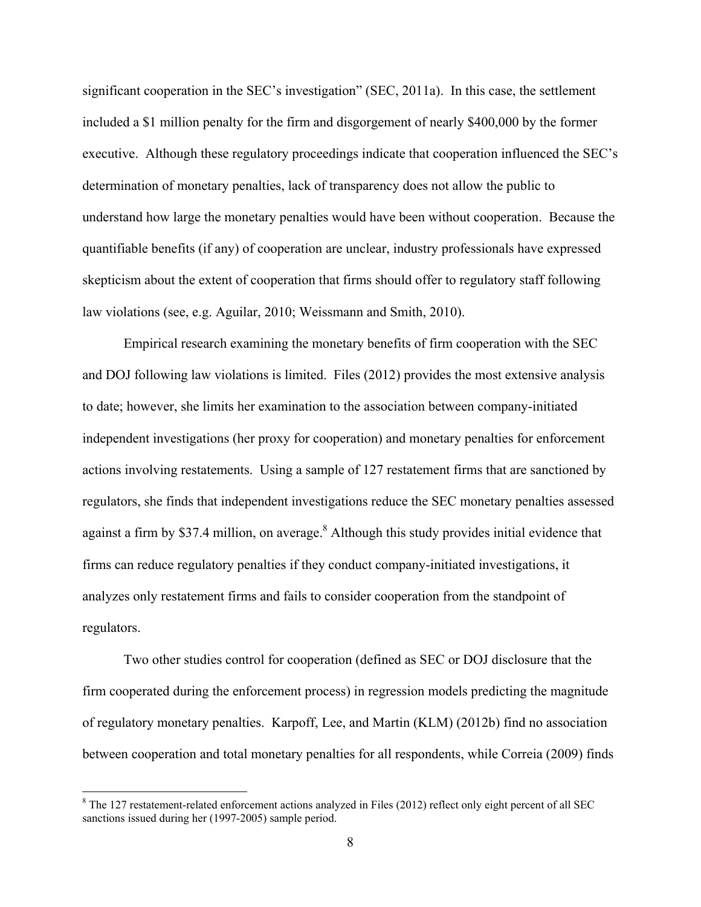significant cooperation in the SEC's investigation" (SEC, 2011a). In this case, the settlement included a $1 million penalty for the firm and disgorgement of nearly $400,000 by the former executive. Although these regulatory proceedings indicate that cooperation influenced the SEC's determination of monetary penalties, lack of transparency does not allow the public to understand how large the monetary penalties would have been without cooperation. Because the quantifiable benefits (if any) of cooperation are unclear, industry professionals have expressed skepticism about the extent of cooperation that firms should offer to regulatory staff following law violations (see, e.g. Aguilar, 2010; Weissmann and Smith, 2010).

Empirical research examining the monetary benefits of firm cooperation with the SEC and DOJ following law violations is limited. Files (2012) provides the most extensive analysis to date; however, she limits her examination to the association between company-initiated independent investigations (her proxy for cooperation) and monetary penalties for enforcement actions involving restatements. Using a sample of 127 restatement firms that are sanctioned by regulators, she finds that independent investigations reduce the SEC monetary penalties assessed against a firm by $37.4 million, on average.[8] Although this study provides initial evidence that firms can reduce regulatory penalties if they conduct company-initiated investigations, it analyzes only restatement firms and fails to consider cooperation from the standpoint of regulators.

Two other studies control for cooperation (defined as SEC or DOJ disclosure that the firm cooperated during the enforcement process) in regression models predicting the magnitude of regulatory monetary penalties. Karpoff, Lee, and Martin (KLM) (2012b) find no association between cooperation and total monetary penalties for all respondents, while Correia (2009) finds

[8] The 127 restatement-related enforcement actions analyzed in Files (2012) reflect only eight percent of all SEC sanctions issued during her (1997-2005) sample period.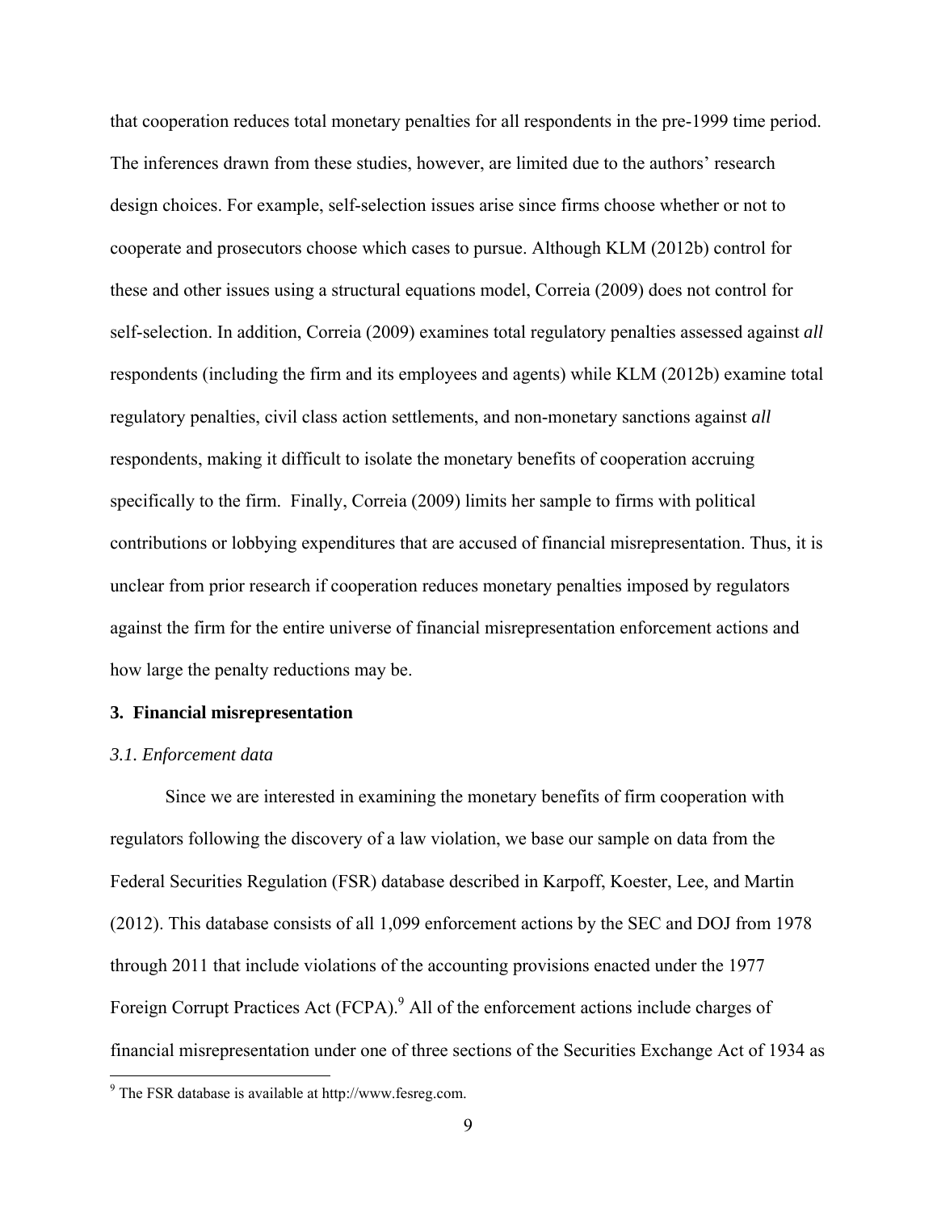that cooperation reduces total monetary penalties for all respondents in the pre-1999 time period. The inferences drawn from these studies, however, are limited due to the authors' research design choices. For example, self-selection issues arise since firms choose whether or not to cooperate and prosecutors choose which cases to pursue. Although KLM (2012b) control for these and other issues using a structural equations model, Correia (2009) does not control for self-selection. In addition, Correia (2009) examines total regulatory penalties assessed against *all* respondents (including the firm and its employees and agents) while KLM (2012b) examine total regulatory penalties, civil class action settlements, and non-monetary sanctions against *all* respondents, making it difficult to isolate the monetary benefits of cooperation accruing specifically to the firm. Finally, Correia (2009) limits her sample to firms with political contributions or lobbying expenditures that are accused of financial misrepresentation. Thus, it is unclear from prior research if cooperation reduces monetary penalties imposed by regulators against the firm for the entire universe of financial misrepresentation enforcement actions and how large the penalty reductions may be.

## 3. Financial misrepresentation

### *3.1. Enforcement data*

Since we are interested in examining the monetary benefits of firm cooperation with regulators following the discovery of a law violation, we base our sample on data from the Federal Securities Regulation (FSR) database described in Karpoff, Koester, Lee, and Martin (2012). This database consists of all 1,099 enforcement actions by the SEC and DOJ from 1978 through 2011 that include violations of the accounting provisions enacted under the 1977 Foreign Corrupt Practices Act (FCPA).[9] All of the enforcement actions include charges of financial misrepresentation under one of three sections of the Securities Exchange Act of 1934 as

[9] The FSR database is available at http://www.fesreg.com.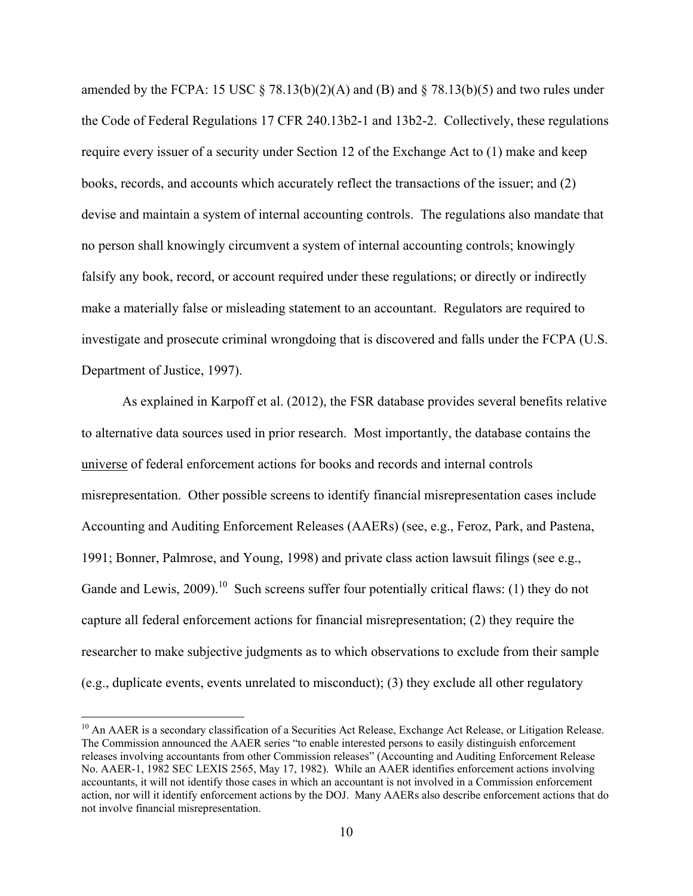amended by the FCPA: 15 USC § 78.13(b)(2)(A) and (B) and § 78.13(b)(5) and two rules under the Code of Federal Regulations 17 CFR 240.13b2-1 and 13b2-2. Collectively, these regulations require every issuer of a security under Section 12 of the Exchange Act to (1) make and keep books, records, and accounts which accurately reflect the transactions of the issuer; and (2) devise and maintain a system of internal accounting controls. The regulations also mandate that no person shall knowingly circumvent a system of internal accounting controls; knowingly falsify any book, record, or account required under these regulations; or directly or indirectly make a materially false or misleading statement to an accountant. Regulators are required to investigate and prosecute criminal wrongdoing that is discovered and falls under the FCPA (U.S. Department of Justice, 1997).

As explained in Karpoff et al. (2012), the FSR database provides several benefits relative to alternative data sources used in prior research. Most importantly, the database contains the universe of federal enforcement actions for books and records and internal controls misrepresentation. Other possible screens to identify financial misrepresentation cases include Accounting and Auditing Enforcement Releases (AAERs) (see, e.g., Feroz, Park, and Pastena, 1991; Bonner, Palmrose, and Young, 1998) and private class action lawsuit filings (see e.g., Gande and Lewis, 2009).[10] Such screens suffer four potentially critical flaws: (1) they do not capture all federal enforcement actions for financial misrepresentation; (2) they require the researcher to make subjective judgments as to which observations to exclude from their sample (e.g., duplicate events, events unrelated to misconduct); (3) they exclude all other regulatory

[10] An AAER is a secondary classification of a Securities Act Release, Exchange Act Release, or Litigation Release. The Commission announced the AAER series "to enable interested persons to easily distinguish enforcement releases involving accountants from other Commission releases" (Accounting and Auditing Enforcement Release No. AAER-1, 1982 SEC LEXIS 2565, May 17, 1982). While an AAER identifies enforcement actions involving accountants, it will not identify those cases in which an accountant is not involved in a Commission enforcement action, nor will it identify enforcement actions by the DOJ. Many AAERs also describe enforcement actions that do not involve financial misrepresentation.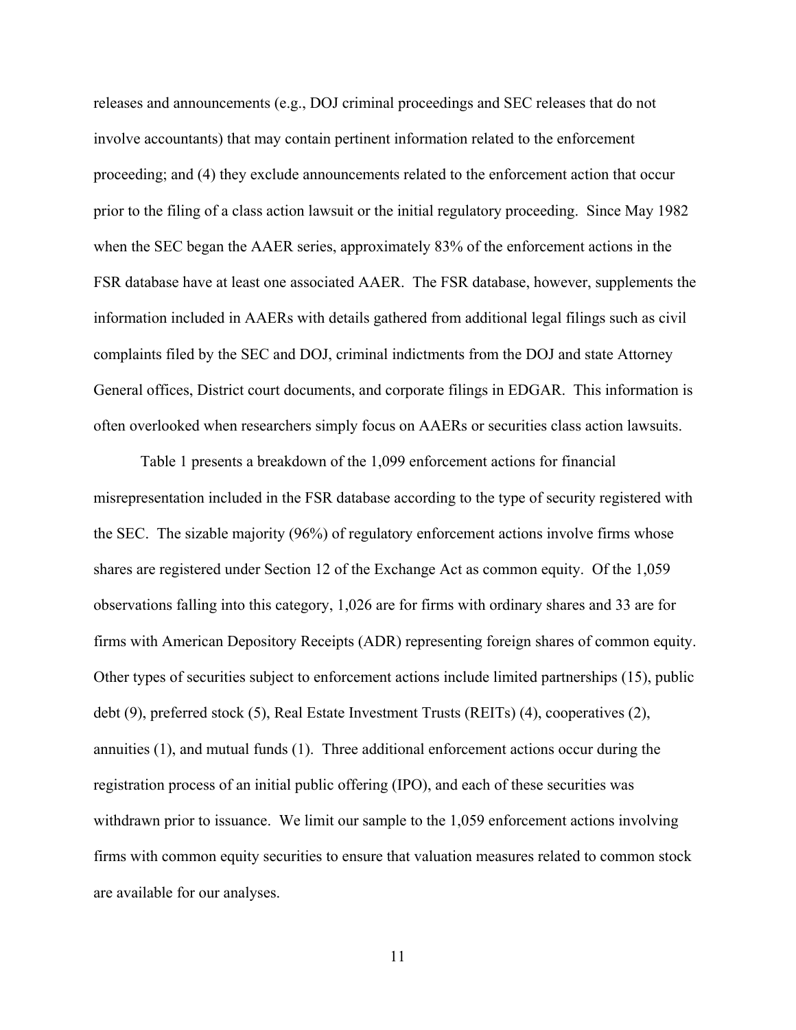releases and announcements (e.g., DOJ criminal proceedings and SEC releases that do not involve accountants) that may contain pertinent information related to the enforcement proceeding; and (4) they exclude announcements related to the enforcement action that occur prior to the filing of a class action lawsuit or the initial regulatory proceeding. Since May 1982 when the SEC began the AAER series, approximately 83% of the enforcement actions in the FSR database have at least one associated AAER. The FSR database, however, supplements the information included in AAERs with details gathered from additional legal filings such as civil complaints filed by the SEC and DOJ, criminal indictments from the DOJ and state Attorney General offices, District court documents, and corporate filings in EDGAR. This information is often overlooked when researchers simply focus on AAERs or securities class action lawsuits.

Table 1 presents a breakdown of the 1,099 enforcement actions for financial misrepresentation included in the FSR database according to the type of security registered with the SEC. The sizable majority (96%) of regulatory enforcement actions involve firms whose shares are registered under Section 12 of the Exchange Act as common equity. Of the 1,059 observations falling into this category, 1,026 are for firms with ordinary shares and 33 are for firms with American Depository Receipts (ADR) representing foreign shares of common equity. Other types of securities subject to enforcement actions include limited partnerships (15), public debt (9), preferred stock (5), Real Estate Investment Trusts (REITs) (4), cooperatives (2), annuities (1), and mutual funds (1). Three additional enforcement actions occur during the registration process of an initial public offering (IPO), and each of these securities was withdrawn prior to issuance. We limit our sample to the 1,059 enforcement actions involving firms with common equity securities to ensure that valuation measures related to common stock are available for our analyses.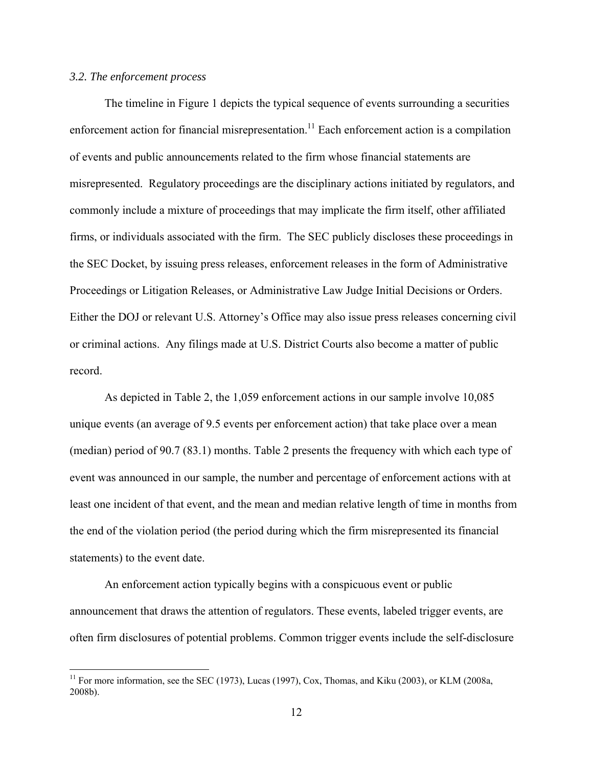### *3.2. The enforcement process*

The timeline in Figure 1 depicts the typical sequence of events surrounding a securities enforcement action for financial misrepresentation.[11] Each enforcement action is a compilation of events and public announcements related to the firm whose financial statements are misrepresented. Regulatory proceedings are the disciplinary actions initiated by regulators, and commonly include a mixture of proceedings that may implicate the firm itself, other affiliated firms, or individuals associated with the firm. The SEC publicly discloses these proceedings in the SEC Docket, by issuing press releases, enforcement releases in the form of Administrative Proceedings or Litigation Releases, or Administrative Law Judge Initial Decisions or Orders. Either the DOJ or relevant U.S. Attorney's Office may also issue press releases concerning civil or criminal actions. Any filings made at U.S. District Courts also become a matter of public record.

As depicted in Table 2, the 1,059 enforcement actions in our sample involve 10,085 unique events (an average of 9.5 events per enforcement action) that take place over a mean (median) period of 90.7 (83.1) months. Table 2 presents the frequency with which each type of event was announced in our sample, the number and percentage of enforcement actions with at least one incident of that event, and the mean and median relative length of time in months from the end of the violation period (the period during which the firm misrepresented its financial statements) to the event date.

An enforcement action typically begins with a conspicuous event or public announcement that draws the attention of regulators. These events, labeled trigger events, are often firm disclosures of potential problems. Common trigger events include the self-disclosure

---

[11] For more information, see the SEC (1973), Lucas (1997), Cox, Thomas, and Kiku (2003), or KLM (2008a, 2008b).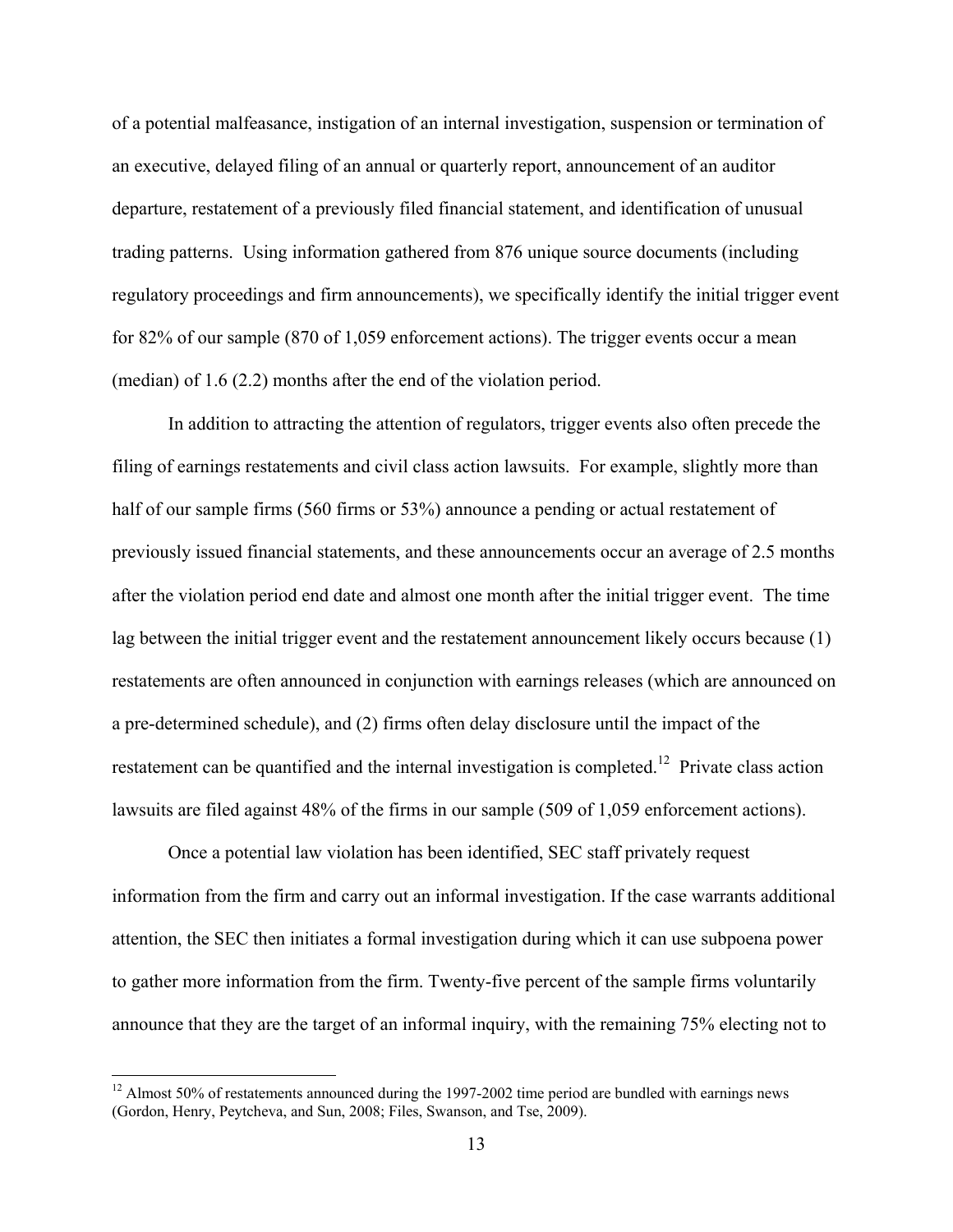of a potential malfeasance, instigation of an internal investigation, suspension or termination of an executive, delayed filing of an annual or quarterly report, announcement of an auditor departure, restatement of a previously filed financial statement, and identification of unusual trading patterns. Using information gathered from 876 unique source documents (including regulatory proceedings and firm announcements), we specifically identify the initial trigger event for 82% of our sample (870 of 1,059 enforcement actions). The trigger events occur a mean (median) of 1.6 (2.2) months after the end of the violation period.

In addition to attracting the attention of regulators, trigger events also often precede the filing of earnings restatements and civil class action lawsuits. For example, slightly more than half of our sample firms (560 firms or 53%) announce a pending or actual restatement of previously issued financial statements, and these announcements occur an average of 2.5 months after the violation period end date and almost one month after the initial trigger event. The time lag between the initial trigger event and the restatement announcement likely occurs because (1) restatements are often announced in conjunction with earnings releases (which are announced on a pre-determined schedule), and (2) firms often delay disclosure until the impact of the restatement can be quantified and the internal investigation is completed.[12] Private class action lawsuits are filed against 48% of the firms in our sample (509 of 1,059 enforcement actions).

Once a potential law violation has been identified, SEC staff privately request information from the firm and carry out an informal investigation. If the case warrants additional attention, the SEC then initiates a formal investigation during which it can use subpoena power to gather more information from the firm. Twenty-five percent of the sample firms voluntarily announce that they are the target of an informal inquiry, with the remaining 75% electing not to

[12] Almost 50% of restatements announced during the 1997-2002 time period are bundled with earnings news (Gordon, Henry, Peytcheva, and Sun, 2008; Files, Swanson, and Tse, 2009).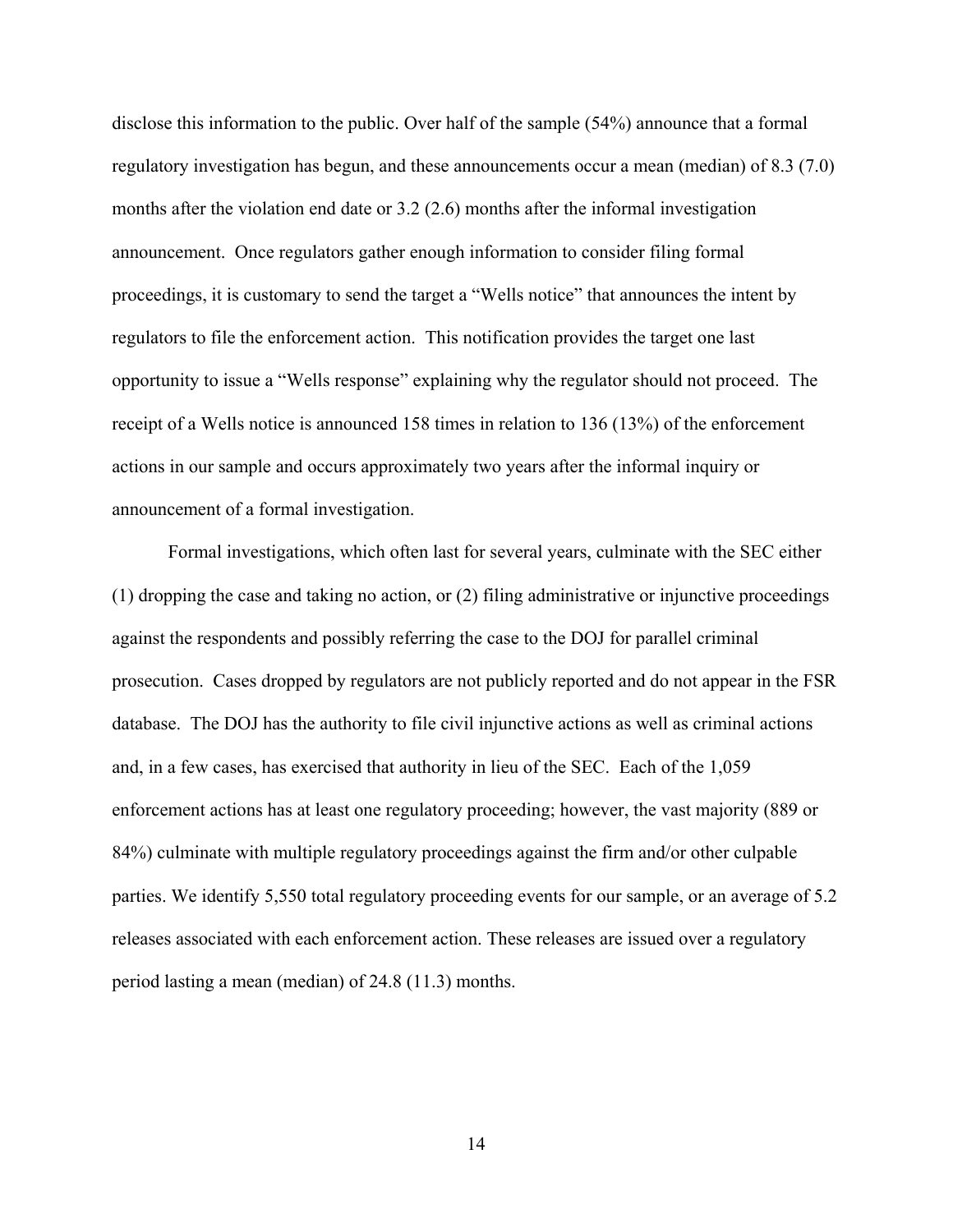disclose this information to the public. Over half of the sample (54%) announce that a formal regulatory investigation has begun, and these announcements occur a mean (median) of 8.3 (7.0) months after the violation end date or 3.2 (2.6) months after the informal investigation announcement. Once regulators gather enough information to consider filing formal proceedings, it is customary to send the target a "Wells notice" that announces the intent by regulators to file the enforcement action. This notification provides the target one last opportunity to issue a "Wells response" explaining why the regulator should not proceed. The receipt of a Wells notice is announced 158 times in relation to 136 (13%) of the enforcement actions in our sample and occurs approximately two years after the informal inquiry or announcement of a formal investigation.

Formal investigations, which often last for several years, culminate with the SEC either (1) dropping the case and taking no action, or (2) filing administrative or injunctive proceedings against the respondents and possibly referring the case to the DOJ for parallel criminal prosecution. Cases dropped by regulators are not publicly reported and do not appear in the FSR database. The DOJ has the authority to file civil injunctive actions as well as criminal actions and, in a few cases, has exercised that authority in lieu of the SEC. Each of the 1,059 enforcement actions has at least one regulatory proceeding; however, the vast majority (889 or 84%) culminate with multiple regulatory proceedings against the firm and/or other culpable parties. We identify 5,550 total regulatory proceeding events for our sample, or an average of 5.2 releases associated with each enforcement action. These releases are issued over a regulatory period lasting a mean (median) of 24.8 (11.3) months.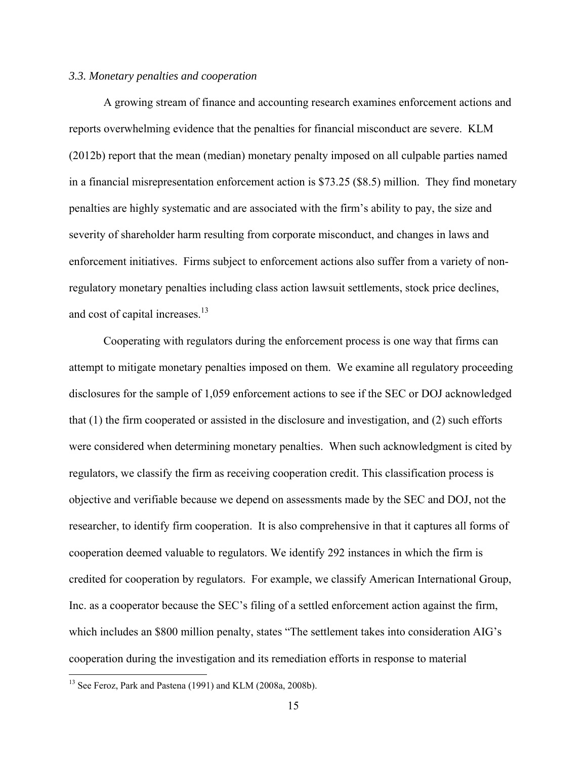### *3.3. Monetary penalties and cooperation*

A growing stream of finance and accounting research examines enforcement actions and reports overwhelming evidence that the penalties for financial misconduct are severe. KLM (2012b) report that the mean (median) monetary penalty imposed on all culpable parties named in a financial misrepresentation enforcement action is $73.25 ($8.5) million. They find monetary penalties are highly systematic and are associated with the firm's ability to pay, the size and severity of shareholder harm resulting from corporate misconduct, and changes in laws and enforcement initiatives. Firms subject to enforcement actions also suffer from a variety of non-regulatory monetary penalties including class action lawsuit settlements, stock price declines, and cost of capital increases.[13]

Cooperating with regulators during the enforcement process is one way that firms can attempt to mitigate monetary penalties imposed on them. We examine all regulatory proceeding disclosures for the sample of 1,059 enforcement actions to see if the SEC or DOJ acknowledged that (1) the firm cooperated or assisted in the disclosure and investigation, and (2) such efforts were considered when determining monetary penalties. When such acknowledgment is cited by regulators, we classify the firm as receiving cooperation credit. This classification process is objective and verifiable because we depend on assessments made by the SEC and DOJ, not the researcher, to identify firm cooperation. It is also comprehensive in that it captures all forms of cooperation deemed valuable to regulators. We identify 292 instances in which the firm is credited for cooperation by regulators. For example, we classify American International Group, Inc. as a cooperator because the SEC's filing of a settled enforcement action against the firm, which includes an $800 million penalty, states "The settlement takes into consideration AIG's cooperation during the investigation and its remediation efforts in response to material

[13] See Feroz, Park and Pastena (1991) and KLM (2008a, 2008b).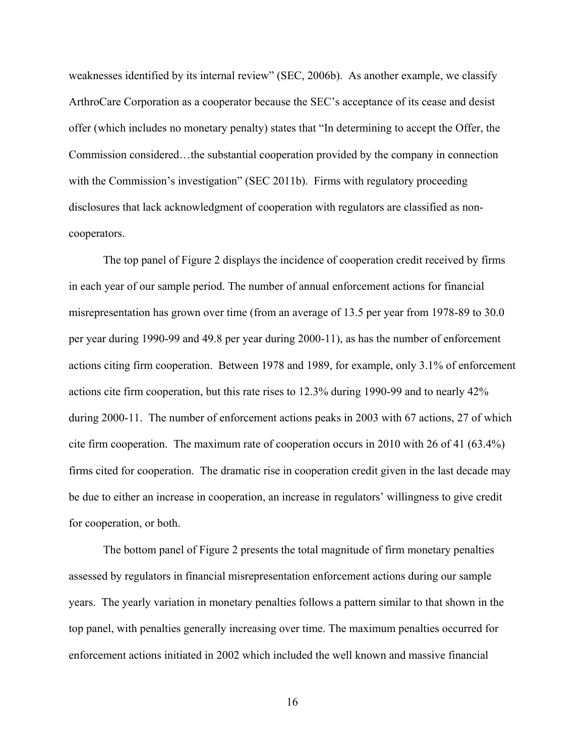weaknesses identified by its internal review" (SEC, 2006b). As another example, we classify ArthroCare Corporation as a cooperator because the SEC's acceptance of its cease and desist offer (which includes no monetary penalty) states that "In determining to accept the Offer, the Commission considered…the substantial cooperation provided by the company in connection with the Commission's investigation" (SEC 2011b). Firms with regulatory proceeding disclosures that lack acknowledgment of cooperation with regulators are classified as non-cooperators.

The top panel of Figure 2 displays the incidence of cooperation credit received by firms in each year of our sample period. The number of annual enforcement actions for financial misrepresentation has grown over time (from an average of 13.5 per year from 1978-89 to 30.0 per year during 1990-99 and 49.8 per year during 2000-11), as has the number of enforcement actions citing firm cooperation. Between 1978 and 1989, for example, only 3.1% of enforcement actions cite firm cooperation, but this rate rises to 12.3% during 1990-99 and to nearly 42% during 2000-11. The number of enforcement actions peaks in 2003 with 67 actions, 27 of which cite firm cooperation. The maximum rate of cooperation occurs in 2010 with 26 of 41 (63.4%) firms cited for cooperation. The dramatic rise in cooperation credit given in the last decade may be due to either an increase in cooperation, an increase in regulators' willingness to give credit for cooperation, or both.

The bottom panel of Figure 2 presents the total magnitude of firm monetary penalties assessed by regulators in financial misrepresentation enforcement actions during our sample years. The yearly variation in monetary penalties follows a pattern similar to that shown in the top panel, with penalties generally increasing over time. The maximum penalties occurred for enforcement actions initiated in 2002 which included the well known and massive financial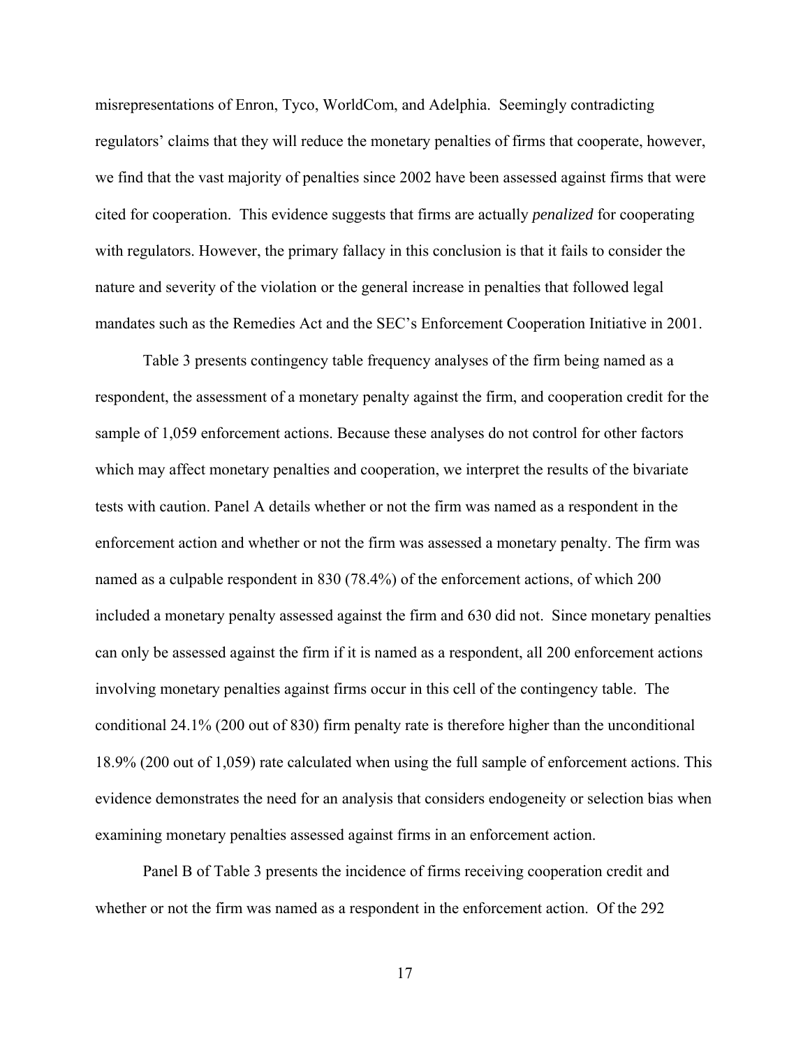misrepresentations of Enron, Tyco, WorldCom, and Adelphia. Seemingly contradicting regulators' claims that they will reduce the monetary penalties of firms that cooperate, however, we find that the vast majority of penalties since 2002 have been assessed against firms that were cited for cooperation. This evidence suggests that firms are actually *penalized* for cooperating with regulators. However, the primary fallacy in this conclusion is that it fails to consider the nature and severity of the violation or the general increase in penalties that followed legal mandates such as the Remedies Act and the SEC's Enforcement Cooperation Initiative in 2001.

Table 3 presents contingency table frequency analyses of the firm being named as a respondent, the assessment of a monetary penalty against the firm, and cooperation credit for the sample of 1,059 enforcement actions. Because these analyses do not control for other factors which may affect monetary penalties and cooperation, we interpret the results of the bivariate tests with caution. Panel A details whether or not the firm was named as a respondent in the enforcement action and whether or not the firm was assessed a monetary penalty. The firm was named as a culpable respondent in 830 (78.4%) of the enforcement actions, of which 200 included a monetary penalty assessed against the firm and 630 did not. Since monetary penalties can only be assessed against the firm if it is named as a respondent, all 200 enforcement actions involving monetary penalties against firms occur in this cell of the contingency table. The conditional 24.1% (200 out of 830) firm penalty rate is therefore higher than the unconditional 18.9% (200 out of 1,059) rate calculated when using the full sample of enforcement actions. This evidence demonstrates the need for an analysis that considers endogeneity or selection bias when examining monetary penalties assessed against firms in an enforcement action.

Panel B of Table 3 presents the incidence of firms receiving cooperation credit and whether or not the firm was named as a respondent in the enforcement action. Of the 292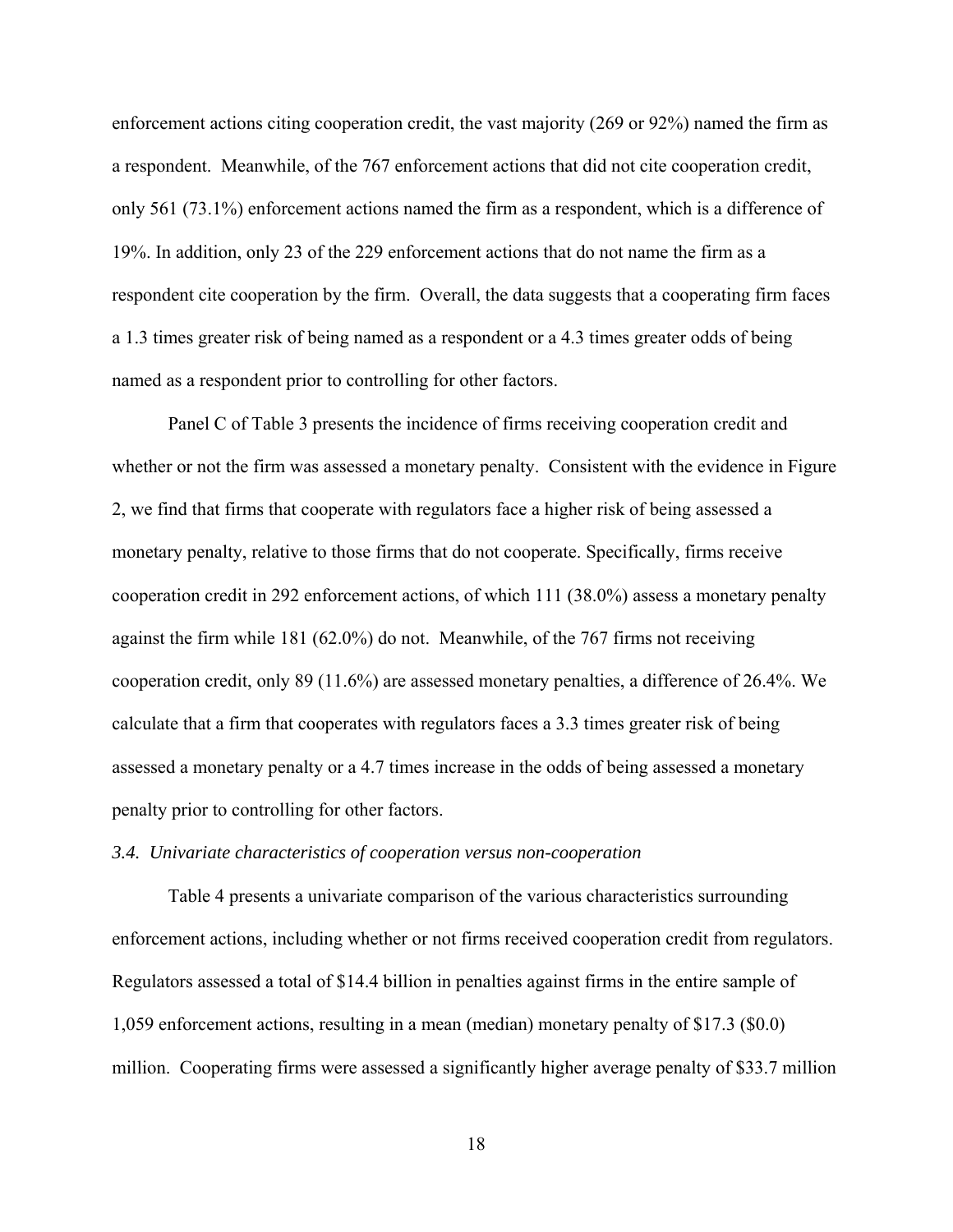enforcement actions citing cooperation credit, the vast majority (269 or 92%) named the firm as a respondent. Meanwhile, of the 767 enforcement actions that did not cite cooperation credit, only 561 (73.1%) enforcement actions named the firm as a respondent, which is a difference of 19%. In addition, only 23 of the 229 enforcement actions that do not name the firm as a respondent cite cooperation by the firm. Overall, the data suggests that a cooperating firm faces a 1.3 times greater risk of being named as a respondent or a 4.3 times greater odds of being named as a respondent prior to controlling for other factors.

Panel C of Table 3 presents the incidence of firms receiving cooperation credit and whether or not the firm was assessed a monetary penalty. Consistent with the evidence in Figure 2, we find that firms that cooperate with regulators face a higher risk of being assessed a monetary penalty, relative to those firms that do not cooperate. Specifically, firms receive cooperation credit in 292 enforcement actions, of which 111 (38.0%) assess a monetary penalty against the firm while 181 (62.0%) do not. Meanwhile, of the 767 firms not receiving cooperation credit, only 89 (11.6%) are assessed monetary penalties, a difference of 26.4%. We calculate that a firm that cooperates with regulators faces a 3.3 times greater risk of being assessed a monetary penalty or a 4.7 times increase in the odds of being assessed a monetary penalty prior to controlling for other factors.

### *3.4. Univariate characteristics of cooperation versus non-cooperation*

Table 4 presents a univariate comparison of the various characteristics surrounding enforcement actions, including whether or not firms received cooperation credit from regulators. Regulators assessed a total of $14.4 billion in penalties against firms in the entire sample of 1,059 enforcement actions, resulting in a mean (median) monetary penalty of $17.3 ($0.0) million. Cooperating firms were assessed a significantly higher average penalty of $33.7 million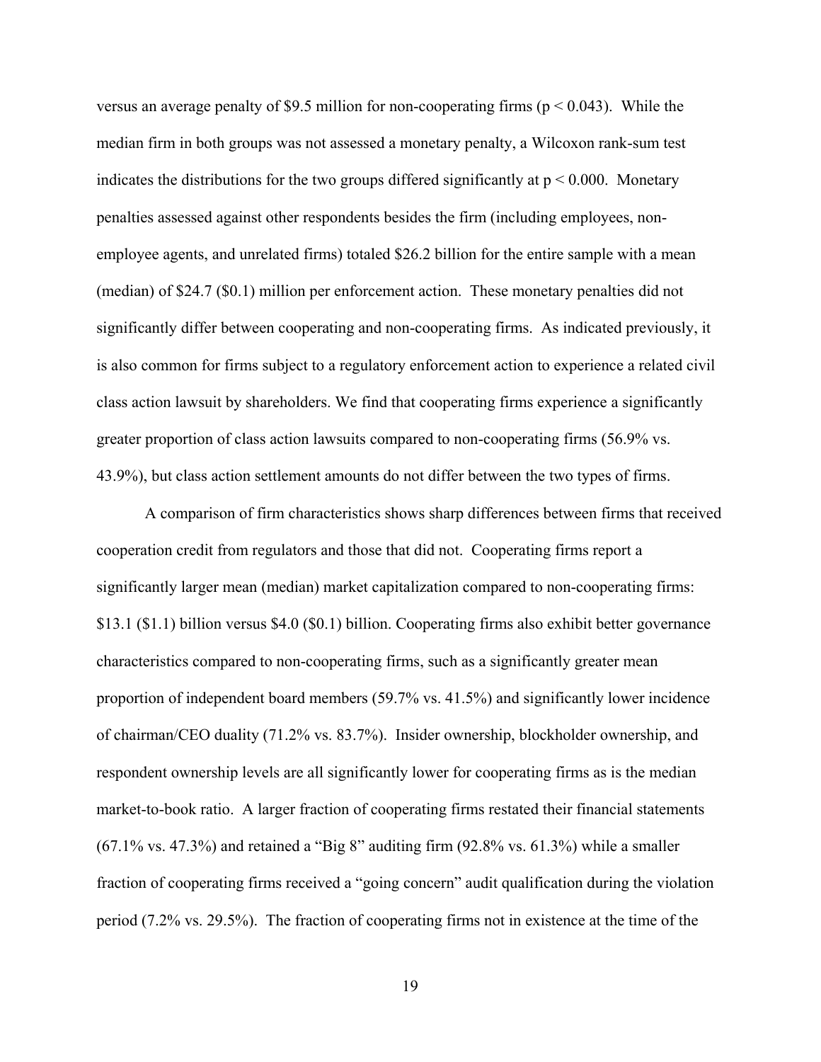versus an average penalty of \$9.5 million for non-cooperating firms ($p < 0.043$). While the median firm in both groups was not assessed a monetary penalty, a Wilcoxon rank-sum test indicates the distributions for the two groups differed significantly at $p < 0.000$. Monetary penalties assessed against other respondents besides the firm (including employees, non-employee agents, and unrelated firms) totaled \$26.2 billion for the entire sample with a mean (median) of \$24.7 (\$0.1) million per enforcement action. These monetary penalties did not significantly differ between cooperating and non-cooperating firms. As indicated previously, it is also common for firms subject to a regulatory enforcement action to experience a related civil class action lawsuit by shareholders. We find that cooperating firms experience a significantly greater proportion of class action lawsuits compared to non-cooperating firms (56.9% vs. 43.9%), but class action settlement amounts do not differ between the two types of firms.

A comparison of firm characteristics shows sharp differences between firms that received cooperation credit from regulators and those that did not. Cooperating firms report a significantly larger mean (median) market capitalization compared to non-cooperating firms: \$13.1 (\$1.1) billion versus \$4.0 (\$0.1) billion. Cooperating firms also exhibit better governance characteristics compared to non-cooperating firms, such as a significantly greater mean proportion of independent board members (59.7% vs. 41.5%) and significantly lower incidence of chairman/CEO duality (71.2% vs. 83.7%). Insider ownership, blockholder ownership, and respondent ownership levels are all significantly lower for cooperating firms as is the median market-to-book ratio. A larger fraction of cooperating firms restated their financial statements (67.1% vs. 47.3%) and retained a "Big 8" auditing firm (92.8% vs. 61.3%) while a smaller fraction of cooperating firms received a "going concern" audit qualification during the violation period (7.2% vs. 29.5%). The fraction of cooperating firms not in existence at the time of the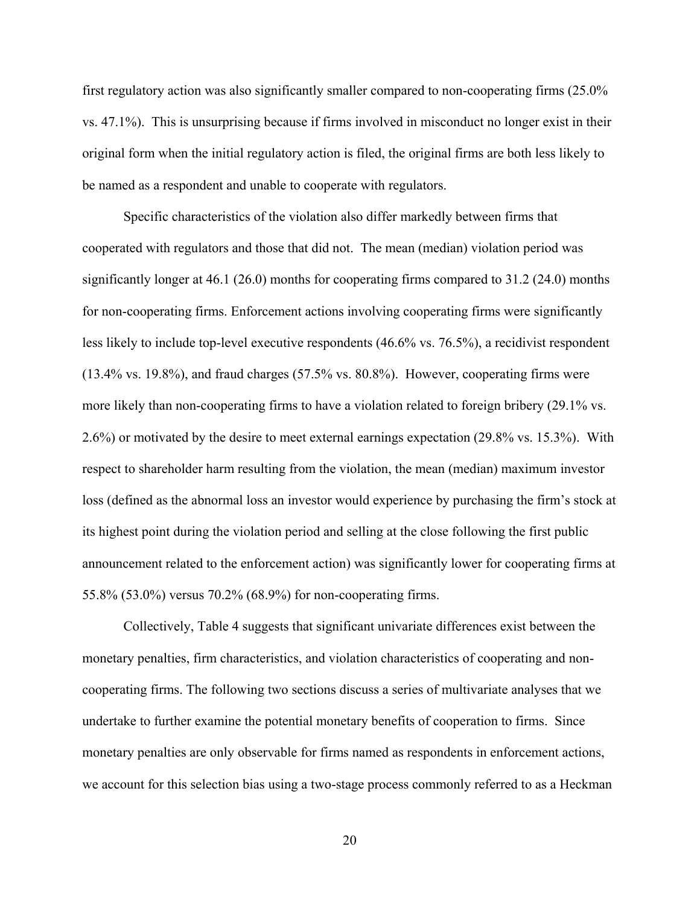first regulatory action was also significantly smaller compared to non-cooperating firms (25.0% vs. 47.1%). This is unsurprising because if firms involved in misconduct no longer exist in their original form when the initial regulatory action is filed, the original firms are both less likely to be named as a respondent and unable to cooperate with regulators.

Specific characteristics of the violation also differ markedly between firms that cooperated with regulators and those that did not. The mean (median) violation period was significantly longer at 46.1 (26.0) months for cooperating firms compared to 31.2 (24.0) months for non-cooperating firms. Enforcement actions involving cooperating firms were significantly less likely to include top-level executive respondents (46.6% vs. 76.5%), a recidivist respondent (13.4% vs. 19.8%), and fraud charges (57.5% vs. 80.8%). However, cooperating firms were more likely than non-cooperating firms to have a violation related to foreign bribery (29.1% vs. 2.6%) or motivated by the desire to meet external earnings expectation (29.8% vs. 15.3%). With respect to shareholder harm resulting from the violation, the mean (median) maximum investor loss (defined as the abnormal loss an investor would experience by purchasing the firm's stock at its highest point during the violation period and selling at the close following the first public announcement related to the enforcement action) was significantly lower for cooperating firms at 55.8% (53.0%) versus 70.2% (68.9%) for non-cooperating firms.

Collectively, Table 4 suggests that significant univariate differences exist between the monetary penalties, firm characteristics, and violation characteristics of cooperating and non-cooperating firms. The following two sections discuss a series of multivariate analyses that we undertake to further examine the potential monetary benefits of cooperation to firms. Since monetary penalties are only observable for firms named as respondents in enforcement actions, we account for this selection bias using a two-stage process commonly referred to as a Heckman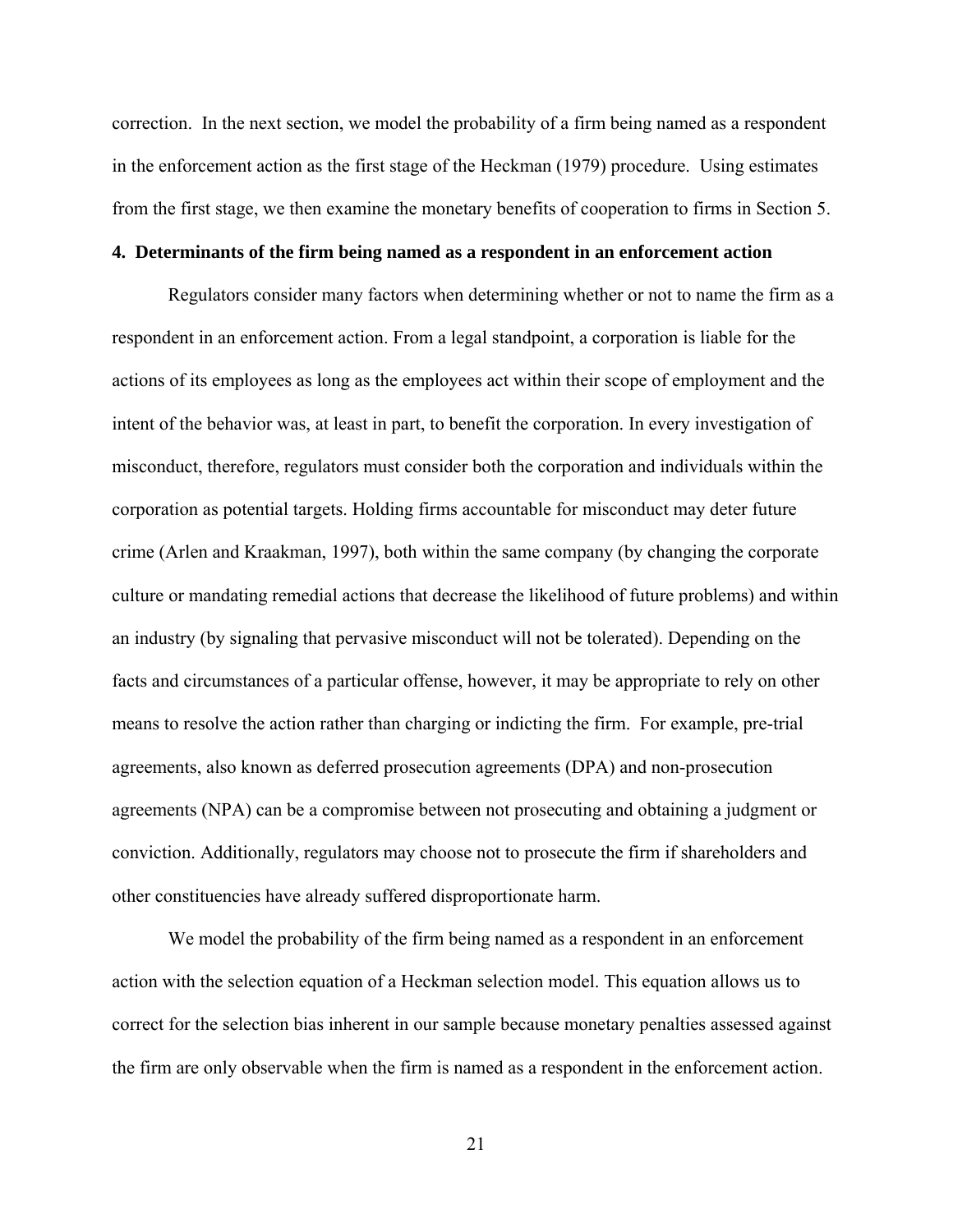correction. In the next section, we model the probability of a firm being named as a respondent in the enforcement action as the first stage of the Heckman (1979) procedure. Using estimates from the first stage, we then examine the monetary benefits of cooperation to firms in Section 5.

## 4. Determinants of the firm being named as a respondent in an enforcement action

Regulators consider many factors when determining whether or not to name the firm as a respondent in an enforcement action. From a legal standpoint, a corporation is liable for the actions of its employees as long as the employees act within their scope of employment and the intent of the behavior was, at least in part, to benefit the corporation. In every investigation of misconduct, therefore, regulators must consider both the corporation and individuals within the corporation as potential targets. Holding firms accountable for misconduct may deter future crime (Arlen and Kraakman, 1997), both within the same company (by changing the corporate culture or mandating remedial actions that decrease the likelihood of future problems) and within an industry (by signaling that pervasive misconduct will not be tolerated). Depending on the facts and circumstances of a particular offense, however, it may be appropriate to rely on other means to resolve the action rather than charging or indicting the firm. For example, pre-trial agreements, also known as deferred prosecution agreements (DPA) and non-prosecution agreements (NPA) can be a compromise between not prosecuting and obtaining a judgment or conviction. Additionally, regulators may choose not to prosecute the firm if shareholders and other constituencies have already suffered disproportionate harm.

We model the probability of the firm being named as a respondent in an enforcement action with the selection equation of a Heckman selection model. This equation allows us to correct for the selection bias inherent in our sample because monetary penalties assessed against the firm are only observable when the firm is named as a respondent in the enforcement action.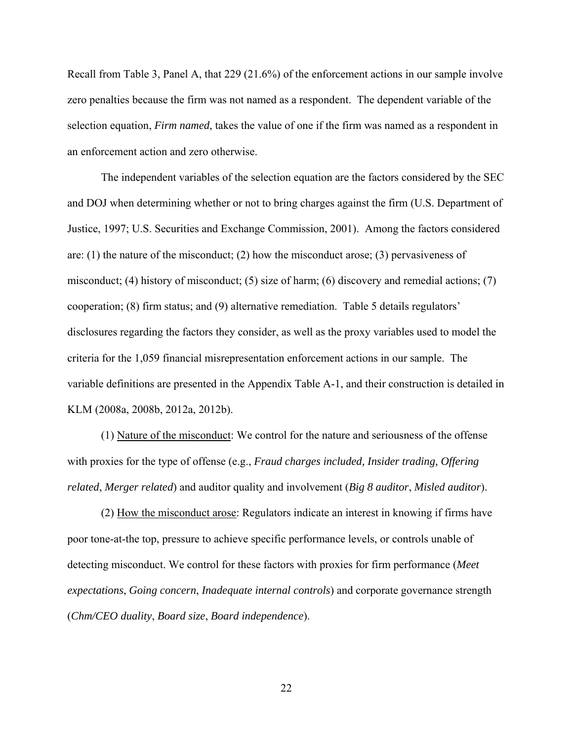Recall from Table 3, Panel A, that 229 (21.6%) of the enforcement actions in our sample involve zero penalties because the firm was not named as a respondent. The dependent variable of the selection equation, *Firm named*, takes the value of one if the firm was named as a respondent in an enforcement action and zero otherwise.

The independent variables of the selection equation are the factors considered by the SEC and DOJ when determining whether or not to bring charges against the firm (U.S. Department of Justice, 1997; U.S. Securities and Exchange Commission, 2001). Among the factors considered are: (1) the nature of the misconduct; (2) how the misconduct arose; (3) pervasiveness of misconduct; (4) history of misconduct; (5) size of harm; (6) discovery and remedial actions; (7) cooperation; (8) firm status; and (9) alternative remediation. Table 5 details regulators' disclosures regarding the factors they consider, as well as the proxy variables used to model the criteria for the 1,059 financial misrepresentation enforcement actions in our sample. The variable definitions are presented in the Appendix Table A-1, and their construction is detailed in KLM (2008a, 2008b, 2012a, 2012b).

(1) <u>Nature of the misconduct</u>: We control for the nature and seriousness of the offense with proxies for the type of offense (e.g., *Fraud charges included, Insider trading, Offering related*, *Merger related*) and auditor quality and involvement (*Big 8 auditor*, *Misled auditor*).

(2) <u>How the misconduct arose</u>: Regulators indicate an interest in knowing if firms have poor tone-at-the top, pressure to achieve specific performance levels, or controls unable of detecting misconduct. We control for these factors with proxies for firm performance (*Meet expectations*, *Going concern*, *Inadequate internal controls*) and corporate governance strength (*Chm/CEO duality*, *Board size*, *Board independence*).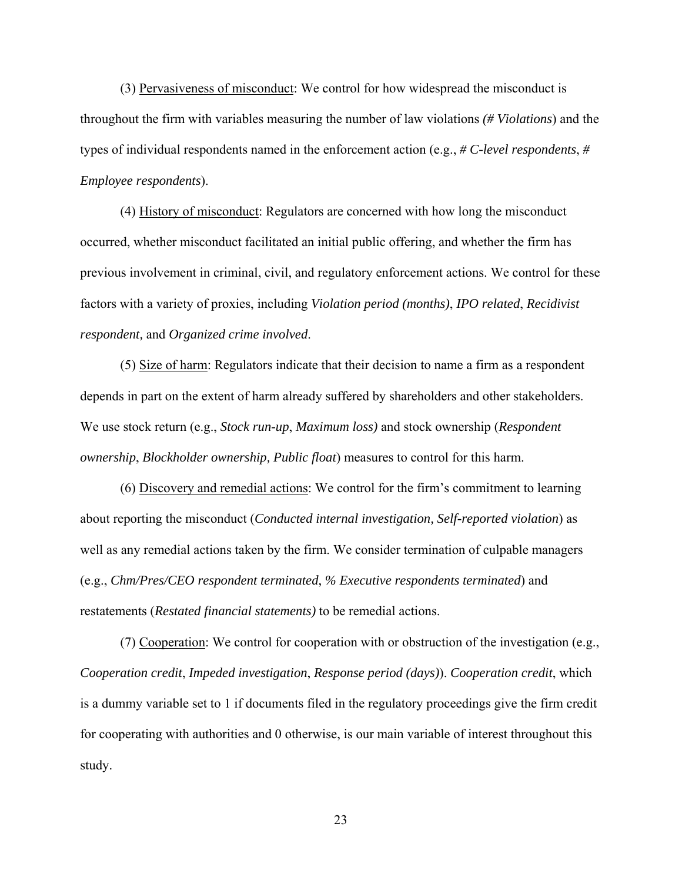(3) <u>Pervasiveness of misconduct</u>: We control for how widespread the misconduct is throughout the firm with variables measuring the number of law violations *(# Violations*) and the types of individual respondents named in the enforcement action (e.g., *# C-level respondents*, *# Employee respondents*).

(4) <u>History of misconduct</u>: Regulators are concerned with how long the misconduct occurred, whether misconduct facilitated an initial public offering, and whether the firm has previous involvement in criminal, civil, and regulatory enforcement actions. We control for these factors with a variety of proxies, including *Violation period (months)*, *IPO related*, *Recidivist respondent,* and *Organized crime involved*.

(5) <u>Size of harm</u>: Regulators indicate that their decision to name a firm as a respondent depends in part on the extent of harm already suffered by shareholders and other stakeholders. We use stock return (e.g., *Stock run-up*, *Maximum loss)* and stock ownership (*Respondent ownership*, *Blockholder ownership, Public float*) measures to control for this harm.

(6) <u>Discovery and remedial actions</u>: We control for the firm's commitment to learning about reporting the misconduct (*Conducted internal investigation, Self-reported violation*) as well as any remedial actions taken by the firm. We consider termination of culpable managers (e.g., *Chm/Pres/CEO respondent terminated*, *% Executive respondents terminated*) and restatements (*Restated financial statements)* to be remedial actions.

(7) <u>Cooperation</u>: We control for cooperation with or obstruction of the investigation (e.g., *Cooperation credit*, *Impeded investigation*, *Response period (days)*). *Cooperation credit*, which is a dummy variable set to 1 if documents filed in the regulatory proceedings give the firm credit for cooperating with authorities and 0 otherwise, is our main variable of interest throughout this study.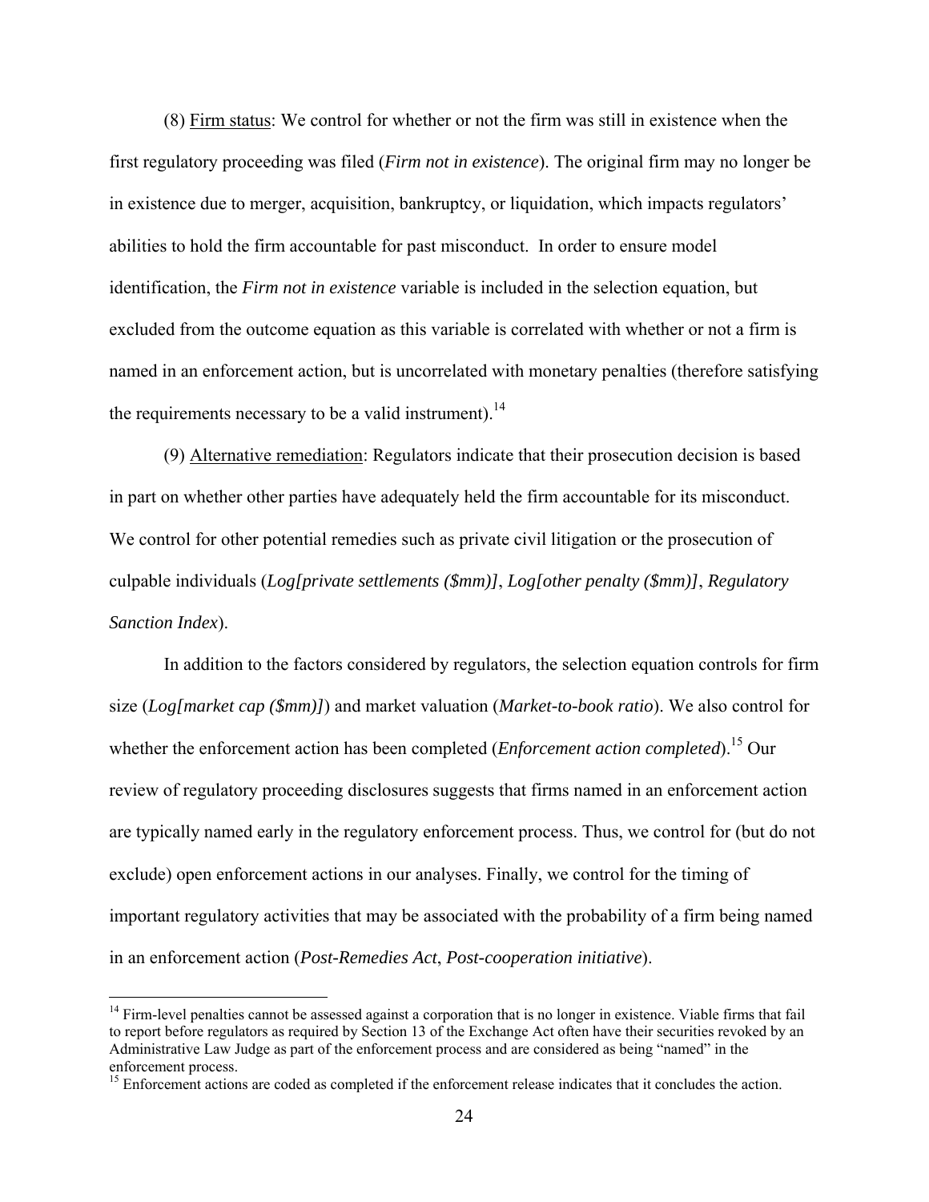(8) Firm status: We control for whether or not the firm was still in existence when the first regulatory proceeding was filed (*Firm not in existence*). The original firm may no longer be in existence due to merger, acquisition, bankruptcy, or liquidation, which impacts regulators' abilities to hold the firm accountable for past misconduct. In order to ensure model identification, the *Firm not in existence* variable is included in the selection equation, but excluded from the outcome equation as this variable is correlated with whether or not a firm is named in an enforcement action, but is uncorrelated with monetary penalties (therefore satisfying the requirements necessary to be a valid instrument).[14]

(9) Alternative remediation: Regulators indicate that their prosecution decision is based in part on whether other parties have adequately held the firm accountable for its misconduct. We control for other potential remedies such as private civil litigation or the prosecution of culpable individuals (*Log[private settlements ($mm)]*, *Log[other penalty ($mm)]*, *Regulatory Sanction Index*).

In addition to the factors considered by regulators, the selection equation controls for firm size (*Log[market cap ($mm)]*) and market valuation (*Market-to-book ratio*). We also control for whether the enforcement action has been completed (*Enforcement action completed*).[15] Our review of regulatory proceeding disclosures suggests that firms named in an enforcement action are typically named early in the regulatory enforcement process. Thus, we control for (but do not exclude) open enforcement actions in our analyses. Finally, we control for the timing of important regulatory activities that may be associated with the probability of a firm being named in an enforcement action (*Post-Remedies Act*, *Post-cooperation initiative*).

[14] Firm-level penalties cannot be assessed against a corporation that is no longer in existence. Viable firms that fail to report before regulators as required by Section 13 of the Exchange Act often have their securities revoked by an Administrative Law Judge as part of the enforcement process and are considered as being "named" in the enforcement process.

[15] Enforcement actions are coded as completed if the enforcement release indicates that it concludes the action.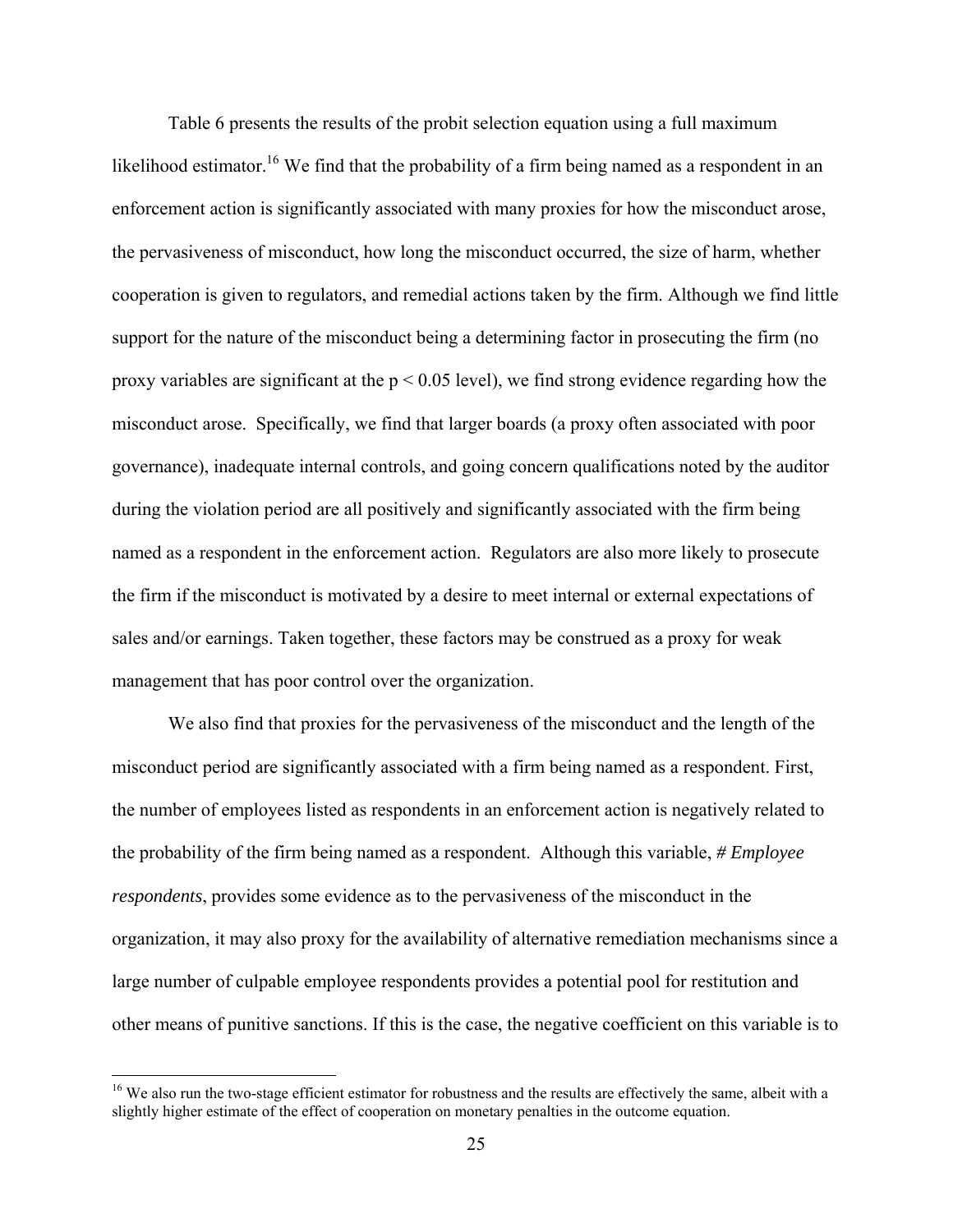Table 6 presents the results of the probit selection equation using a full maximum likelihood estimator.[16] We find that the probability of a firm being named as a respondent in an enforcement action is significantly associated with many proxies for how the misconduct arose, the pervasiveness of misconduct, how long the misconduct occurred, the size of harm, whether cooperation is given to regulators, and remedial actions taken by the firm. Although we find little support for the nature of the misconduct being a determining factor in prosecuting the firm (no proxy variables are significant at the $p < 0.05$ level), we find strong evidence regarding how the misconduct arose. Specifically, we find that larger boards (a proxy often associated with poor governance), inadequate internal controls, and going concern qualifications noted by the auditor during the violation period are all positively and significantly associated with the firm being named as a respondent in the enforcement action. Regulators are also more likely to prosecute the firm if the misconduct is motivated by a desire to meet internal or external expectations of sales and/or earnings. Taken together, these factors may be construed as a proxy for weak management that has poor control over the organization.

We also find that proxies for the pervasiveness of the misconduct and the length of the misconduct period are significantly associated with a firm being named as a respondent. First, the number of employees listed as respondents in an enforcement action is negatively related to the probability of the firm being named as a respondent. Although this variable, *# Employee respondents*, provides some evidence as to the pervasiveness of the misconduct in the organization, it may also proxy for the availability of alternative remediation mechanisms since a large number of culpable employee respondents provides a potential pool for restitution and other means of punitive sanctions. If this is the case, the negative coefficient on this variable is to

[16] We also run the two-stage efficient estimator for robustness and the results are effectively the same, albeit with a slightly higher estimate of the effect of cooperation on monetary penalties in the outcome equation.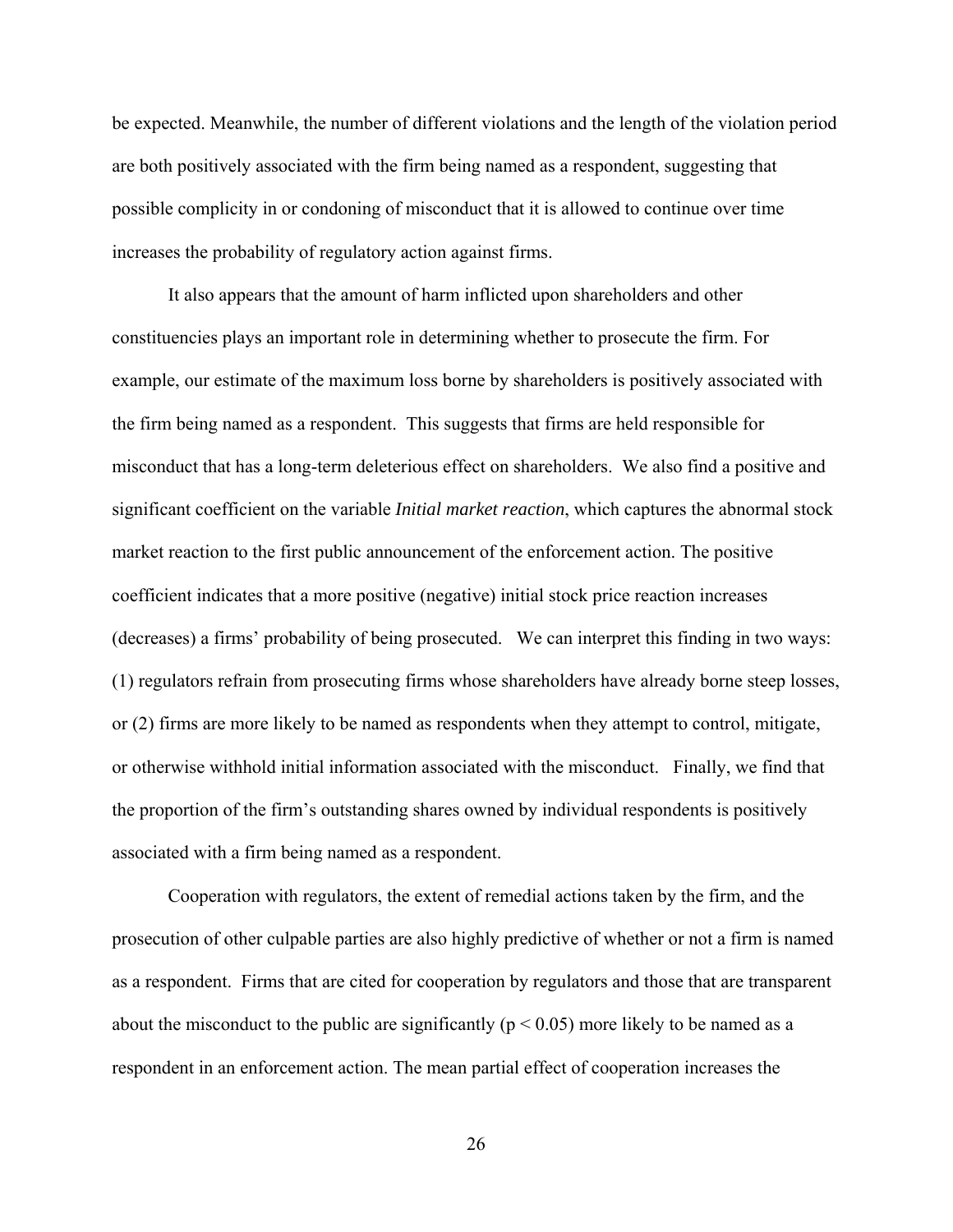be expected. Meanwhile, the number of different violations and the length of the violation period are both positively associated with the firm being named as a respondent, suggesting that possible complicity in or condoning of misconduct that it is allowed to continue over time increases the probability of regulatory action against firms.

It also appears that the amount of harm inflicted upon shareholders and other constituencies plays an important role in determining whether to prosecute the firm. For example, our estimate of the maximum loss borne by shareholders is positively associated with the firm being named as a respondent. This suggests that firms are held responsible for misconduct that has a long-term deleterious effect on shareholders. We also find a positive and significant coefficient on the variable *Initial market reaction*, which captures the abnormal stock market reaction to the first public announcement of the enforcement action. The positive coefficient indicates that a more positive (negative) initial stock price reaction increases (decreases) a firms' probability of being prosecuted. We can interpret this finding in two ways: (1) regulators refrain from prosecuting firms whose shareholders have already borne steep losses, or (2) firms are more likely to be named as respondents when they attempt to control, mitigate, or otherwise withhold initial information associated with the misconduct. Finally, we find that the proportion of the firm's outstanding shares owned by individual respondents is positively associated with a firm being named as a respondent.

Cooperation with regulators, the extent of remedial actions taken by the firm, and the prosecution of other culpable parties are also highly predictive of whether or not a firm is named as a respondent. Firms that are cited for cooperation by regulators and those that are transparent about the misconduct to the public are significantly ($p < 0.05$) more likely to be named as a respondent in an enforcement action. The mean partial effect of cooperation increases the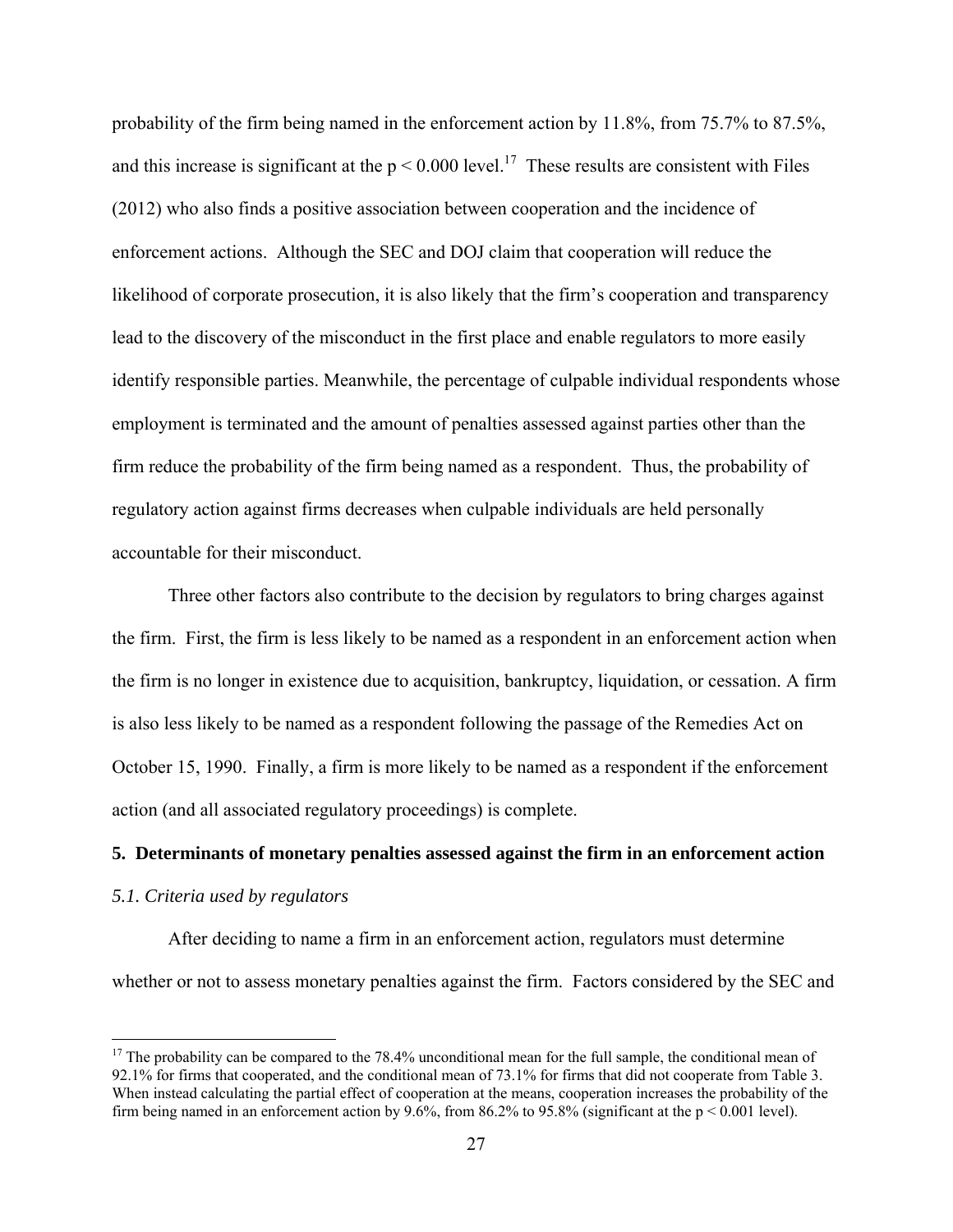probability of the firm being named in the enforcement action by 11.8%, from 75.7% to 87.5%, and this increase is significant at the $p < 0.000$ level.[17] These results are consistent with Files (2012) who also finds a positive association between cooperation and the incidence of enforcement actions. Although the SEC and DOJ claim that cooperation will reduce the likelihood of corporate prosecution, it is also likely that the firm's cooperation and transparency lead to the discovery of the misconduct in the first place and enable regulators to more easily identify responsible parties. Meanwhile, the percentage of culpable individual respondents whose employment is terminated and the amount of penalties assessed against parties other than the firm reduce the probability of the firm being named as a respondent. Thus, the probability of regulatory action against firms decreases when culpable individuals are held personally accountable for their misconduct.

Three other factors also contribute to the decision by regulators to bring charges against the firm. First, the firm is less likely to be named as a respondent in an enforcement action when the firm is no longer in existence due to acquisition, bankruptcy, liquidation, or cessation. A firm is also less likely to be named as a respondent following the passage of the Remedies Act on October 15, 1990. Finally, a firm is more likely to be named as a respondent if the enforcement action (and all associated regulatory proceedings) is complete.

## 5. Determinants of monetary penalties assessed against the firm in an enforcement action

### *5.1. Criteria used by regulators*

After deciding to name a firm in an enforcement action, regulators must determine whether or not to assess monetary penalties against the firm. Factors considered by the SEC and

---

[17] The probability can be compared to the 78.4% unconditional mean for the full sample, the conditional mean of 92.1% for firms that cooperated, and the conditional mean of 73.1% for firms that did not cooperate from Table 3. When instead calculating the partial effect of cooperation at the means, cooperation increases the probability of the firm being named in an enforcement action by 9.6%, from 86.2% to 95.8% (significant at the $p < 0.001$ level).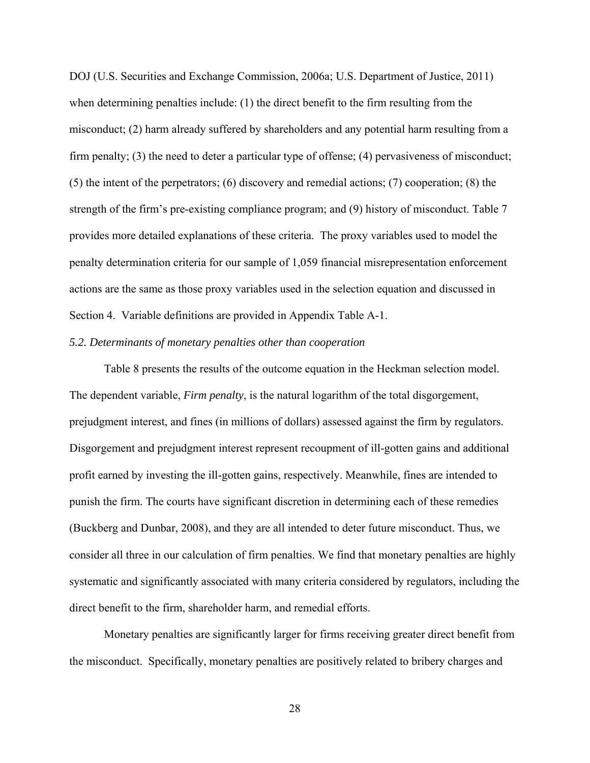DOJ (U.S. Securities and Exchange Commission, 2006a; U.S. Department of Justice, 2011) when determining penalties include: (1) the direct benefit to the firm resulting from the misconduct; (2) harm already suffered by shareholders and any potential harm resulting from a firm penalty; (3) the need to deter a particular type of offense; (4) pervasiveness of misconduct; (5) the intent of the perpetrators; (6) discovery and remedial actions; (7) cooperation; (8) the strength of the firm's pre-existing compliance program; and (9) history of misconduct. Table 7 provides more detailed explanations of these criteria. The proxy variables used to model the penalty determination criteria for our sample of 1,059 financial misrepresentation enforcement actions are the same as those proxy variables used in the selection equation and discussed in Section 4. Variable definitions are provided in Appendix Table A-1.

### *5.2. Determinants of monetary penalties other than cooperation*

Table 8 presents the results of the outcome equation in the Heckman selection model. The dependent variable, *Firm penalty*, is the natural logarithm of the total disgorgement, prejudgment interest, and fines (in millions of dollars) assessed against the firm by regulators. Disgorgement and prejudgment interest represent recoupment of ill-gotten gains and additional profit earned by investing the ill-gotten gains, respectively. Meanwhile, fines are intended to punish the firm. The courts have significant discretion in determining each of these remedies (Buckberg and Dunbar, 2008), and they are all intended to deter future misconduct. Thus, we consider all three in our calculation of firm penalties. We find that monetary penalties are highly systematic and significantly associated with many criteria considered by regulators, including the direct benefit to the firm, shareholder harm, and remedial efforts.

Monetary penalties are significantly larger for firms receiving greater direct benefit from the misconduct. Specifically, monetary penalties are positively related to bribery charges and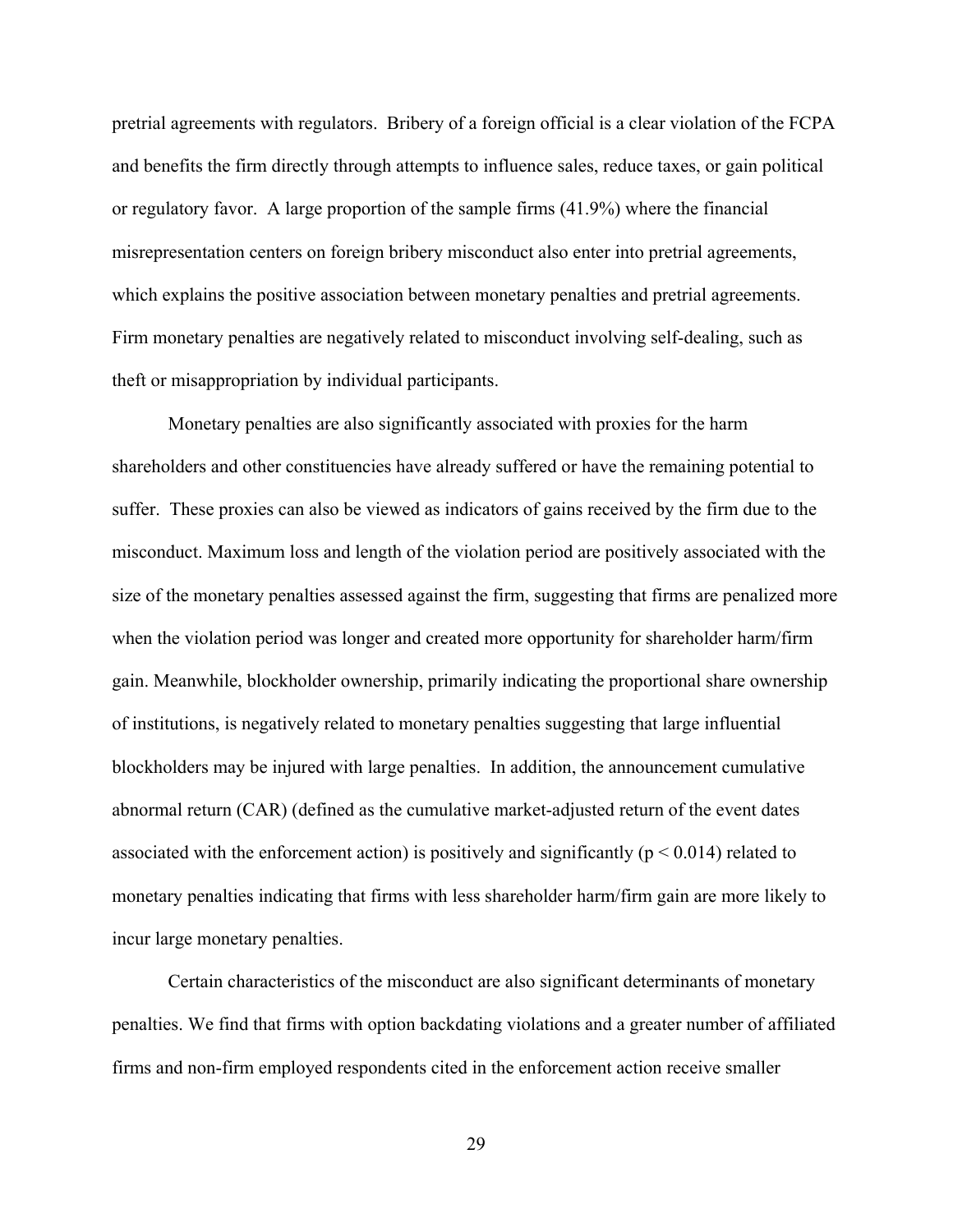pretrial agreements with regulators. Bribery of a foreign official is a clear violation of the FCPA and benefits the firm directly through attempts to influence sales, reduce taxes, or gain political or regulatory favor. A large proportion of the sample firms (41.9%) where the financial misrepresentation centers on foreign bribery misconduct also enter into pretrial agreements, which explains the positive association between monetary penalties and pretrial agreements. Firm monetary penalties are negatively related to misconduct involving self-dealing, such as theft or misappropriation by individual participants.

Monetary penalties are also significantly associated with proxies for the harm shareholders and other constituencies have already suffered or have the remaining potential to suffer. These proxies can also be viewed as indicators of gains received by the firm due to the misconduct. Maximum loss and length of the violation period are positively associated with the size of the monetary penalties assessed against the firm, suggesting that firms are penalized more when the violation period was longer and created more opportunity for shareholder harm/firm gain. Meanwhile, blockholder ownership, primarily indicating the proportional share ownership of institutions, is negatively related to monetary penalties suggesting that large influential blockholders may be injured with large penalties. In addition, the announcement cumulative abnormal return (CAR) (defined as the cumulative market-adjusted return of the event dates associated with the enforcement action) is positively and significantly ($p < 0.014$) related to monetary penalties indicating that firms with less shareholder harm/firm gain are more likely to incur large monetary penalties.

Certain characteristics of the misconduct are also significant determinants of monetary penalties. We find that firms with option backdating violations and a greater number of affiliated firms and non-firm employed respondents cited in the enforcement action receive smaller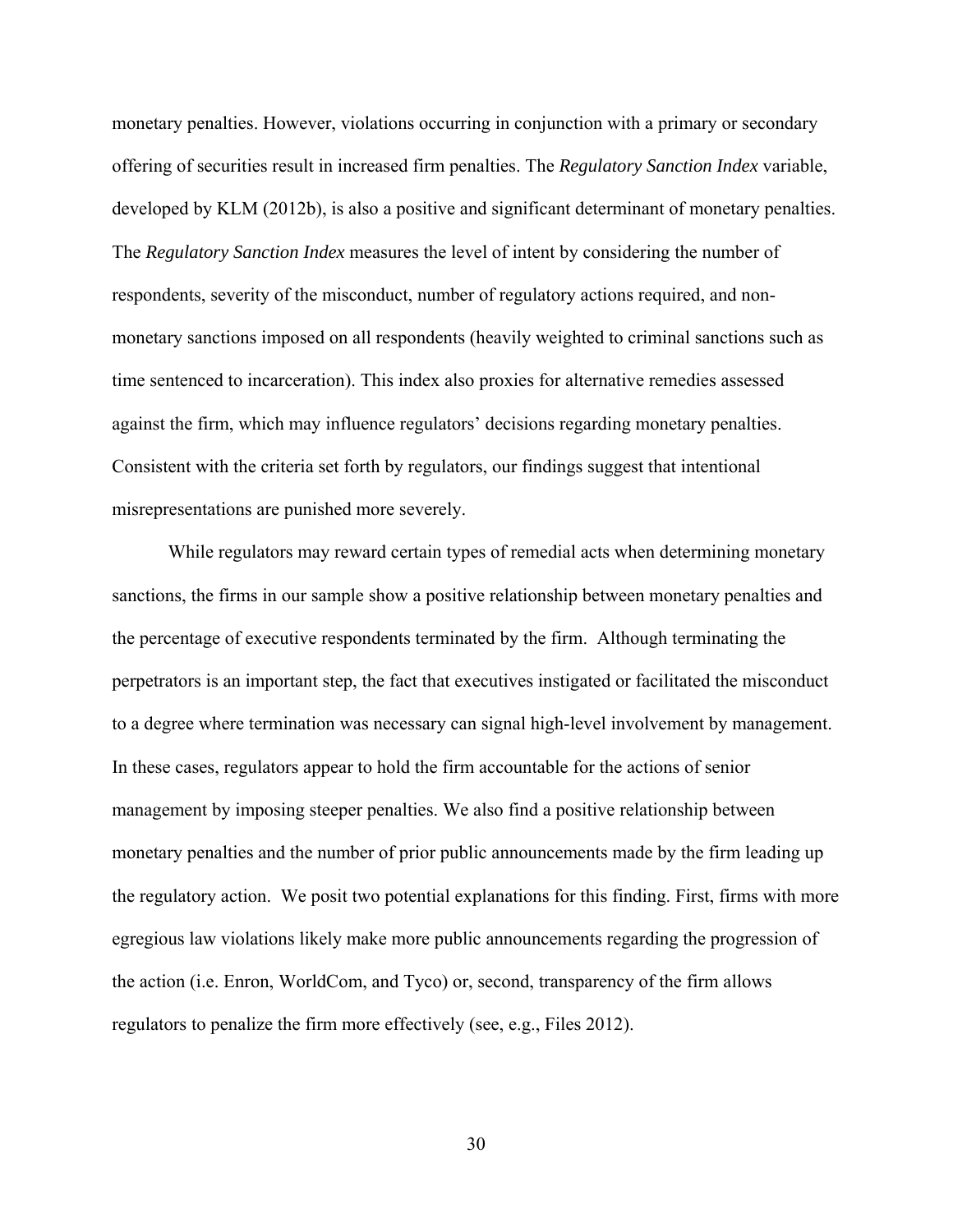monetary penalties. However, violations occurring in conjunction with a primary or secondary offering of securities result in increased firm penalties. The *Regulatory Sanction Index* variable, developed by KLM (2012b), is also a positive and significant determinant of monetary penalties. The *Regulatory Sanction Index* measures the level of intent by considering the number of respondents, severity of the misconduct, number of regulatory actions required, and non-monetary sanctions imposed on all respondents (heavily weighted to criminal sanctions such as time sentenced to incarceration). This index also proxies for alternative remedies assessed against the firm, which may influence regulators' decisions regarding monetary penalties. Consistent with the criteria set forth by regulators, our findings suggest that intentional misrepresentations are punished more severely.

While regulators may reward certain types of remedial acts when determining monetary sanctions, the firms in our sample show a positive relationship between monetary penalties and the percentage of executive respondents terminated by the firm. Although terminating the perpetrators is an important step, the fact that executives instigated or facilitated the misconduct to a degree where termination was necessary can signal high-level involvement by management. In these cases, regulators appear to hold the firm accountable for the actions of senior management by imposing steeper penalties. We also find a positive relationship between monetary penalties and the number of prior public announcements made by the firm leading up the regulatory action. We posit two potential explanations for this finding. First, firms with more egregious law violations likely make more public announcements regarding the progression of the action (i.e. Enron, WorldCom, and Tyco) or, second, transparency of the firm allows regulators to penalize the firm more effectively (see, e.g., Files 2012).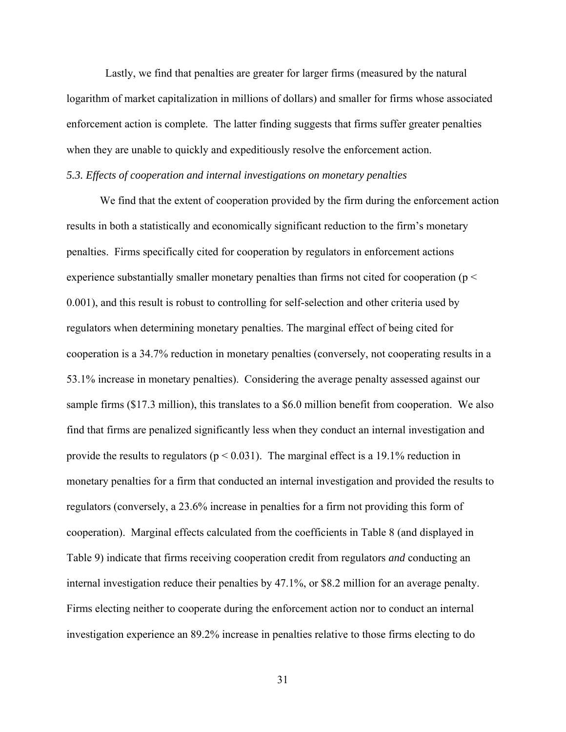Lastly, we find that penalties are greater for larger firms (measured by the natural logarithm of market capitalization in millions of dollars) and smaller for firms whose associated enforcement action is complete. The latter finding suggests that firms suffer greater penalties when they are unable to quickly and expeditiously resolve the enforcement action.

### *5.3. Effects of cooperation and internal investigations on monetary penalties*

We find that the extent of cooperation provided by the firm during the enforcement action results in both a statistically and economically significant reduction to the firm's monetary penalties. Firms specifically cited for cooperation by regulators in enforcement actions experience substantially smaller monetary penalties than firms not cited for cooperation ($p < 0.001$), and this result is robust to controlling for self-selection and other criteria used by regulators when determining monetary penalties. The marginal effect of being cited for cooperation is a 34.7% reduction in monetary penalties (conversely, not cooperating results in a 53.1% increase in monetary penalties). Considering the average penalty assessed against our sample firms ($17.3 million), this translates to a $6.0 million benefit from cooperation. We also find that firms are penalized significantly less when they conduct an internal investigation and provide the results to regulators ($p < 0.031$). The marginal effect is a 19.1% reduction in monetary penalties for a firm that conducted an internal investigation and provided the results to regulators (conversely, a 23.6% increase in penalties for a firm not providing this form of cooperation). Marginal effects calculated from the coefficients in Table 8 (and displayed in Table 9) indicate that firms receiving cooperation credit from regulators *and* conducting an internal investigation reduce their penalties by 47.1%, or $8.2 million for an average penalty. Firms electing neither to cooperate during the enforcement action nor to conduct an internal investigation experience an 89.2% increase in penalties relative to those firms electing to do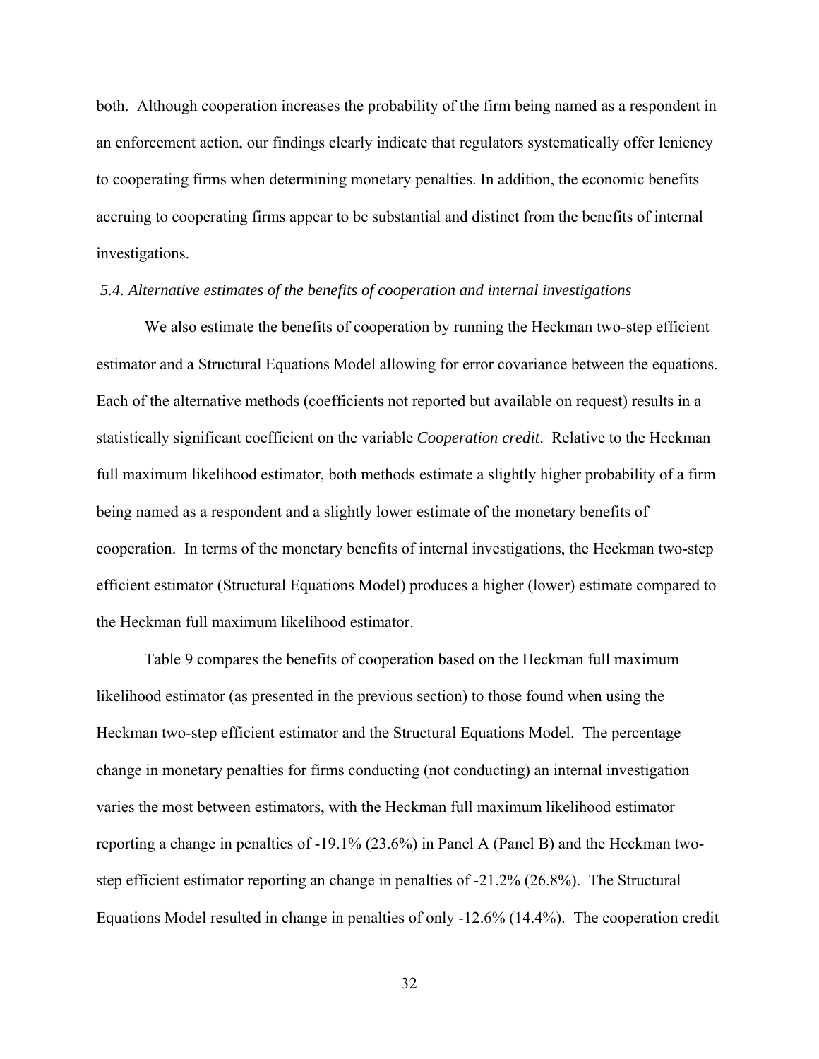both. Although cooperation increases the probability of the firm being named as a respondent in an enforcement action, our findings clearly indicate that regulators systematically offer leniency to cooperating firms when determining monetary penalties. In addition, the economic benefits accruing to cooperating firms appear to be substantial and distinct from the benefits of internal investigations.

### *5.4. Alternative estimates of the benefits of cooperation and internal investigations*

We also estimate the benefits of cooperation by running the Heckman two-step efficient estimator and a Structural Equations Model allowing for error covariance between the equations. Each of the alternative methods (coefficients not reported but available on request) results in a statistically significant coefficient on the variable *Cooperation credit*. Relative to the Heckman full maximum likelihood estimator, both methods estimate a slightly higher probability of a firm being named as a respondent and a slightly lower estimate of the monetary benefits of cooperation. In terms of the monetary benefits of internal investigations, the Heckman two-step efficient estimator (Structural Equations Model) produces a higher (lower) estimate compared to the Heckman full maximum likelihood estimator.

Table 9 compares the benefits of cooperation based on the Heckman full maximum likelihood estimator (as presented in the previous section) to those found when using the Heckman two-step efficient estimator and the Structural Equations Model. The percentage change in monetary penalties for firms conducting (not conducting) an internal investigation varies the most between estimators, with the Heckman full maximum likelihood estimator reporting a change in penalties of -19.1% (23.6%) in Panel A (Panel B) and the Heckman two-step efficient estimator reporting an change in penalties of -21.2% (26.8%). The Structural Equations Model resulted in change in penalties of only -12.6% (14.4%). The cooperation credit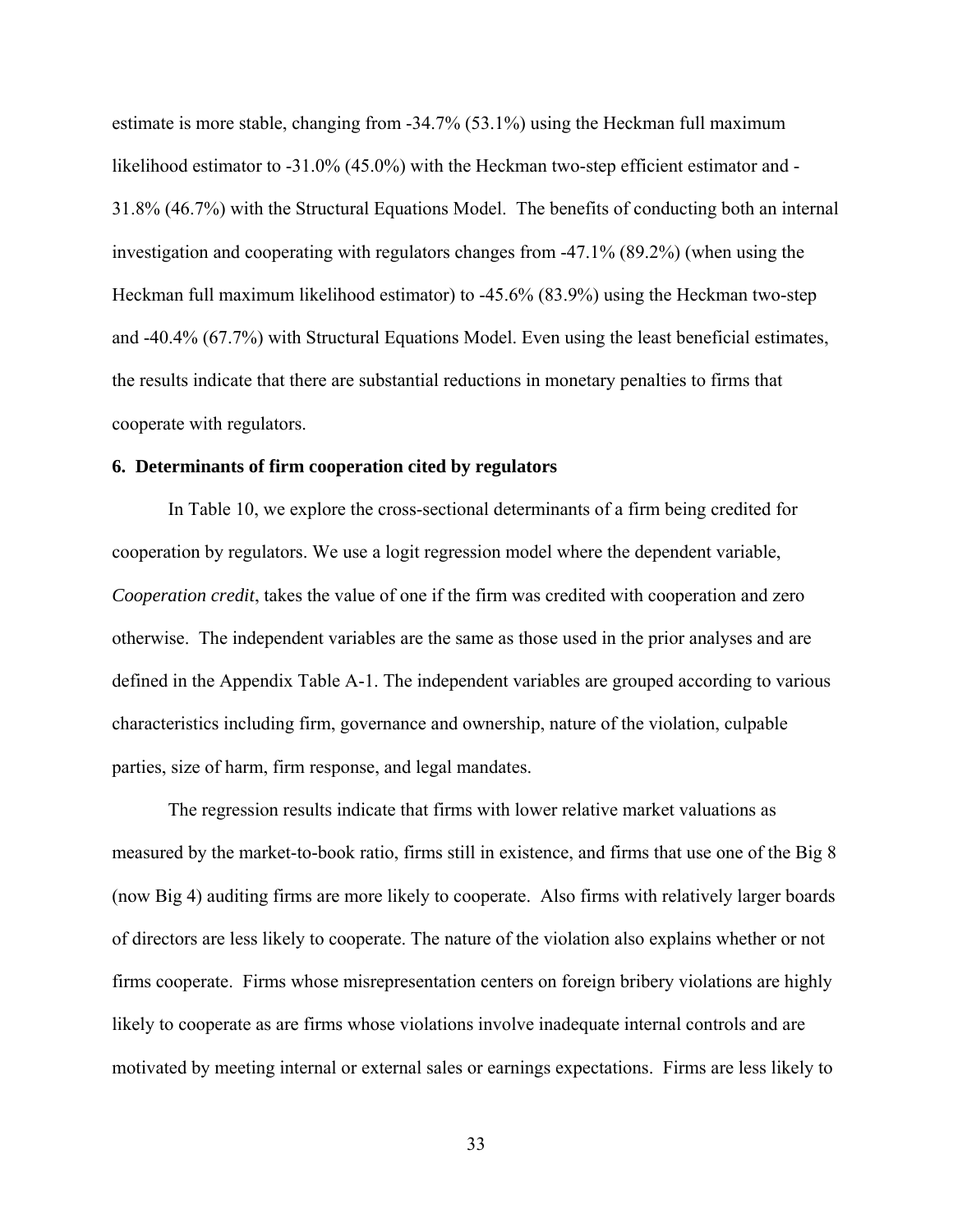estimate is more stable, changing from -34.7% (53.1%) using the Heckman full maximum likelihood estimator to -31.0% (45.0%) with the Heckman two-step efficient estimator and -31.8% (46.7%) with the Structural Equations Model. The benefits of conducting both an internal investigation and cooperating with regulators changes from -47.1% (89.2%) (when using the Heckman full maximum likelihood estimator) to -45.6% (83.9%) using the Heckman two-step and -40.4% (67.7%) with Structural Equations Model. Even using the least beneficial estimates, the results indicate that there are substantial reductions in monetary penalties to firms that cooperate with regulators.

### 6. Determinants of firm cooperation cited by regulators

In Table 10, we explore the cross-sectional determinants of a firm being credited for cooperation by regulators. We use a logit regression model where the dependent variable, *Cooperation credit*, takes the value of one if the firm was credited with cooperation and zero otherwise. The independent variables are the same as those used in the prior analyses and are defined in the Appendix Table A-1. The independent variables are grouped according to various characteristics including firm, governance and ownership, nature of the violation, culpable parties, size of harm, firm response, and legal mandates.

The regression results indicate that firms with lower relative market valuations as measured by the market-to-book ratio, firms still in existence, and firms that use one of the Big 8 (now Big 4) auditing firms are more likely to cooperate. Also firms with relatively larger boards of directors are less likely to cooperate. The nature of the violation also explains whether or not firms cooperate. Firms whose misrepresentation centers on foreign bribery violations are highly likely to cooperate as are firms whose violations involve inadequate internal controls and are motivated by meeting internal or external sales or earnings expectations. Firms are less likely to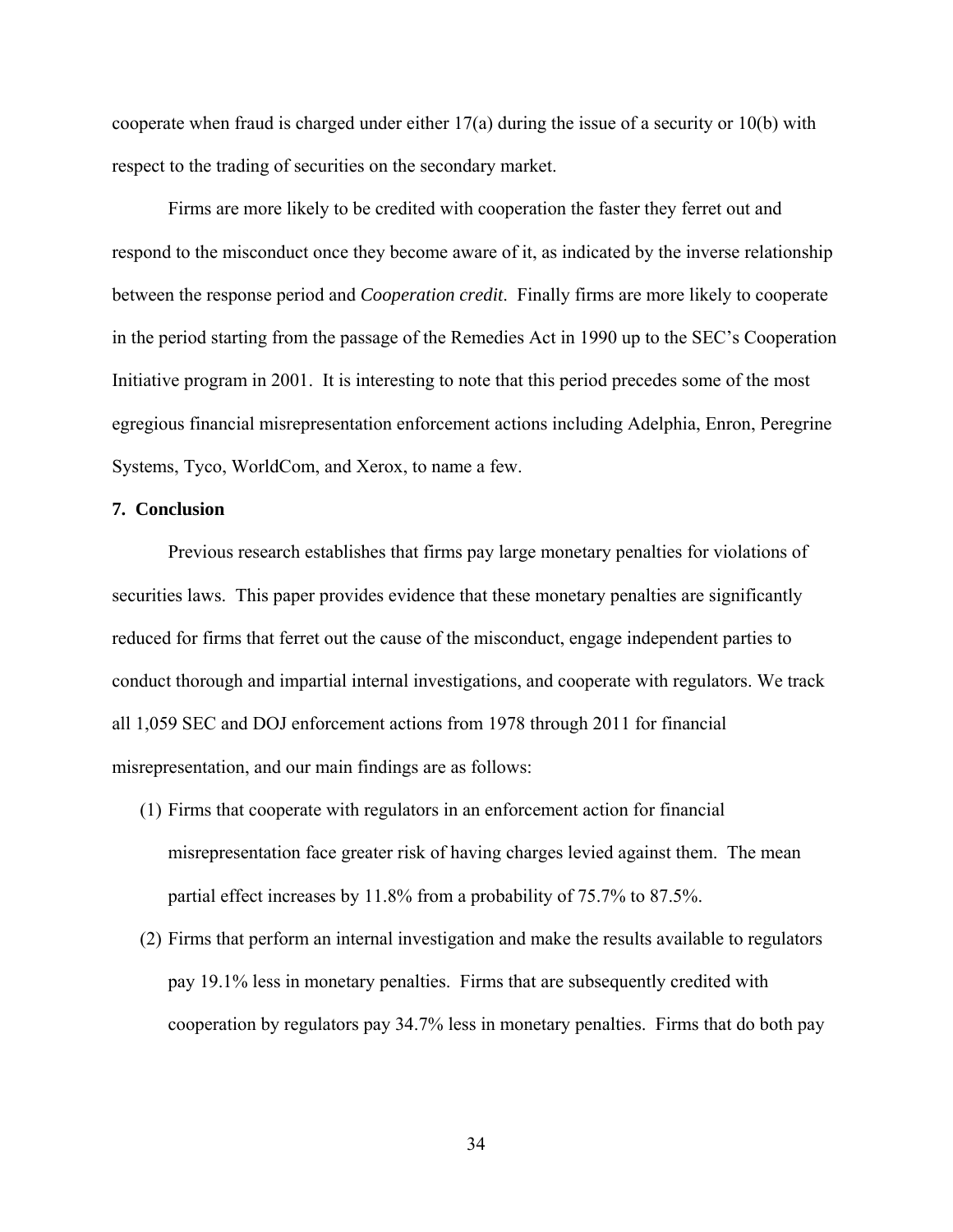cooperate when fraud is charged under either 17(a) during the issue of a security or 10(b) with respect to the trading of securities on the secondary market.

Firms are more likely to be credited with cooperation the faster they ferret out and respond to the misconduct once they become aware of it, as indicated by the inverse relationship between the response period and *Cooperation credit*. Finally firms are more likely to cooperate in the period starting from the passage of the Remedies Act in 1990 up to the SEC's Cooperation Initiative program in 2001. It is interesting to note that this period precedes some of the most egregious financial misrepresentation enforcement actions including Adelphia, Enron, Peregrine Systems, Tyco, WorldCom, and Xerox, to name a few.

## 7. Conclusion

Previous research establishes that firms pay large monetary penalties for violations of securities laws. This paper provides evidence that these monetary penalties are significantly reduced for firms that ferret out the cause of the misconduct, engage independent parties to conduct thorough and impartial internal investigations, and cooperate with regulators. We track all 1,059 SEC and DOJ enforcement actions from 1978 through 2011 for financial misrepresentation, and our main findings are as follows:

(1) Firms that cooperate with regulators in an enforcement action for financial misrepresentation face greater risk of having charges levied against them. The mean partial effect increases by 11.8% from a probability of 75.7% to 87.5%.

(2) Firms that perform an internal investigation and make the results available to regulators pay 19.1% less in monetary penalties. Firms that are subsequently credited with cooperation by regulators pay 34.7% less in monetary penalties. Firms that do both pay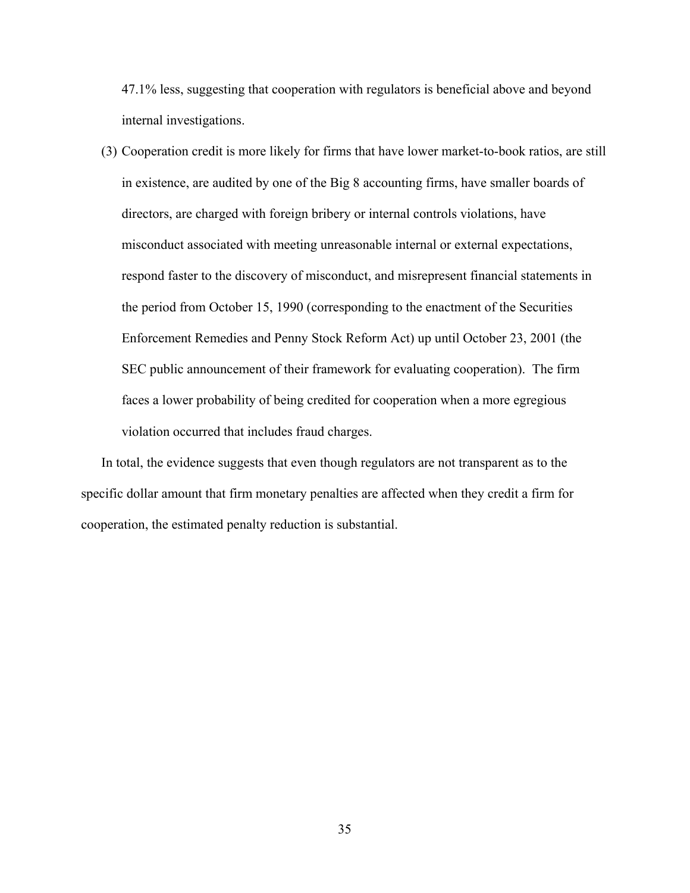47.1% less, suggesting that cooperation with regulators is beneficial above and beyond internal investigations.

(3) Cooperation credit is more likely for firms that have lower market-to-book ratios, are still in existence, are audited by one of the Big 8 accounting firms, have smaller boards of directors, are charged with foreign bribery or internal controls violations, have misconduct associated with meeting unreasonable internal or external expectations, respond faster to the discovery of misconduct, and misrepresent financial statements in the period from October 15, 1990 (corresponding to the enactment of the Securities Enforcement Remedies and Penny Stock Reform Act) up until October 23, 2001 (the SEC public announcement of their framework for evaluating cooperation). The firm faces a lower probability of being credited for cooperation when a more egregious violation occurred that includes fraud charges.

In total, the evidence suggests that even though regulators are not transparent as to the specific dollar amount that firm monetary penalties are affected when they credit a firm for cooperation, the estimated penalty reduction is substantial.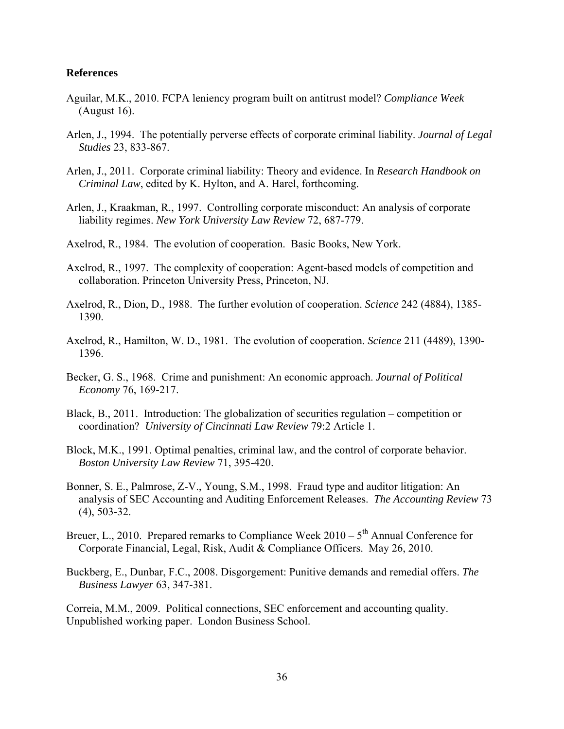**References**

Aguilar, M.K., 2010. FCPA leniency program built on antitrust model? *Compliance Week* (August 16).

Arlen, J., 1994. The potentially perverse effects of corporate criminal liability. *Journal of Legal Studies* 23, 833-867.

Arlen, J., 2011. Corporate criminal liability: Theory and evidence. In *Research Handbook on Criminal Law*, edited by K. Hylton, and A. Harel, forthcoming.

Arlen, J., Kraakman, R., 1997. Controlling corporate misconduct: An analysis of corporate liability regimes. *New York University Law Review* 72, 687-779.

Axelrod, R., 1984. The evolution of cooperation. Basic Books, New York.

Axelrod, R., 1997. The complexity of cooperation: Agent-based models of competition and collaboration. Princeton University Press, Princeton, NJ.

Axelrod, R., Dion, D., 1988. The further evolution of cooperation. *Science* 242 (4884), 1385-1390.

Axelrod, R., Hamilton, W. D., 1981. The evolution of cooperation. *Science* 211 (4489), 1390-1396.

Becker, G. S., 1968. Crime and punishment: An economic approach. *Journal of Political Economy* 76, 169-217.

Black, B., 2011. Introduction: The globalization of securities regulation – competition or coordination? *University of Cincinnati Law Review* 79:2 Article 1.

Block, M.K., 1991. Optimal penalties, criminal law, and the control of corporate behavior. *Boston University Law Review* 71, 395-420.

Bonner, S. E., Palmrose, Z-V., Young, S.M., 1998. Fraud type and auditor litigation: An analysis of SEC Accounting and Auditing Enforcement Releases. *The Accounting Review* 73 (4), 503-32.

Breuer, L., 2010. Prepared remarks to Compliance Week 2010 – 5th Annual Conference for Corporate Financial, Legal, Risk, Audit & Compliance Officers. May 26, 2010.

Buckberg, E., Dunbar, F.C., 2008. Disgorgement: Punitive demands and remedial offers. *The Business Lawyer* 63, 347-381.

Correia, M.M., 2009. Political connections, SEC enforcement and accounting quality. Unpublished working paper. London Business School.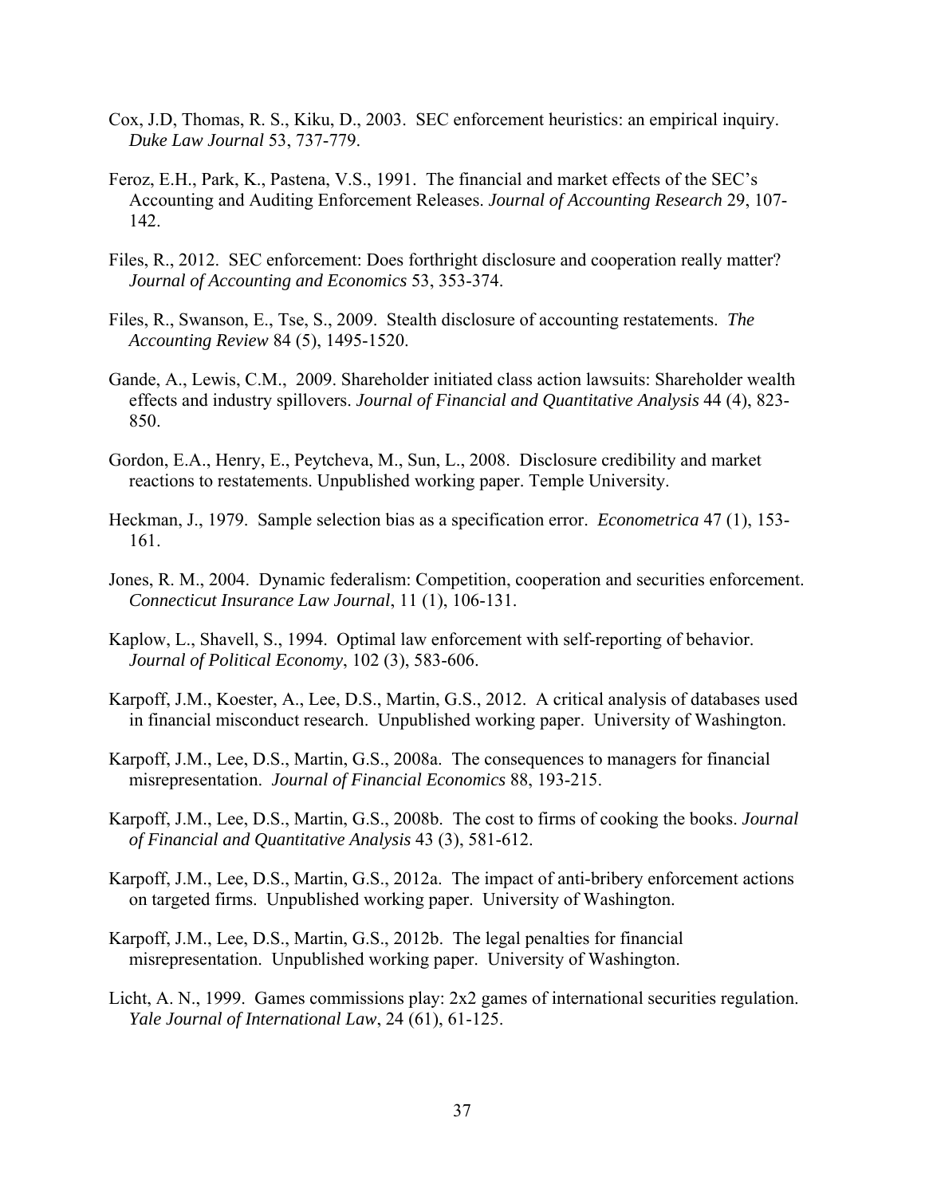Cox, J.D, Thomas, R. S., Kiku, D., 2003. SEC enforcement heuristics: an empirical inquiry. *Duke Law Journal* 53, 737-779.

Feroz, E.H., Park, K., Pastena, V.S., 1991. The financial and market effects of the SEC's Accounting and Auditing Enforcement Releases. *Journal of Accounting Research* 29, 107-142.

Files, R., 2012. SEC enforcement: Does forthright disclosure and cooperation really matter? *Journal of Accounting and Economics* 53, 353-374.

Files, R., Swanson, E., Tse, S., 2009. Stealth disclosure of accounting restatements. *The Accounting Review* 84 (5), 1495-1520.

Gande, A., Lewis, C.M., 2009. Shareholder initiated class action lawsuits: Shareholder wealth effects and industry spillovers. *Journal of Financial and Quantitative Analysis* 44 (4), 823-850.

Gordon, E.A., Henry, E., Peytcheva, M., Sun, L., 2008. Disclosure credibility and market reactions to restatements. Unpublished working paper. Temple University.

Heckman, J., 1979. Sample selection bias as a specification error. *Econometrica* 47 (1), 153-161.

Jones, R. M., 2004. Dynamic federalism: Competition, cooperation and securities enforcement. *Connecticut Insurance Law Journal*, 11 (1), 106-131.

Kaplow, L., Shavell, S., 1994. Optimal law enforcement with self-reporting of behavior. *Journal of Political Economy*, 102 (3), 583-606.

Karpoff, J.M., Koester, A., Lee, D.S., Martin, G.S., 2012. A critical analysis of databases used in financial misconduct research. Unpublished working paper. University of Washington.

Karpoff, J.M., Lee, D.S., Martin, G.S., 2008a. The consequences to managers for financial misrepresentation. *Journal of Financial Economics* 88, 193-215.

Karpoff, J.M., Lee, D.S., Martin, G.S., 2008b. The cost to firms of cooking the books. *Journal of Financial and Quantitative Analysis* 43 (3), 581-612.

Karpoff, J.M., Lee, D.S., Martin, G.S., 2012a. The impact of anti-bribery enforcement actions on targeted firms. Unpublished working paper. University of Washington.

Karpoff, J.M., Lee, D.S., Martin, G.S., 2012b. The legal penalties for financial misrepresentation. Unpublished working paper. University of Washington.

Licht, A. N., 1999. Games commissions play: 2x2 games of international securities regulation. *Yale Journal of International Law*, 24 (61), 61-125.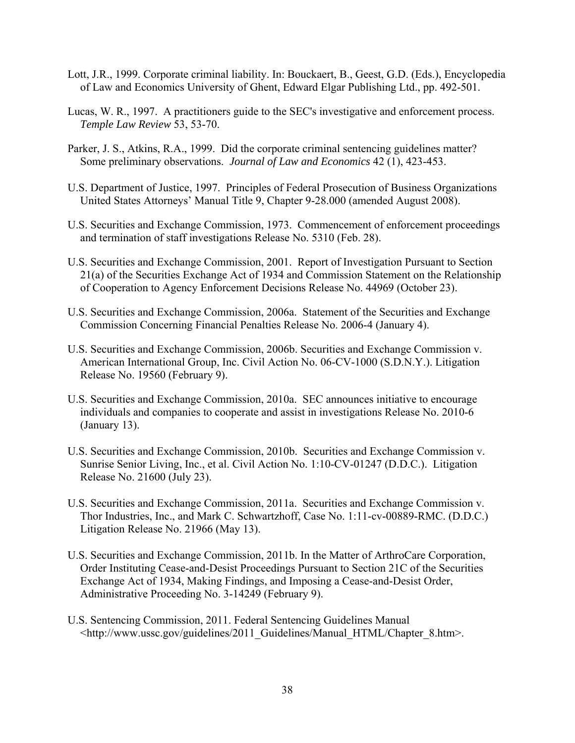Lott, J.R., 1999. Corporate criminal liability. In: Bouckaert, B., Geest, G.D. (Eds.), Encyclopedia of Law and Economics University of Ghent, Edward Elgar Publishing Ltd., pp. 492-501.

Lucas, W. R., 1997. A practitioners guide to the SEC's investigative and enforcement process. *Temple Law Review* 53, 53-70.

Parker, J. S., Atkins, R.A., 1999. Did the corporate criminal sentencing guidelines matter? Some preliminary observations. *Journal of Law and Economics* 42 (1), 423-453.

U.S. Department of Justice, 1997. Principles of Federal Prosecution of Business Organizations United States Attorneys' Manual Title 9, Chapter 9-28.000 (amended August 2008).

U.S. Securities and Exchange Commission, 1973. Commencement of enforcement proceedings and termination of staff investigations Release No. 5310 (Feb. 28).

U.S. Securities and Exchange Commission, 2001. Report of Investigation Pursuant to Section 21(a) of the Securities Exchange Act of 1934 and Commission Statement on the Relationship of Cooperation to Agency Enforcement Decisions Release No. 44969 (October 23).

U.S. Securities and Exchange Commission, 2006a. Statement of the Securities and Exchange Commission Concerning Financial Penalties Release No. 2006-4 (January 4).

U.S. Securities and Exchange Commission, 2006b. Securities and Exchange Commission v. American International Group, Inc. Civil Action No. 06-CV-1000 (S.D.N.Y.). Litigation Release No. 19560 (February 9).

U.S. Securities and Exchange Commission, 2010a. SEC announces initiative to encourage individuals and companies to cooperate and assist in investigations Release No. 2010-6 (January 13).

U.S. Securities and Exchange Commission, 2010b. Securities and Exchange Commission v. Sunrise Senior Living, Inc., et al. Civil Action No. 1:10-CV-01247 (D.D.C.). Litigation Release No. 21600 (July 23).

U.S. Securities and Exchange Commission, 2011a. Securities and Exchange Commission v. Thor Industries, Inc., and Mark C. Schwartzhoff, Case No. 1:11-cv-00889-RMC. (D.D.C.) Litigation Release No. 21966 (May 13).

U.S. Securities and Exchange Commission, 2011b. In the Matter of ArthroCare Corporation, Order Instituting Cease-and-Desist Proceedings Pursuant to Section 21C of the Securities Exchange Act of 1934, Making Findings, and Imposing a Cease-and-Desist Order, Administrative Proceeding No. 3-14249 (February 9).

U.S. Sentencing Commission, 2011. Federal Sentencing Guidelines Manual <http://www.ussc.gov/guidelines/2011_Guidelines/Manual_HTML/Chapter_8.htm>.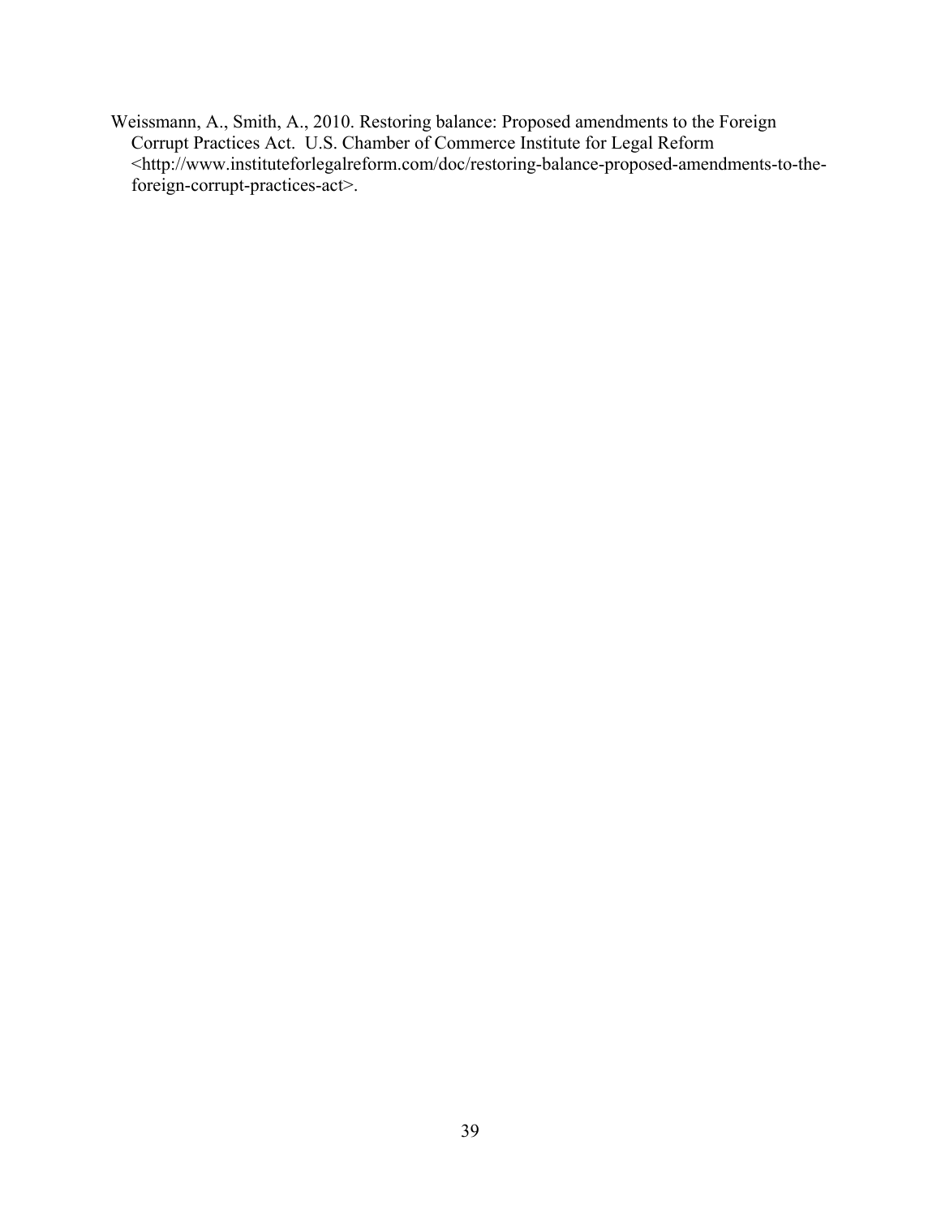Weissmann, A., Smith, A., 2010. Restoring balance: Proposed amendments to the Foreign Corrupt Practices Act. U.S. Chamber of Commerce Institute for Legal Reform <http://www.instituteforlegalreform.com/doc/restoring-balance-proposed-amendments-to-the-foreign-corrupt-practices-act>.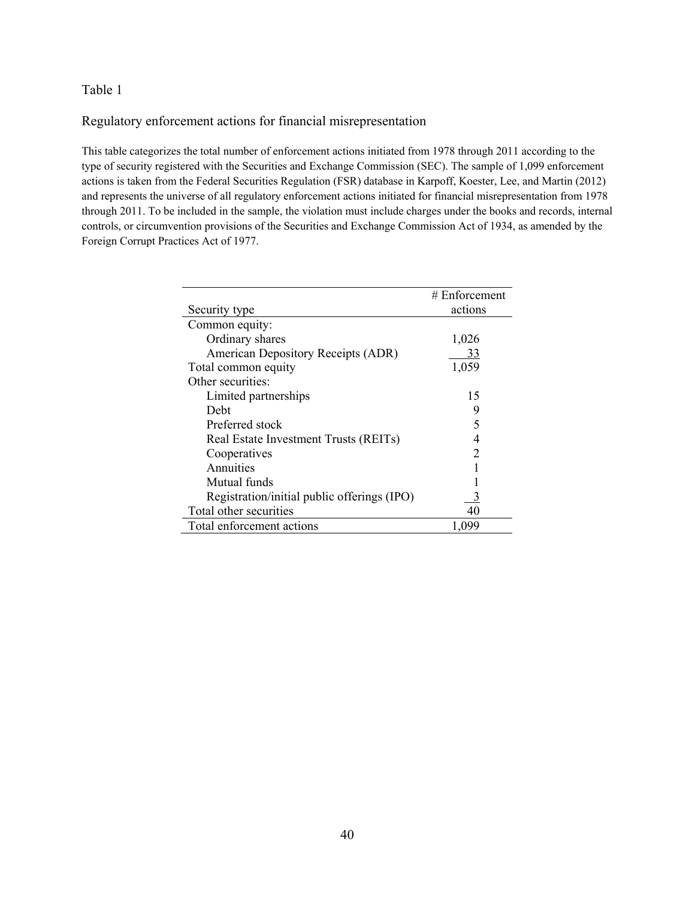Table 1

Regulatory enforcement actions for financial misrepresentation

This table categorizes the total number of enforcement actions initiated from 1978 through 2011 according to the type of security registered with the Securities and Exchange Commission (SEC). The sample of 1,099 enforcement actions is taken from the Federal Securities Regulation (FSR) database in Karpoff, Koester, Lee, and Martin (2012) and represents the universe of all regulatory enforcement actions initiated for financial misrepresentation from 1978 through 2011. To be included in the sample, the violation must include charges under the books and records, internal controls, or circumvention provisions of the Securities and Exchange Commission Act of 1934, as amended by the Foreign Corrupt Practices Act of 1977.

| Security type | # Enforcement actions |
|---|---|
| Common equity: | |
| Ordinary shares | 1,026 |
| American Depository Receipts (ADR) | 33 |
| Total common equity | 1,059 |
| Other securities: | |
| Limited partnerships | 15 |
| Debt | 9 |
| Preferred stock | 5 |
| Real Estate Investment Trusts (REITs) | 4 |
| Cooperatives | 2 |
| Annuities | 1 |
| Mutual funds | 1 |
| Registration/initial public offerings (IPO) | 3 |
| Total other securities | 40 |
| Total enforcement actions | 1,099 |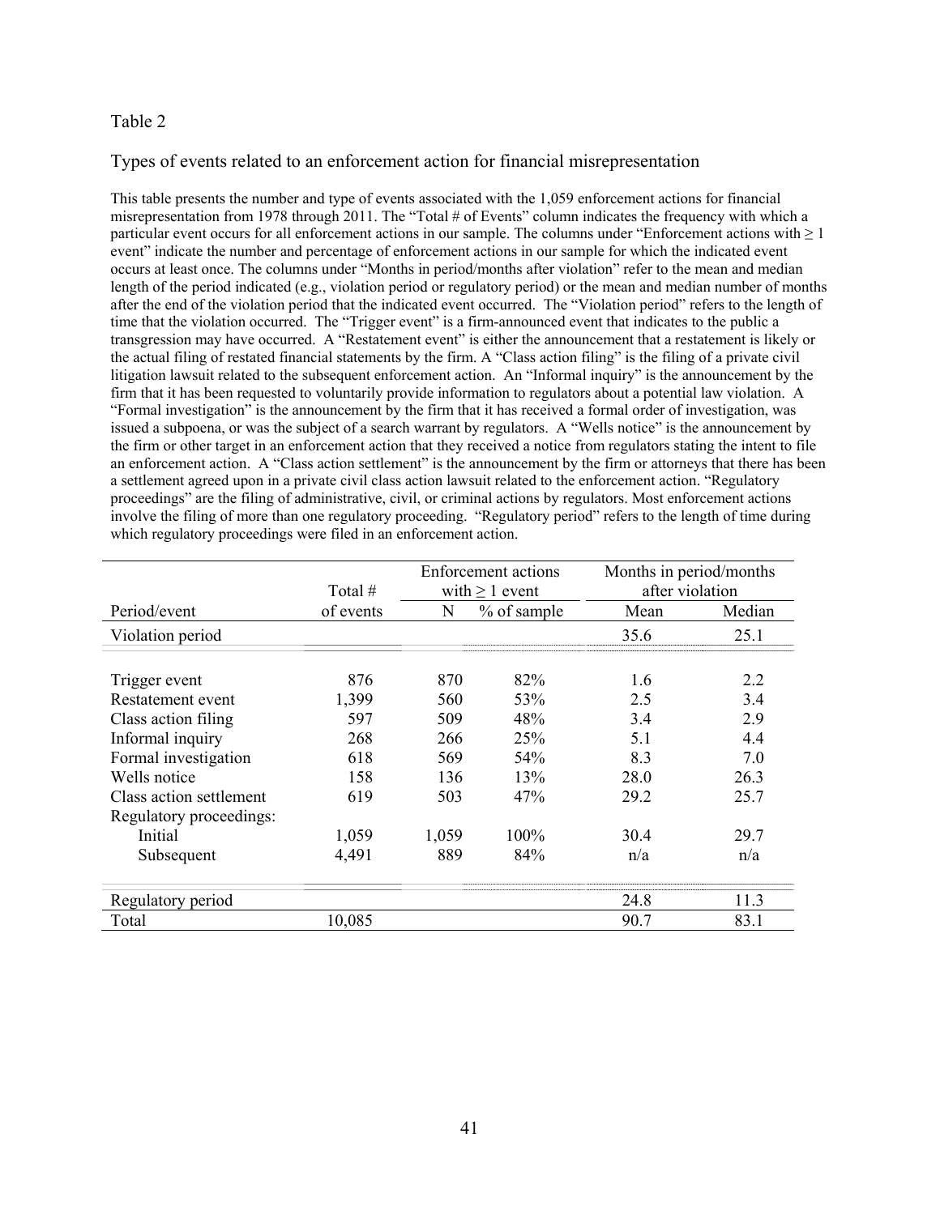Table 2

Types of events related to an enforcement action for financial misrepresentation

This table presents the number and type of events associated with the 1,059 enforcement actions for financial misrepresentation from 1978 through 2011. The "Total # of Events" column indicates the frequency with which a particular event occurs for all enforcement actions in our sample. The columns under "Enforcement actions with ≥ 1 event" indicate the number and percentage of enforcement actions in our sample for which the indicated event occurs at least once. The columns under "Months in period/months after violation" refer to the mean and median length of the period indicated (e.g., violation period or regulatory period) or the mean and median number of months after the end of the violation period that the indicated event occurred. The "Violation period" refers to the length of time that the violation occurred. The "Trigger event" is a firm-announced event that indicates to the public a transgression may have occurred. A "Restatement event" is either the announcement that a restatement is likely or the actual filing of restated financial statements by the firm. A "Class action filing" is the filing of a private civil litigation lawsuit related to the subsequent enforcement action. An "Informal inquiry" is the announcement by the firm that it has been requested to voluntarily provide information to regulators about a potential law violation. A "Formal investigation" is the announcement by the firm that it has received a formal order of investigation, was issued a subpoena, or was the subject of a search warrant by regulators. A "Wells notice" is the announcement by the firm or other target in an enforcement action that they received a notice from regulators stating the intent to file an enforcement action. A "Class action settlement" is the announcement by the firm or attorneys that there has been a settlement agreed upon in a private civil class action lawsuit related to the enforcement action. "Regulatory proceedings" are the filing of administrative, civil, or criminal actions by regulators. Most enforcement actions involve the filing of more than one regulatory proceeding. "Regulatory period" refers to the length of time during which regulatory proceedings were filed in an enforcement action.

| Period/event | Total # of events | Enforcement actions with ≥ 1 event: N | Enforcement actions with ≥ 1 event: % of sample | Months in period/months after violation: Mean | Months in period/months after violation: Median |
|---|---|---|---|---|---|
| Violation period | | | | 35.6 | 25.1 |
| Trigger event | 876 | 870 | 82% | 1.6 | 2.2 |
| Restatement event | 1,399 | 560 | 53% | 2.5 | 3.4 |
| Class action filing | 597 | 509 | 48% | 3.4 | 2.9 |
| Informal inquiry | 268 | 266 | 25% | 5.1 | 4.4 |
| Formal investigation | 618 | 569 | 54% | 8.3 | 7.0 |
| Wells notice | 158 | 136 | 13% | 28.0 | 26.3 |
| Class action settlement | 619 | 503 | 47% | 29.2 | 25.7 |
| Regulatory proceedings: | | | | | |
| Initial | 1,059 | 1,059 | 100% | 30.4 | 29.7 |
| Subsequent | 4,491 | 889 | 84% | n/a | n/a |
| Regulatory period | | | | 24.8 | 11.3 |
| Total | 10,085 | | | 90.7 | 83.1 |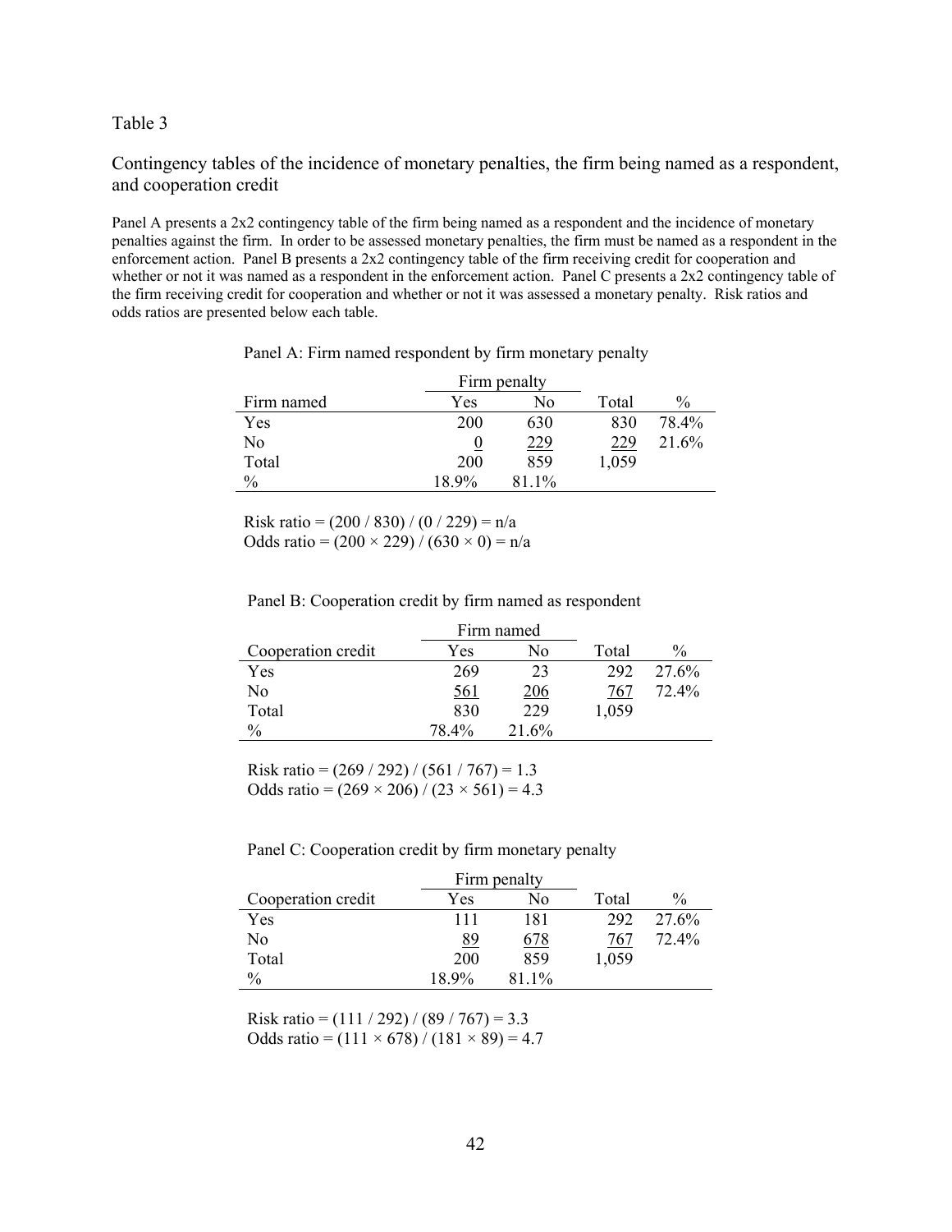Table 3

Contingency tables of the incidence of monetary penalties, the firm being named as a respondent, and cooperation credit

Panel A presents a 2x2 contingency table of the firm being named as a respondent and the incidence of monetary penalties against the firm. In order to be assessed monetary penalties, the firm must be named as a respondent in the enforcement action. Panel B presents a 2x2 contingency table of the firm receiving credit for cooperation and whether or not it was named as a respondent in the enforcement action. Panel C presents a 2x2 contingency table of the firm receiving credit for cooperation and whether or not it was assessed a monetary penalty. Risk ratios and odds ratios are presented below each table.

Panel A: Firm named respondent by firm monetary penalty

| | Firm penalty | | | |
|---|---|---|---|---|
| Firm named | Yes | No | Total | % |
| Yes | 200 | 630 | 830 | 78.4% |
| No | 0 | 229 | 229 | 21.6% |
| Total | 200 | 859 | 1,059 | |
| % | 18.9% | 81.1% | | |

Risk ratio = (200 / 830) / (0 / 229) = n/a
Odds ratio = (200 × 229) / (630 × 0) = n/a

Panel B: Cooperation credit by firm named as respondent

| | Firm named | | | |
|---|---|---|---|---|
| Cooperation credit | Yes | No | Total | % |
| Yes | 269 | 23 | 292 | 27.6% |
| No | 561 | 206 | 767 | 72.4% |
| Total | 830 | 229 | 1,059 | |
| % | 78.4% | 21.6% | | |

Risk ratio = (269 / 292) / (561 / 767) = 1.3
Odds ratio = (269 × 206) / (23 × 561) = 4.3

Panel C: Cooperation credit by firm monetary penalty

| | Firm penalty | | | |
|---|---|---|---|---|
| Cooperation credit | Yes | No | Total | % |
| Yes | 111 | 181 | 292 | 27.6% |
| No | 89 | 678 | 767 | 72.4% |
| Total | 200 | 859 | 1,059 | |
| % | 18.9% | 81.1% | | |

Risk ratio = (111 / 292) / (89 / 767) = 3.3
Odds ratio = (111 × 678) / (181 × 89) = 4.7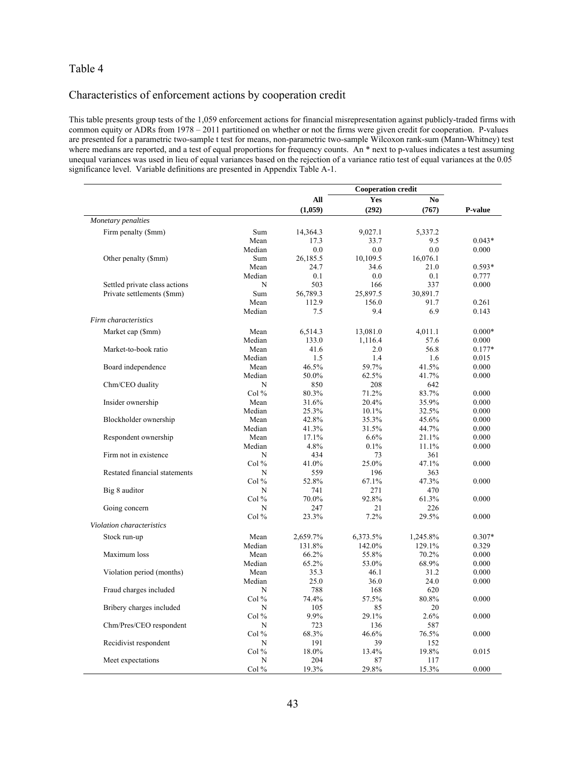# Table 4

## Characteristics of enforcement actions by cooperation credit

This table presents group tests of the 1,059 enforcement actions for financial misrepresentation against publicly-traded firms with common equity or ADRs from 1978 – 2011 partitioned on whether or not the firms were given credit for cooperation. P-values are presented for a parametric two-sample t test for means, non-parametric two-sample Wilcoxon rank-sum (Mann-Whitney) test where medians are reported, and a test of equal proportions for frequency counts. An * next to p-values indicates a test assuming unequal variances was used in lieu of equal variances based on the rejection of a variance ratio test of equal variances at the 0.05 significance level. Variable definitions are presented in Appendix Table A-1.

| | | | **Cooperation credit** | | |
|---|---|---|---|---|---|
| | | **All** | **Yes** | **No** | |
| | | **(1,059)** | **(292)** | **(767)** | **P-value** |
| *Monetary penalties* | | | | | |
| Firm penalty ($mm) | Sum | 14,364.3 | 9,027.1 | 5,337.2 | |
| | Mean | 17.3 | 33.7 | 9.5 | 0.043* |
| | Median | 0.0 | 0.0 | 0.0 | 0.000 |
| Other penalty ($mm) | Sum | 26,185.5 | 10,109.5 | 16,076.1 | |
| | Mean | 24.7 | 34.6 | 21.0 | 0.593* |
| | Median | 0.1 | 0.0 | 0.1 | 0.777 |
| Settled private class actions | N | 503 | 166 | 337 | 0.000 |
| Private settlements ($mm) | Sum | 56,789.3 | 25,897.5 | 30,891.7 | |
| | Mean | 112.9 | 156.0 | 91.7 | 0.261 |
| | Median | 7.5 | 9.4 | 6.9 | 0.143 |
| *Firm characteristics* | | | | | |
| Market cap ($mm) | Mean | 6,514.3 | 13,081.0 | 4,011.1 | 0.000* |
| | Median | 133.0 | 1,116.4 | 57.6 | 0.000 |
| Market-to-book ratio | Mean | 41.6 | 2.0 | 56.8 | 0.177* |
| | Median | 1.5 | 1.4 | 1.6 | 0.015 |
| Board independence | Mean | 46.5% | 59.7% | 41.5% | 0.000 |
| | Median | 50.0% | 62.5% | 41.7% | 0.000 |
| Chm/CEO duality | N | 850 | 208 | 642 | |
| | Col % | 80.3% | 71.2% | 83.7% | 0.000 |
| Insider ownership | Mean | 31.6% | 20.4% | 35.9% | 0.000 |
| | Median | 25.3% | 10.1% | 32.5% | 0.000 |
| Blockholder ownership | Mean | 42.8% | 35.3% | 45.6% | 0.000 |
| | Median | 41.3% | 31.5% | 44.7% | 0.000 |
| Respondent ownership | Mean | 17.1% | 6.6% | 21.1% | 0.000 |
| | Median | 4.8% | 0.1% | 11.1% | 0.000 |
| Firm not in existence | N | 434 | 73 | 361 | |
| | Col % | 41.0% | 25.0% | 47.1% | 0.000 |
| Restated financial statements | N | 559 | 196 | 363 | |
| | Col % | 52.8% | 67.1% | 47.3% | 0.000 |
| Big 8 auditor | N | 741 | 271 | 470 | |
| | Col % | 70.0% | 92.8% | 61.3% | 0.000 |
| Going concern | N | 247 | 21 | 226 | |
| | Col % | 23.3% | 7.2% | 29.5% | 0.000 |
| *Violation characteristics* | | | | | |
| Stock run-up | Mean | 2,659.7% | 6,373.5% | 1,245.8% | 0.307* |
| | Median | 131.8% | 142.0% | 129.1% | 0.329 |
| Maximum loss | Mean | 66.2% | 55.8% | 70.2% | 0.000 |
| | Median | 65.2% | 53.0% | 68.9% | 0.000 |
| Violation period (months) | Mean | 35.3 | 46.1 | 31.2 | 0.000 |
| | Median | 25.0 | 36.0 | 24.0 | 0.000 |
| Fraud charges included | N | 788 | 168 | 620 | |
| | Col % | 74.4% | 57.5% | 80.8% | 0.000 |
| Bribery charges included | N | 105 | 85 | 20 | |
| | Col % | 9.9% | 29.1% | 2.6% | 0.000 |
| Chm/Pres/CEO respondent | N | 723 | 136 | 587 | |
| | Col % | 68.3% | 46.6% | 76.5% | 0.000 |
| Recidivist respondent | N | 191 | 39 | 152 | |
| | Col % | 18.0% | 13.4% | 19.8% | 0.015 |
| Meet expectations | N | 204 | 87 | 117 | |
| | Col % | 19.3% | 29.8% | 15.3% | 0.000 |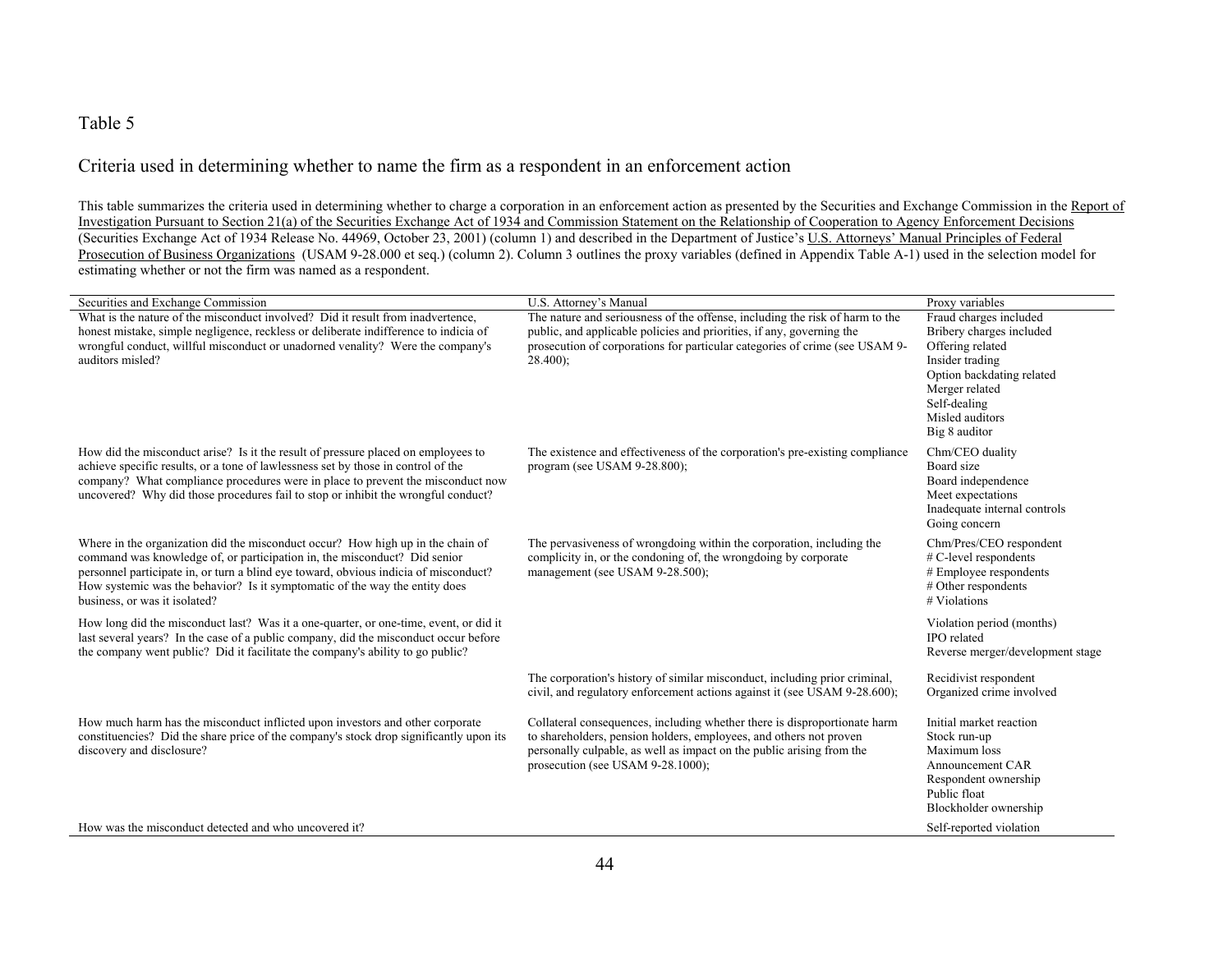Table 5

Criteria used in determining whether to name the firm as a respondent in an enforcement action

This table summarizes the criteria used in determining whether to charge a corporation in an enforcement action as presented by the Securities and Exchange Commission in the Report of Investigation Pursuant to Section 21(a) of the Securities Exchange Act of 1934 and Commission Statement on the Relationship of Cooperation to Agency Enforcement Decisions (Securities Exchange Act of 1934 Release No. 44969, October 23, 2001) (column 1) and described in the Department of Justice's U.S. Attorneys' Manual Principles of Federal Prosecution of Business Organizations (USAM 9-28.000 et seq.) (column 2). Column 3 outlines the proxy variables (defined in Appendix Table A-1) used in the selection model for estimating whether or not the firm was named as a respondent.

| Securities and Exchange Commission | U.S. Attorney's Manual | Proxy variables |
|---|---|---|
| What is the nature of the misconduct involved? Did it result from inadvertence, honest mistake, simple negligence, reckless or deliberate indifference to indicia of wrongful conduct, willful misconduct or unadorned venality? Were the company's auditors misled? | The nature and seriousness of the offense, including the risk of harm to the public, and applicable policies and priorities, if any, governing the prosecution of corporations for particular categories of crime (see USAM 9-28.400); | Fraud charges included<br>Bribery charges included<br>Offering related<br>Insider trading<br>Option backdating related<br>Merger related<br>Self-dealing<br>Misled auditors<br>Big 8 auditor |
| How did the misconduct arise? Is it the result of pressure placed on employees to achieve specific results, or a tone of lawlessness set by those in control of the company? What compliance procedures were in place to prevent the misconduct now uncovered? Why did those procedures fail to stop or inhibit the wrongful conduct? | The existence and effectiveness of the corporation's pre-existing compliance program (see USAM 9-28.800); | Chm/CEO duality<br>Board size<br>Board independence<br>Meet expectations<br>Inadequate internal controls<br>Going concern |
| Where in the organization did the misconduct occur? How high up in the chain of command was knowledge of, or participation in, the misconduct? Did senior personnel participate in, or turn a blind eye toward, obvious indicia of misconduct? How systemic was the behavior? Is it symptomatic of the way the entity does business, or was it isolated? | The pervasiveness of wrongdoing within the corporation, including the complicity in, or the condoning of, the wrongdoing by corporate management (see USAM 9-28.500); | Chm/Pres/CEO respondent<br># C-level respondents<br># Employee respondents<br># Other respondents<br># Violations |
| How long did the misconduct last? Was it a one-quarter, or one-time, event, or did it last several years? In the case of a public company, did the misconduct occur before the company went public? Did it facilitate the company's ability to go public? | | Violation period (months)<br>IPO related<br>Reverse merger/development stage |
| | The corporation's history of similar misconduct, including prior criminal, civil, and regulatory enforcement actions against it (see USAM 9-28.600); | Recidivist respondent<br>Organized crime involved |
| How much harm has the misconduct inflicted upon investors and other corporate constituencies? Did the share price of the company's stock drop significantly upon its discovery and disclosure? | Collateral consequences, including whether there is disproportionate harm to shareholders, pension holders, employees, and others not proven personally culpable, as well as impact on the public arising from the prosecution (see USAM 9-28.1000); | Initial market reaction<br>Stock run-up<br>Maximum loss<br>Announcement CAR<br>Respondent ownership<br>Public float<br>Blockholder ownership |
| How was the misconduct detected and who uncovered it? | | Self-reported violation |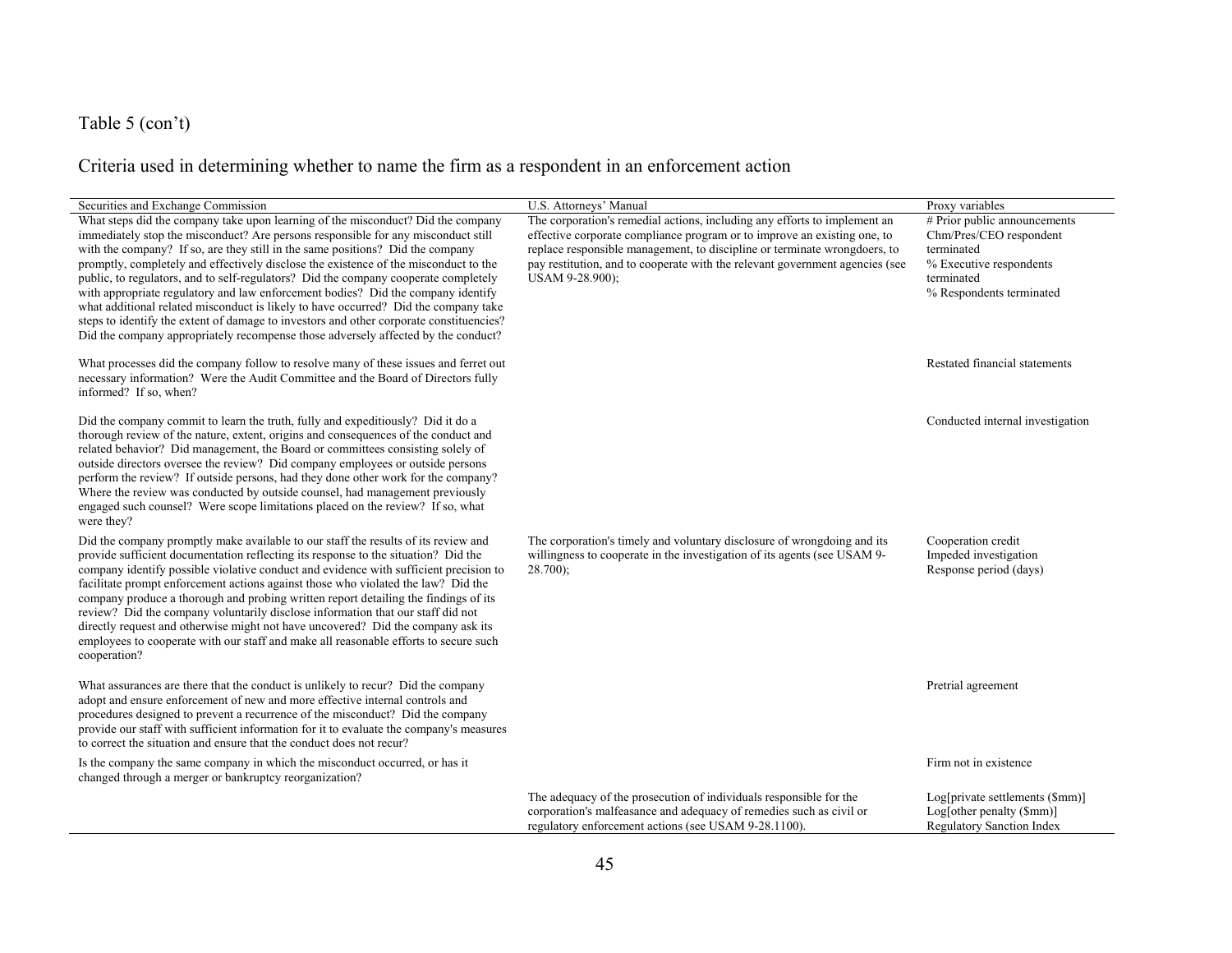Table 5 (con't)

Criteria used in determining whether to name the firm as a respondent in an enforcement action

| Securities and Exchange Commission | U.S. Attorneys' Manual | Proxy variables |
|---|---|---|
| What steps did the company take upon learning of the misconduct? Did the company immediately stop the misconduct? Are persons responsible for any misconduct still with the company? If so, are they still in the same positions? Did the company promptly, completely and effectively disclose the existence of the misconduct to the public, to regulators, and to self-regulators? Did the company cooperate completely with appropriate regulatory and law enforcement bodies? Did the company identify what additional related misconduct is likely to have occurred? Did the company take steps to identify the extent of damage to investors and other corporate constituencies? Did the company appropriately recompense those adversely affected by the conduct? | The corporation's remedial actions, including any efforts to implement an effective corporate compliance program or to improve an existing one, to replace responsible management, to discipline or terminate wrongdoers, to pay restitution, and to cooperate with the relevant government agencies (see USAM 9-28.900); | # Prior public announcements<br>Chm/Pres/CEO respondent terminated<br>% Executive respondents terminated<br>% Respondents terminated |
| What processes did the company follow to resolve many of these issues and ferret out necessary information? Were the Audit Committee and the Board of Directors fully informed? If so, when? | | Restated financial statements |
| Did the company commit to learn the truth, fully and expeditiously? Did it do a thorough review of the nature, extent, origins and consequences of the conduct and related behavior? Did management, the Board or committees consisting solely of outside directors oversee the review? Did company employees or outside persons perform the review? If outside persons, had they done other work for the company? Where the review was conducted by outside counsel, had management previously engaged such counsel? Were scope limitations placed on the review? If so, what were they? | | Conducted internal investigation |
| Did the company promptly make available to our staff the results of its review and provide sufficient documentation reflecting its response to the situation? Did the company identify possible violative conduct and evidence with sufficient precision to facilitate prompt enforcement actions against those who violated the law? Did the company produce a thorough and probing written report detailing the findings of its review? Did the company voluntarily disclose information that our staff did not directly request and otherwise might not have uncovered? Did the company ask its employees to cooperate with our staff and make all reasonable efforts to secure such cooperation? | The corporation's timely and voluntary disclosure of wrongdoing and its willingness to cooperate in the investigation of its agents (see USAM 9-28.700); | Cooperation credit<br>Impeded investigation<br>Response period (days) |
| What assurances are there that the conduct is unlikely to recur? Did the company adopt and ensure enforcement of new and more effective internal controls and procedures designed to prevent a recurrence of the misconduct? Did the company provide our staff with sufficient information for it to evaluate the company's measures to correct the situation and ensure that the conduct does not recur? | | Pretrial agreement |
| Is the company the same company in which the misconduct occurred, or has it changed through a merger or bankruptcy reorganization? | | Firm not in existence |
| | The adequacy of the prosecution of individuals responsible for the corporation's malfeasance and adequacy of remedies such as civil or regulatory enforcement actions (see USAM 9-28.1100). | Log[private settlements ($mm)]<br>Log[other penalty ($mm)]<br>Regulatory Sanction Index |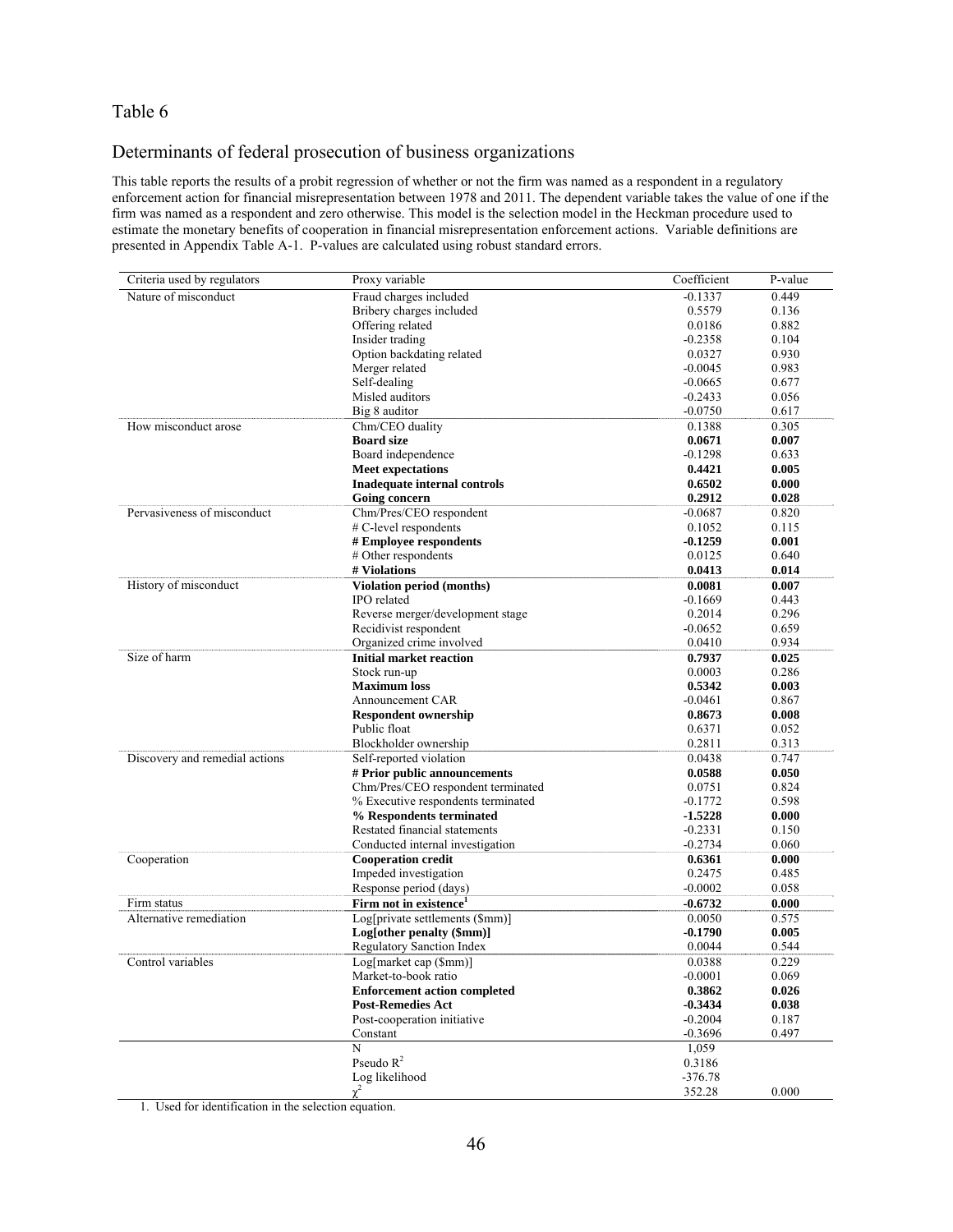Table 6

## Determinants of federal prosecution of business organizations

This table reports the results of a probit regression of whether or not the firm was named as a respondent in a regulatory enforcement action for financial misrepresentation between 1978 and 2011. The dependent variable takes the value of one if the firm was named as a respondent and zero otherwise. This model is the selection model in the Heckman procedure used to estimate the monetary benefits of cooperation in financial misrepresentation enforcement actions. Variable definitions are presented in Appendix Table A-1. P-values are calculated using robust standard errors.

| Criteria used by regulators | Proxy variable | Coefficient | P-value |
|---|---|---|---|
| Nature of misconduct | Fraud charges included | -0.1337 | 0.449 |
| | Bribery charges included | 0.5579 | 0.136 |
| | Offering related | 0.0186 | 0.882 |
| | Insider trading | -0.2358 | 0.104 |
| | Option backdating related | 0.0327 | 0.930 |
| | Merger related | -0.0045 | 0.983 |
| | Self-dealing | -0.0665 | 0.677 |
| | Misled auditors | -0.2433 | 0.056 |
| | Big 8 auditor | -0.0750 | 0.617 |
| How misconduct arose | Chm/CEO duality | 0.1388 | 0.305 |
| | **Board size** | **0.0671** | **0.007** |
| | Board independence | -0.1298 | 0.633 |
| | **Meet expectations** | **0.4421** | **0.005** |
| | **Inadequate internal controls** | **0.6502** | **0.000** |
| | **Going concern** | **0.2912** | **0.028** |
| Pervasiveness of misconduct | Chm/Pres/CEO respondent | -0.0687 | 0.820 |
| | # C-level respondents | 0.1052 | 0.115 |
| | **# Employee respondents** | **-0.1259** | **0.001** |
| | # Other respondents | 0.0125 | 0.640 |
| | **# Violations** | **0.0413** | **0.014** |
| History of misconduct | **Violation period (months)** | **0.0081** | **0.007** |
| | IPO related | -0.1669 | 0.443 |
| | Reverse merger/development stage | 0.2014 | 0.296 |
| | Recidivist respondent | -0.0652 | 0.659 |
| | Organized crime involved | 0.0410 | 0.934 |
| Size of harm | **Initial market reaction** | **0.7937** | **0.025** |
| | Stock run-up | 0.0003 | 0.286 |
| | **Maximum loss** | **0.5342** | **0.003** |
| | Announcement CAR | -0.0461 | 0.867 |
| | **Respondent ownership** | **0.8673** | **0.008** |
| | Public float | 0.6371 | 0.052 |
| | Blockholder ownership | 0.2811 | 0.313 |
| Discovery and remedial actions | Self-reported violation | 0.0438 | 0.747 |
| | **# Prior public announcements** | **0.0588** | **0.050** |
| | Chm/Pres/CEO respondent terminated | 0.0751 | 0.824 |
| | % Executive respondents terminated | -0.1772 | 0.598 |
| | **% Respondents terminated** | **-1.5228** | **0.000** |
| | Restated financial statements | -0.2331 | 0.150 |
| | Conducted internal investigation | -0.2734 | 0.060 |
| Cooperation | **Cooperation credit** | **0.6361** | **0.000** |
| | Impeded investigation | 0.2475 | 0.485 |
| | Response period (days) | -0.0002 | 0.058 |
| Firm status | **Firm not in existence**[1] | **-0.6732** | **0.000** |
| Alternative remediation | Log[private settlements ($mm)] | 0.0050 | 0.575 |
| | **Log[other penalty ($mm)]** | **-0.1790** | **0.005** |
| | Regulatory Sanction Index | 0.0044 | 0.544 |
| Control variables | Log[market cap ($mm)] | 0.0388 | 0.229 |
| | Market-to-book ratio | -0.0001 | 0.069 |
| | **Enforcement action completed** | **0.3862** | **0.026** |
| | **Post-Remedies Act** | **-0.3434** | **0.038** |
| | Post-cooperation initiative | -0.2004 | 0.187 |
| | Constant | -0.3696 | 0.497 |
| | N | 1,059 | |
| | Pseudo $R^2$ | 0.3186 | |
| | Log likelihood | -376.78 | |
| | $\chi^2$ | 352.28 | 0.000 |

1. Used for identification in the selection equation.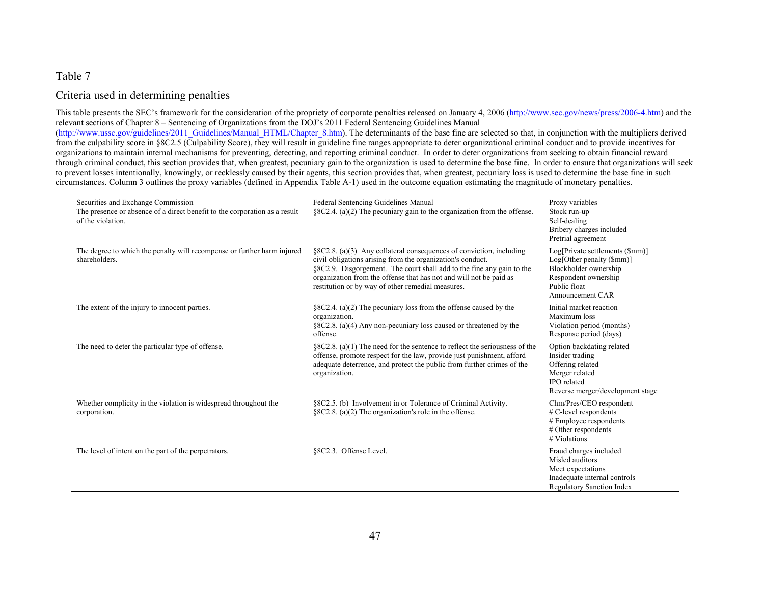Table 7

Criteria used in determining penalties

This table presents the SEC's framework for the consideration of the propriety of corporate penalties released on January 4, 2006 (http://www.sec.gov/news/press/2006-4.htm) and the relevant sections of Chapter 8 – Sentencing of Organizations from the DOJ's 2011 Federal Sentencing Guidelines Manual (http://www.ussc.gov/guidelines/2011_Guidelines/Manual_HTML/Chapter_8.htm). The determinants of the base fine are selected so that, in conjunction with the multipliers derived from the culpability score in §8C2.5 (Culpability Score), they will result in guideline fine ranges appropriate to deter organizational criminal conduct and to provide incentives for organizations to maintain internal mechanisms for preventing, detecting, and reporting criminal conduct. In order to deter organizations from seeking to obtain financial reward through criminal conduct, this section provides that, when greatest, pecuniary gain to the organization is used to determine the base fine. In order to ensure that organizations will seek to prevent losses intentionally, knowingly, or recklessly caused by their agents, this section provides that, when greatest, pecuniary loss is used to determine the base fine in such circumstances. Column 3 outlines the proxy variables (defined in Appendix Table A-1) used in the outcome equation estimating the magnitude of monetary penalties.

| Securities and Exchange Commission | Federal Sentencing Guidelines Manual | Proxy variables |
|---|---|---|
| The presence or absence of a direct benefit to the corporation as a result of the violation. | §8C2.4. (a)(2) The pecuniary gain to the organization from the offense. | Stock run-up<br>Self-dealing<br>Bribery charges included<br>Pretrial agreement |
| The degree to which the penalty will recompense or further harm injured shareholders. | §8C2.8. (a)(3) Any collateral consequences of conviction, including civil obligations arising from the organization's conduct.<br>§8C2.9. Disgorgement. The court shall add to the fine any gain to the organization from the offense that has not and will not be paid as restitution or by way of other remedial measures. | Log[Private settlements ($mm)]<br>Log[Other penalty ($mm)]<br>Blockholder ownership<br>Respondent ownership<br>Public float<br>Announcement CAR |
| The extent of the injury to innocent parties. | §8C2.4. (a)(2) The pecuniary loss from the offense caused by the organization.<br>§8C2.8. (a)(4) Any non-pecuniary loss caused or threatened by the offense. | Initial market reaction<br>Maximum loss<br>Violation period (months)<br>Response period (days) |
| The need to deter the particular type of offense. | §8C2.8. (a)(1) The need for the sentence to reflect the seriousness of the offense, promote respect for the law, provide just punishment, afford adequate deterrence, and protect the public from further crimes of the organization. | Option backdating related<br>Insider trading<br>Offering related<br>Merger related<br>IPO related<br>Reverse merger/development stage |
| Whether complicity in the violation is widespread throughout the corporation. | §8C2.5. (b) Involvement in or Tolerance of Criminal Activity.<br>§8C2.8. (a)(2) The organization's role in the offense. | Chm/Pres/CEO respondent<br># C-level respondents<br># Employee respondents<br># Other respondents<br># Violations |
| The level of intent on the part of the perpetrators. | §8C2.3. Offense Level. | Fraud charges included<br>Misled auditors<br>Meet expectations<br>Inadequate internal controls<br>Regulatory Sanction Index |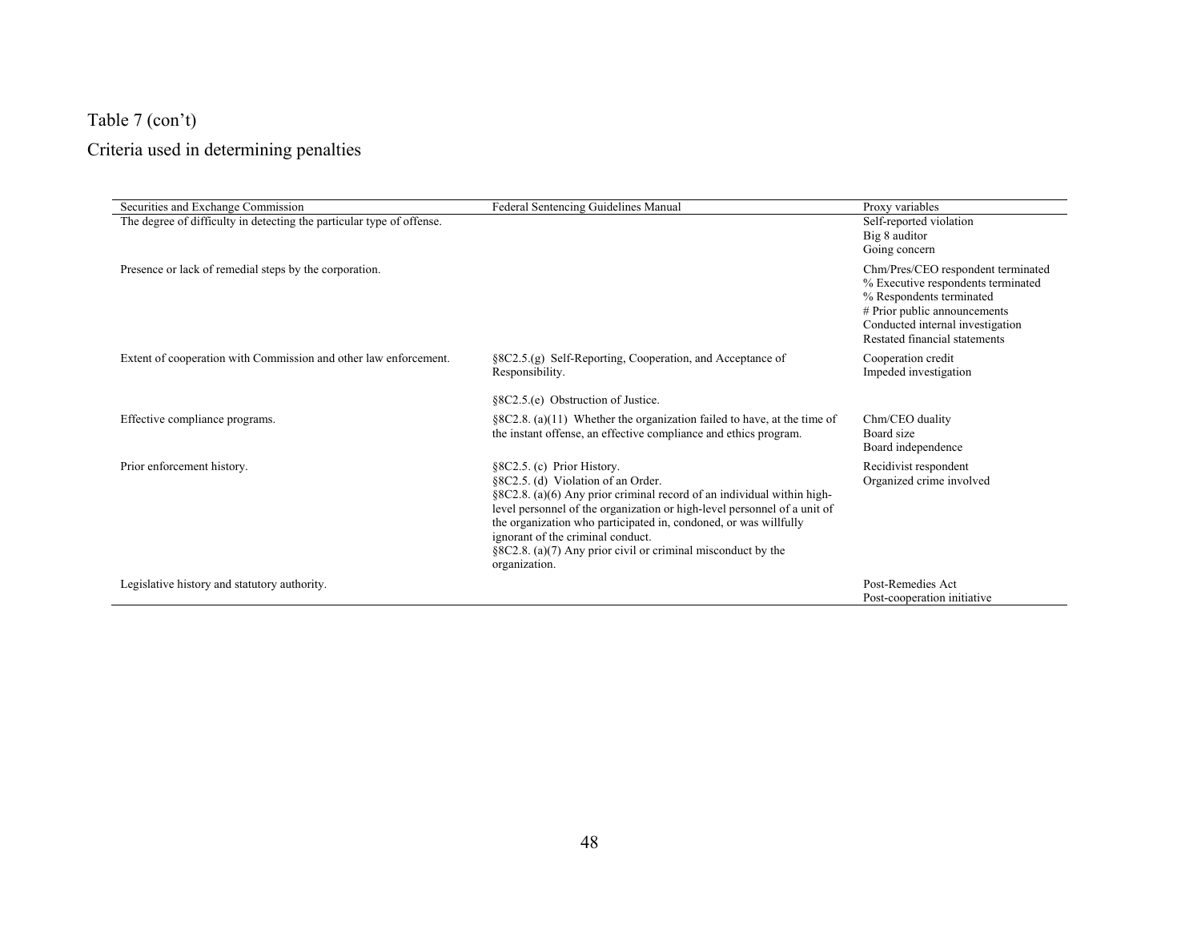Table 7 (con't)

Criteria used in determining penalties

| Securities and Exchange Commission | Federal Sentencing Guidelines Manual | Proxy variables |
|---|---|---|
| The degree of difficulty in detecting the particular type of offense. | | Self-reported violation<br>Big 8 auditor<br>Going concern |
| Presence or lack of remedial steps by the corporation. | | Chm/Pres/CEO respondent terminated<br>% Executive respondents terminated<br>% Respondents terminated<br># Prior public announcements<br>Conducted internal investigation<br>Restated financial statements |
| Extent of cooperation with Commission and other law enforcement. | §8C2.5.(g) Self-Reporting, Cooperation, and Acceptance of Responsibility.<br><br>§8C2.5.(e) Obstruction of Justice. | Cooperation credit<br>Impeded investigation |
| Effective compliance programs. | §8C2.8. (a)(11) Whether the organization failed to have, at the time of the instant offense, an effective compliance and ethics program. | Chm/CEO duality<br>Board size<br>Board independence |
| Prior enforcement history. | §8C2.5. (c) Prior History.<br>§8C2.5. (d) Violation of an Order.<br>§8C2.8. (a)(6) Any prior criminal record of an individual within high-level personnel of the organization or high-level personnel of a unit of the organization who participated in, condoned, or was willfully ignorant of the criminal conduct.<br>§8C2.8. (a)(7) Any prior civil or criminal misconduct by the organization. | Recidivist respondent<br>Organized crime involved |
| Legislative history and statutory authority. | | Post-Remedies Act<br>Post-cooperation initiative |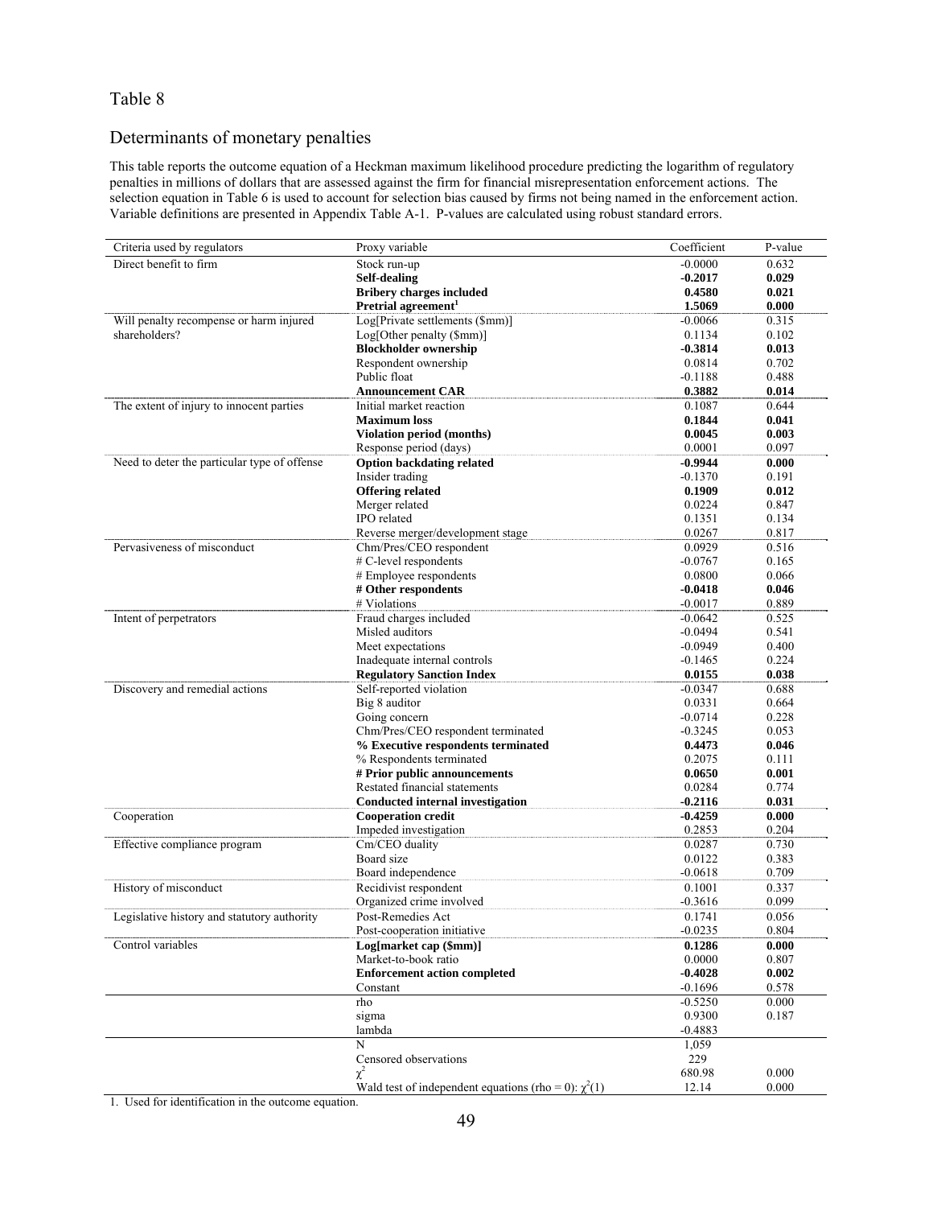# Table 8

## Determinants of monetary penalties

This table reports the outcome equation of a Heckman maximum likelihood procedure predicting the logarithm of regulatory penalties in millions of dollars that are assessed against the firm for financial misrepresentation enforcement actions. The selection equation in Table 6 is used to account for selection bias caused by firms not being named in the enforcement action. Variable definitions are presented in Appendix Table A-1. P-values are calculated using robust standard errors.

| Criteria used by regulators | Proxy variable | Coefficient | P-value |
|---|---|---|---|
| Direct benefit to firm | Stock run-up | -0.0000 | 0.632 |
| | **Self-dealing** | **-0.2017** | **0.029** |
| | **Bribery charges included** | **0.4580** | **0.021** |
| | **Pretrial agreement[1]** | **1.5069** | **0.000** |
| Will penalty recompense or harm injured shareholders? | Log[Private settlements ($mm)] | -0.0066 | 0.315 |
| | Log[Other penalty ($mm)] | 0.1134 | 0.102 |
| | **Blockholder ownership** | **-0.3814** | **0.013** |
| | Respondent ownership | 0.0814 | 0.702 |
| | Public float | -0.1188 | 0.488 |
| | **Announcement CAR** | **0.3882** | **0.014** |
| The extent of injury to innocent parties | Initial market reaction | 0.1087 | 0.644 |
| | **Maximum loss** | **0.1844** | **0.041** |
| | **Violation period (months)** | **0.0045** | **0.003** |
| | Response period (days) | 0.0001 | 0.097 |
| Need to deter the particular type of offense | **Option backdating related** | **-0.9944** | **0.000** |
| | Insider trading | -0.1370 | 0.191 |
| | **Offering related** | **0.1909** | **0.012** |
| | Merger related | 0.0224 | 0.847 |
| | IPO related | 0.1351 | 0.134 |
| | Reverse merger/development stage | 0.0267 | 0.817 |
| Pervasiveness of misconduct | Chm/Pres/CEO respondent | 0.0929 | 0.516 |
| | # C-level respondents | -0.0767 | 0.165 |
| | # Employee respondents | 0.0800 | 0.066 |
| | **# Other respondents** | **-0.0418** | **0.046** |
| | # Violations | -0.0017 | 0.889 |
| Intent of perpetrators | Fraud charges included | -0.0642 | 0.525 |
| | Misled auditors | -0.0494 | 0.541 |
| | Meet expectations | -0.0949 | 0.400 |
| | Inadequate internal controls | -0.1465 | 0.224 |
| | **Regulatory Sanction Index** | **0.0155** | **0.038** |
| Discovery and remedial actions | Self-reported violation | -0.0347 | 0.688 |
| | Big 8 auditor | 0.0331 | 0.664 |
| | Going concern | -0.0714 | 0.228 |
| | Chm/Pres/CEO respondent terminated | -0.3245 | 0.053 |
| | **% Executive respondents terminated** | **0.4473** | **0.046** |
| | % Respondents terminated | 0.2075 | 0.111 |
| | **# Prior public announcements** | **0.0650** | **0.001** |
| | Restated financial statements | 0.0284 | 0.774 |
| | **Conducted internal investigation** | **-0.2116** | **0.031** |
| Cooperation | **Cooperation credit** | **-0.4259** | **0.000** |
| | Impeded investigation | 0.2853 | 0.204 |
| Effective compliance program | Cm/CEO duality | 0.0287 | 0.730 |
| | Board size | 0.0122 | 0.383 |
| | Board independence | -0.0618 | 0.709 |
| History of misconduct | Recidivist respondent | 0.1001 | 0.337 |
| | Organized crime involved | -0.3616 | 0.099 |
| Legislative history and statutory authority | Post-Remedies Act | 0.1741 | 0.056 |
| | Post-cooperation initiative | -0.0235 | 0.804 |
| Control variables | **Log[market cap ($mm)]** | **0.1286** | **0.000** |
| | Market-to-book ratio | 0.0000 | 0.807 |
| | **Enforcement action completed** | **-0.4028** | **0.002** |
| | Constant | -0.1696 | 0.578 |
| | rho | -0.5250 | 0.000 |
| | sigma | 0.9300 | 0.187 |
| | lambda | -0.4883 | |
| | N | 1,059 | |
| | Censored observations | 229 | |
| | $\chi^2$ | 680.98 | 0.000 |
| | Wald test of independent equations (rho = 0): $\chi^2(1)$ | 12.14 | 0.000 |

1. Used for identification in the outcome equation.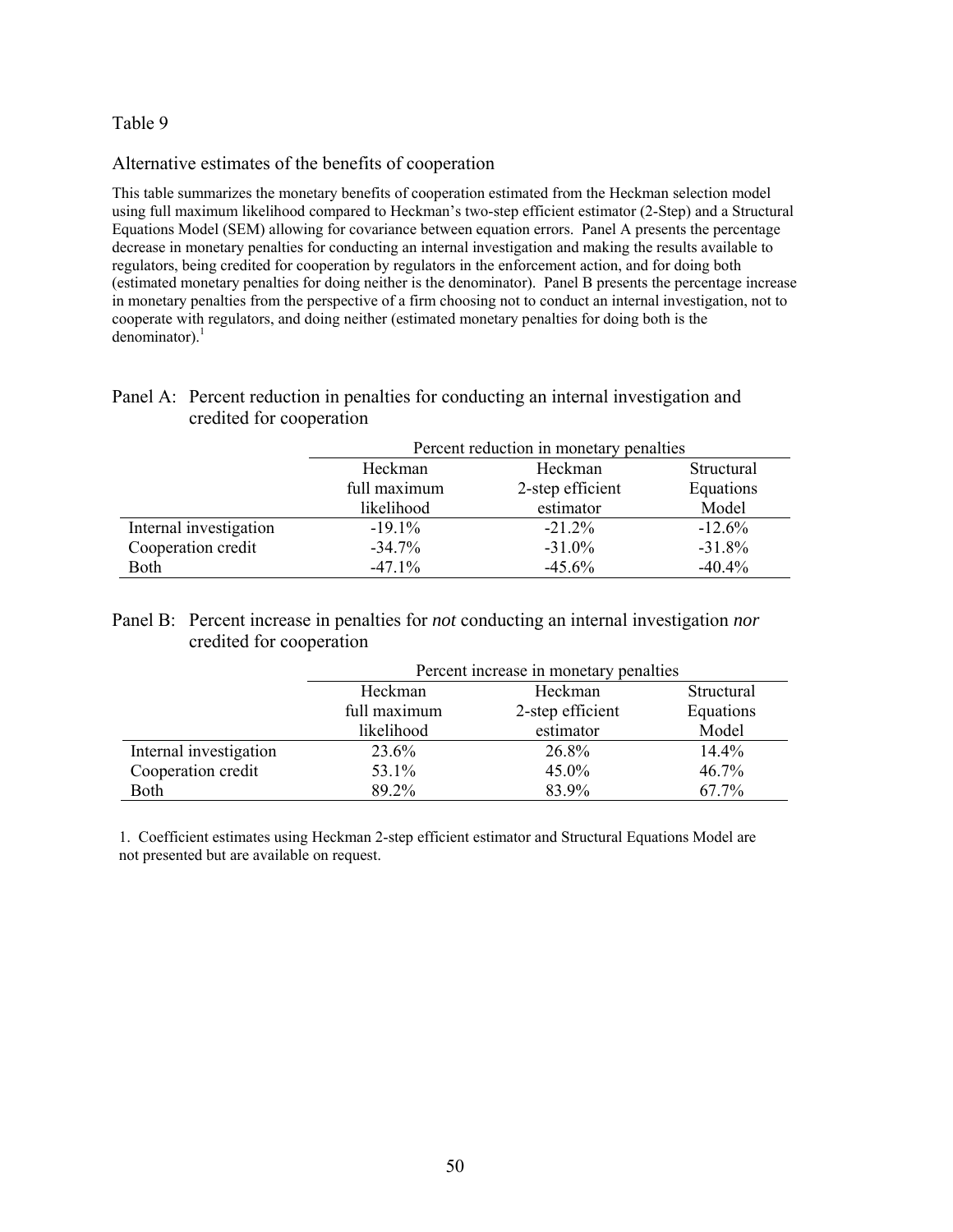Table 9

Alternative estimates of the benefits of cooperation

This table summarizes the monetary benefits of cooperation estimated from the Heckman selection model using full maximum likelihood compared to Heckman's two-step efficient estimator (2-Step) and a Structural Equations Model (SEM) allowing for covariance between equation errors. Panel A presents the percentage decrease in monetary penalties for conducting an internal investigation and making the results available to regulators, being credited for cooperation by regulators in the enforcement action, and for doing both (estimated monetary penalties for doing neither is the denominator). Panel B presents the percentage increase in monetary penalties from the perspective of a firm choosing not to conduct an internal investigation, not to cooperate with regulators, and doing neither (estimated monetary penalties for doing both is the denominator).[1]

Panel A: Percent reduction in penalties for conducting an internal investigation and credited for cooperation

| | Percent reduction in monetary penalties | | |
|---|---|---|---|
| | Heckman full maximum likelihood | Heckman 2-step efficient estimator | Structural Equations Model |
| Internal investigation | -19.1% | -21.2% | -12.6% |
| Cooperation credit | -34.7% | -31.0% | -31.8% |
| Both | -47.1% | -45.6% | -40.4% |

Panel B: Percent increase in penalties for *not* conducting an internal investigation *nor* credited for cooperation

| | Percent increase in monetary penalties | | |
|---|---|---|---|
| | Heckman full maximum likelihood | Heckman 2-step efficient estimator | Structural Equations Model |
| Internal investigation | 23.6% | 26.8% | 14.4% |
| Cooperation credit | 53.1% | 45.0% | 46.7% |
| Both | 89.2% | 83.9% | 67.7% |

1. Coefficient estimates using Heckman 2-step efficient estimator and Structural Equations Model are not presented but are available on request.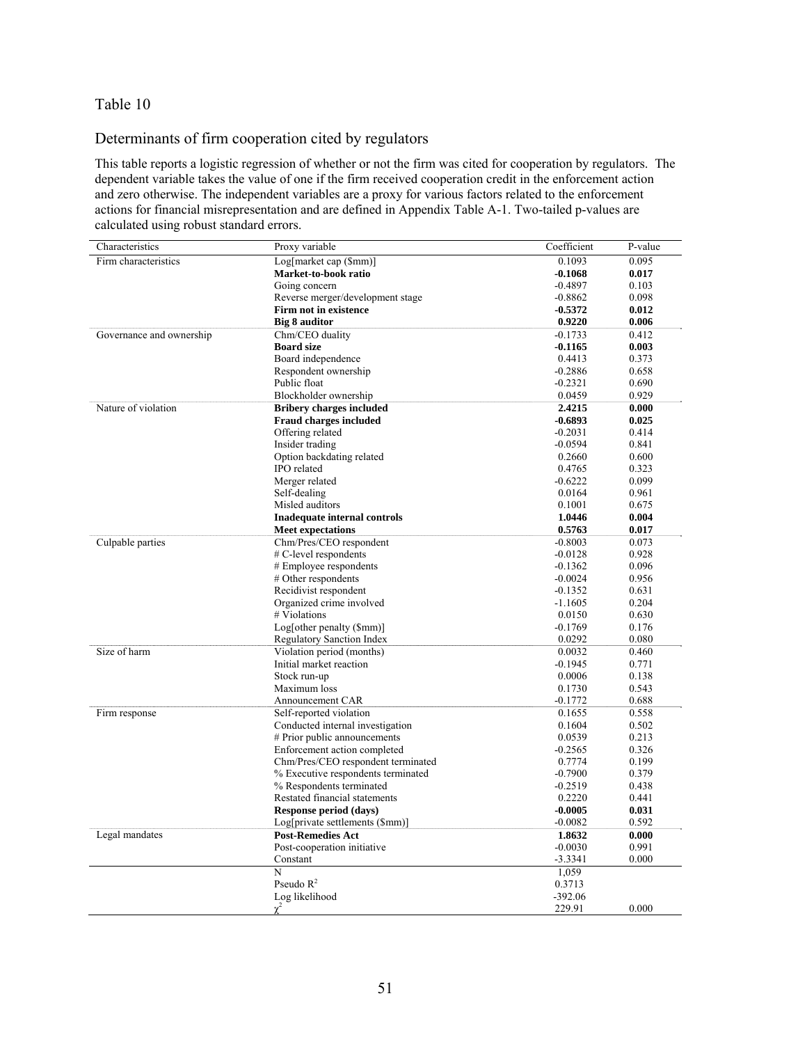## Table 10

## Determinants of firm cooperation cited by regulators

This table reports a logistic regression of whether or not the firm was cited for cooperation by regulators. The dependent variable takes the value of one if the firm received cooperation credit in the enforcement action and zero otherwise. The independent variables are a proxy for various factors related to the enforcement actions for financial misrepresentation and are defined in Appendix Table A-1. Two-tailed p-values are calculated using robust standard errors.

| Characteristics | Proxy variable | Coefficient | P-value |
|---|---|---|---|
| Firm characteristics | Log[market cap ($mm)] | 0.1093 | 0.095 |
| | **Market-to-book ratio** | **-0.1068** | **0.017** |
| | Going concern | -0.4897 | 0.103 |
| | Reverse merger/development stage | -0.8862 | 0.098 |
| | **Firm not in existence** | **-0.5372** | **0.012** |
| | **Big 8 auditor** | **0.9220** | **0.006** |
| Governance and ownership | Chm/CEO duality | -0.1733 | 0.412 |
| | **Board size** | **-0.1165** | **0.003** |
| | Board independence | 0.4413 | 0.373 |
| | Respondent ownership | -0.2886 | 0.658 |
| | Public float | -0.2321 | 0.690 |
| | Blockholder ownership | 0.0459 | 0.929 |
| Nature of violation | **Bribery charges included** | **2.4215** | **0.000** |
| | **Fraud charges included** | **-0.6893** | **0.025** |
| | Offering related | -0.2031 | 0.414 |
| | Insider trading | -0.0594 | 0.841 |
| | Option backdating related | 0.2660 | 0.600 |
| | IPO related | 0.4765 | 0.323 |
| | Merger related | -0.6222 | 0.099 |
| | Self-dealing | 0.0164 | 0.961 |
| | Misled auditors | 0.1001 | 0.675 |
| | **Inadequate internal controls** | **1.0446** | **0.004** |
| | **Meet expectations** | **0.5763** | **0.017** |
| Culpable parties | Chm/Pres/CEO respondent | -0.8003 | 0.073 |
| | # C-level respondents | -0.0128 | 0.928 |
| | # Employee respondents | -0.1362 | 0.096 |
| | # Other respondents | -0.0024 | 0.956 |
| | Recidivist respondent | -0.1352 | 0.631 |
| | Organized crime involved | -1.1605 | 0.204 |
| | # Violations | 0.0150 | 0.630 |
| | Log[other penalty ($mm)] | -0.1769 | 0.176 |
| | Regulatory Sanction Index | 0.0292 | 0.080 |
| Size of harm | Violation period (months) | 0.0032 | 0.460 |
| | Initial market reaction | -0.1945 | 0.771 |
| | Stock run-up | 0.0006 | 0.138 |
| | Maximum loss | 0.1730 | 0.543 |
| | Announcement CAR | -0.1772 | 0.688 |
| Firm response | Self-reported violation | 0.1655 | 0.558 |
| | Conducted internal investigation | 0.1604 | 0.502 |
| | # Prior public announcements | 0.0539 | 0.213 |
| | Enforcement action completed | -0.2565 | 0.326 |
| | Chm/Pres/CEO respondent terminated | 0.7774 | 0.199 |
| | % Executive respondents terminated | -0.7900 | 0.379 |
| | % Respondents terminated | -0.2519 | 0.438 |
| | Restated financial statements | 0.2220 | 0.441 |
| | **Response period (days)** | **-0.0005** | **0.031** |
| | Log[private settlements ($mm)] | -0.0082 | 0.592 |
| Legal mandates | **Post-Remedies Act** | **1.8632** | **0.000** |
| | Post-cooperation initiative | -0.0030 | 0.991 |
| | Constant | -3.3341 | 0.000 |
| | N | 1,059 | |
| | Pseudo $R^2$ | 0.3713 | |
| | Log likelihood | -392.06 | |
| | $\chi^2$ | 229.91 | 0.000 |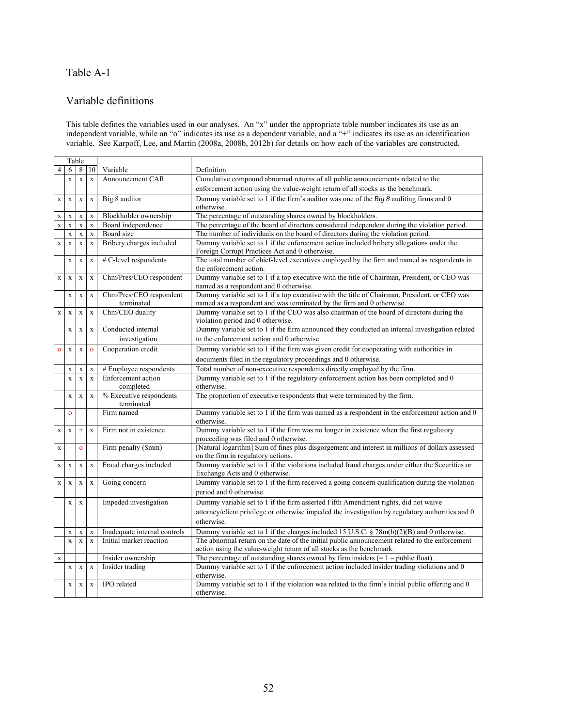Table A-1

Variable definitions

This table defines the variables used in our analyses. An "x" under the appropriate table number indicates its use as an independent variable, while an "o" indicates its use as a dependent variable, and a "+" indicates its use as an identification variable. See Karpoff, Lee, and Martin (2008a, 2008b, 2012b) for details on how each of the variables are constructed.

| Table | | | | | |
|---|---|---|---|---|---|
| 4 | 6 | 8 | 10 | Variable | Definition |
| | x | x | x | Announcement CAR | Cumulative compound abnormal returns of all public announcements related to the enforcement action using the value-weight return of all stocks as the benchmark. |
| x | x | x | x | Big 8 auditor | Dummy variable set to 1 if the firm's auditor was one of the *Big 8* auditing firms and 0 otherwise. |
| x | x | x | x | Blockholder ownership | The percentage of outstanding shares owned by blockholders. |
| x | x | x | x | Board independence | The percentage of the board of directors considered independent during the violation period. |
| | x | x | x | Board size | The number of individuals on the board of directors during the violation period. |
| x | x | x | x | Bribery charges included | Dummy variable set to 1 if the enforcement action included bribery allegations under the Foreign Corrupt Practices Act and 0 otherwise. |
| | x | x | x | # C-level respondents | The total number of chief-level executives employed by the firm and named as respondents in the enforcement action. |
| x | x | x | x | Chm/Pres/CEO respondent | Dummy variable set to 1 if a top executive with the title of Chairman, President, or CEO was named as a respondent and 0 otherwise. |
| | x | x | x | Chm/Pres/CEO respondent terminated | Dummy variable set to 1 if a top executive with the title of Chairman, President, or CEO was named as a respondent and was terminated by the firm and 0 otherwise. |
| x | x | x | x | Chm/CEO duality | Dummy variable set to 1 if the CEO was also chairman of the board of directors during the violation period and 0 otherwise. |
| | x | x | x | Conducted internal investigation | Dummy variable set to 1 if the firm announced they conducted an internal investigation related to the enforcement action and 0 otherwise. |
| o | x | x | o | Cooperation credit | Dummy variable set to 1 if the firm was given credit for cooperating with authorities in documents filed in the regulatory proceedings and 0 otherwise. |
| | x | x | x | # Employee respondents | Total number of non-executive respondents directly employed by the firm. |
| | x | x | x | Enforcement action completed | Dummy variable set to 1 if the regulatory enforcement action has been completed and 0 otherwise. |
| | x | x | x | % Executive respondents terminated | The proportion of executive respondents that were terminated by the firm. |
| | o | | | Firm named | Dummy variable set to 1 if the firm was named as a respondent in the enforcement action and 0 otherwise. |
| x | x | + | x | Firm not in existence | Dummy variable set to 1 if the firm was no longer in existence when the first regulatory proceeding was filed and 0 otherwise. |
| x | | o | | Firm penalty ($mm) | [Natural logarithm] Sum of fines plus disgorgement and interest in millions of dollars assessed on the firm in regulatory actions. |
| x | x | x | x | Fraud charges included | Dummy variable set to 1 if the violations included fraud charges under either the Securities or Exchange Acts and 0 otherwise. |
| x | x | x | x | Going concern | Dummy variable set to 1 if the firm received a going concern qualification during the violation period and 0 otherwise. |
| | x | x | | Impeded investigation | Dummy variable set to 1 if the firm asserted Fifth Amendment rights, did not waive attorney/client privilege or otherwise impeded the investigation by regulatory authorities and 0 otherwise. |
| | x | x | x | Inadequate internal controls | Dummy variable set to 1 if the charges included 15 U.S.C. § 78m(b)(2)(B) and 0 otherwise. |
| | x | x | x | Initial market reaction | The abnormal return on the date of the initial public announcement related to the enforcement action using the value-weight return of all stocks as the benchmark. |
| x | | | | Insider ownership | The percentage of outstanding shares owned by firm insiders (= 1 – public float). |
| | x | x | x | Insider trading | Dummy variable set to 1 if the enforcement action included insider trading violations and 0 otherwise. |
| | x | x | x | IPO related | Dummy variable set to 1 if the violation was related to the firm's initial public offering and 0 otherwise. |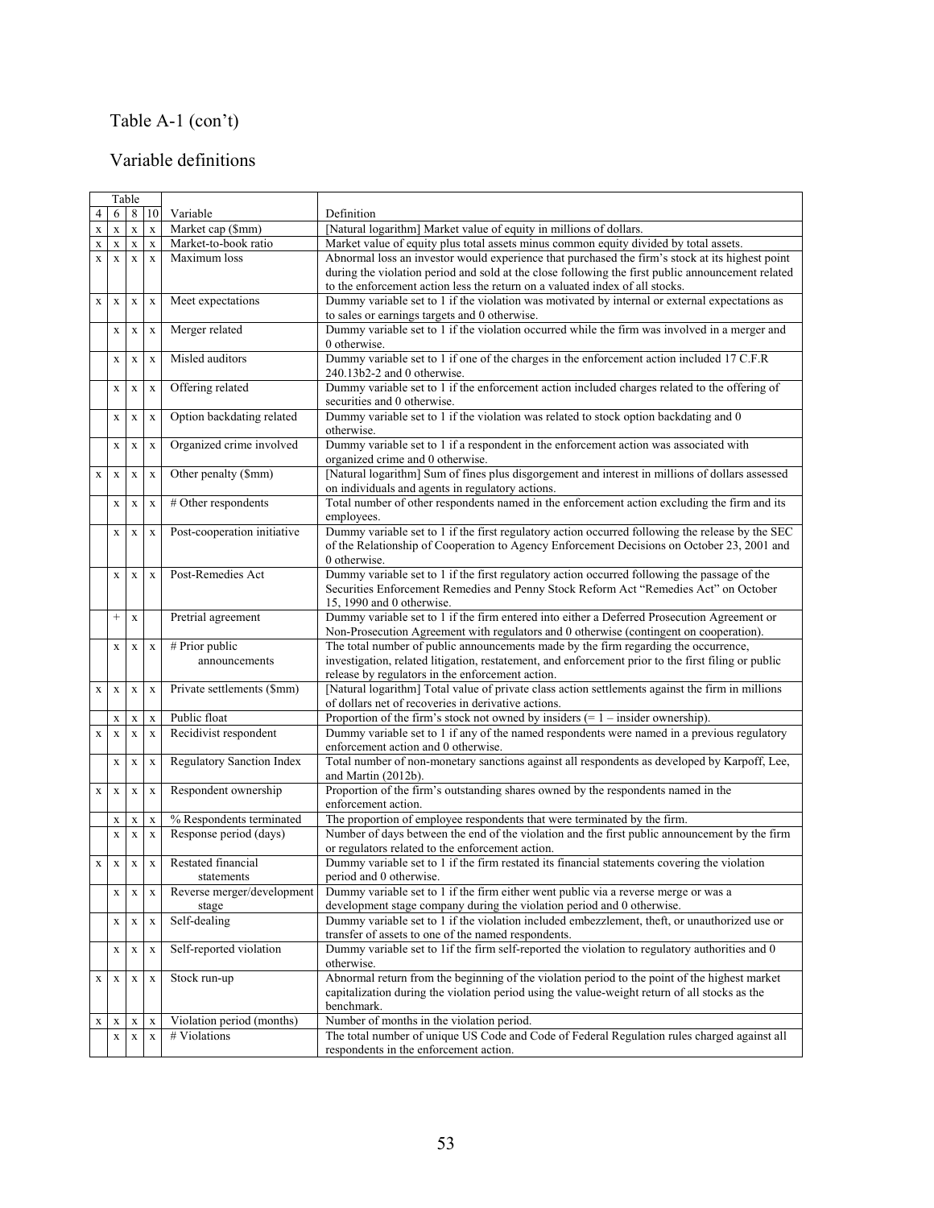Table A-1 (con't)

Variable definitions

| Table | | | | Variable | Definition |
|---|---|---|---|---|---|
| 4 | 6 | 8 | 10 | | |
| x | x | x | x | Market cap ($mm) | [Natural logarithm] Market value of equity in millions of dollars. |
| x | x | x | x | Market-to-book ratio | Market value of equity plus total assets minus common equity divided by total assets. |
| x | x | x | x | Maximum loss | Abnormal loss an investor would experience that purchased the firm's stock at its highest point during the violation period and sold at the close following the first public announcement related to the enforcement action less the return on a valuated index of all stocks. |
| x | x | x | x | Meet expectations | Dummy variable set to 1 if the violation was motivated by internal or external expectations as to sales or earnings targets and 0 otherwise. |
| | x | x | x | Merger related | Dummy variable set to 1 if the violation occurred while the firm was involved in a merger and 0 otherwise. |
| | x | x | x | Misled auditors | Dummy variable set to 1 if one of the charges in the enforcement action included 17 C.F.R 240.13b2-2 and 0 otherwise. |
| | x | x | x | Offering related | Dummy variable set to 1 if the enforcement action included charges related to the offering of securities and 0 otherwise. |
| | x | x | x | Option backdating related | Dummy variable set to 1 if the violation was related to stock option backdating and 0 otherwise. |
| | x | x | x | Organized crime involved | Dummy variable set to 1 if a respondent in the enforcement action was associated with organized crime and 0 otherwise. |
| x | x | x | x | Other penalty ($mm) | [Natural logarithm] Sum of fines plus disgorgement and interest in millions of dollars assessed on individuals and agents in regulatory actions. |
| | x | x | x | # Other respondents | Total number of other respondents named in the enforcement action excluding the firm and its employees. |
| | x | x | x | Post-cooperation initiative | Dummy variable set to 1 if the first regulatory action occurred following the release by the SEC of the Relationship of Cooperation to Agency Enforcement Decisions on October 23, 2001 and 0 otherwise. |
| | x | x | x | Post-Remedies Act | Dummy variable set to 1 if the first regulatory action occurred following the passage of the Securities Enforcement Remedies and Penny Stock Reform Act "Remedies Act" on October 15, 1990 and 0 otherwise. |
| | + | x | | Pretrial agreement | Dummy variable set to 1 if the firm entered into either a Deferred Prosecution Agreement or Non-Prosecution Agreement with regulators and 0 otherwise (contingent on cooperation). |
| | x | x | x | # Prior public announcements | The total number of public announcements made by the firm regarding the occurrence, investigation, related litigation, restatement, and enforcement prior to the first filing or public release by regulators in the enforcement action. |
| x | x | x | x | Private settlements ($mm) | [Natural logarithm] Total value of private class action settlements against the firm in millions of dollars net of recoveries in derivative actions. |
| | x | x | x | Public float | Proportion of the firm's stock not owned by insiders (= 1 – insider ownership). |
| x | x | x | x | Recidivist respondent | Dummy variable set to 1 if any of the named respondents were named in a previous regulatory enforcement action and 0 otherwise. |
| | x | x | x | Regulatory Sanction Index | Total number of non-monetary sanctions against all respondents as developed by Karpoff, Lee, and Martin (2012b). |
| x | x | x | x | Respondent ownership | Proportion of the firm's outstanding shares owned by the respondents named in the enforcement action. |
| | x | x | x | % Respondents terminated | The proportion of employee respondents that were terminated by the firm. |
| | x | x | x | Response period (days) | Number of days between the end of the violation and the first public announcement by the firm or regulators related to the enforcement action. |
| x | x | x | x | Restated financial statements | Dummy variable set to 1 if the firm restated its financial statements covering the violation period and 0 otherwise. |
| | x | x | x | Reverse merger/development stage | Dummy variable set to 1 if the firm either went public via a reverse merge or was a development stage company during the violation period and 0 otherwise. |
| | x | x | x | Self-dealing | Dummy variable set to 1 if the violation included embezzlement, theft, or unauthorized use or transfer of assets to one of the named respondents. |
| | x | x | x | Self-reported violation | Dummy variable set to 1if the firm self-reported the violation to regulatory authorities and 0 otherwise. |
| x | x | x | x | Stock run-up | Abnormal return from the beginning of the violation period to the point of the highest market capitalization during the violation period using the value-weight return of all stocks as the benchmark. |
| x | x | x | x | Violation period (months) | Number of months in the violation period. |
| | x | x | x | # Violations | The total number of unique US Code and Code of Federal Regulation rules charged against all respondents in the enforcement action. |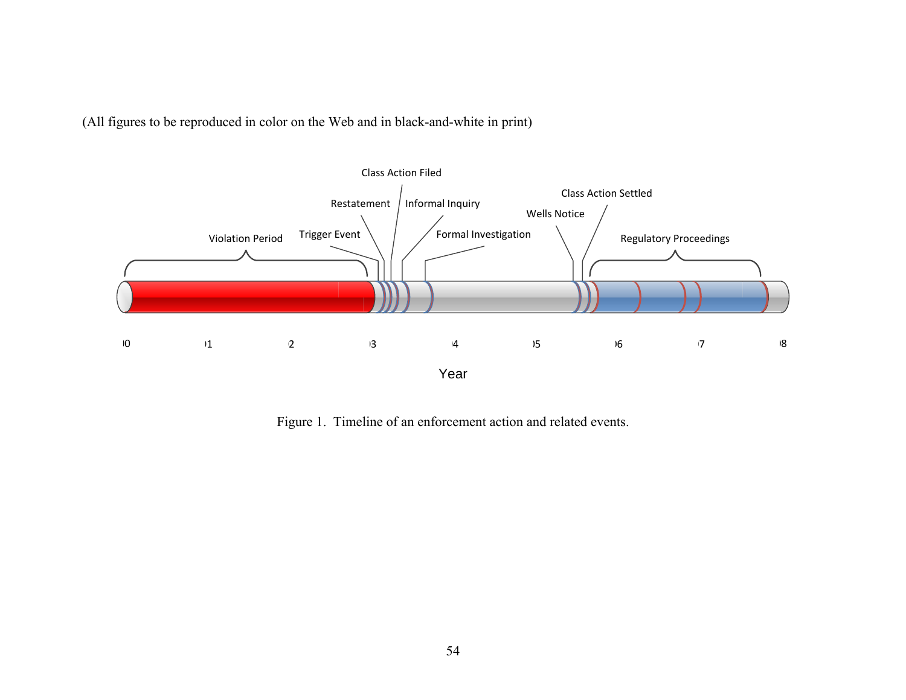(All figures to be reproduced in color on the Web and in black-and-white in print)

Violation Period | Trigger Event | Restatement | Class Action Filed | Informal Inquiry | Formal Investigation | Wells Notice | Class Action Settled | Regulatory Proceedings

Year

Figure 1. Timeline of an enforcement action and related events.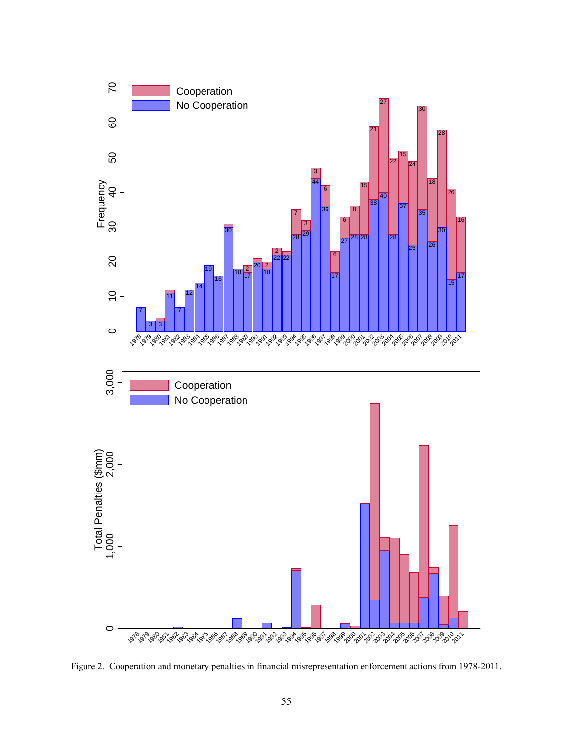Cooperation
No Cooperation

Frequency

0
10
20
30
40
50
60
70

7 3 3 11 7 12 14 19 16 30 18 2 17 20 2 18 2 22 22 7 28 3 29 3 44 6 36 6 17 6 27 8 28 15 28 21 38 27 40 22 28 15 37 24 25 30 35 18 26 28 30 26 15 16 17

1978 1979 1980 1981 1982 1983 1984 1985 1986 1987 1988 1989 1990 1991 1992 1993 1994 1995 1996 1997 1998 1999 2000 2001 2002 2003 2004 2005 2006 2007 2008 2009 2010 2011

Cooperation
No Cooperation

Total Penalties ($mm)

0
1,000
2,000
3,000

1978 1979 1980 1981 1982 1983 1984 1985 1986 1987 1988 1989 1990 1991 1992 1993 1994 1995 1996 1997 1998 1999 2000 2001 2002 2003 2004 2005 2006 2007 2008 2009 2010 2011

Figure 2. Cooperation and monetary penalties in financial misrepresentation enforcement actions from 1978-2011.